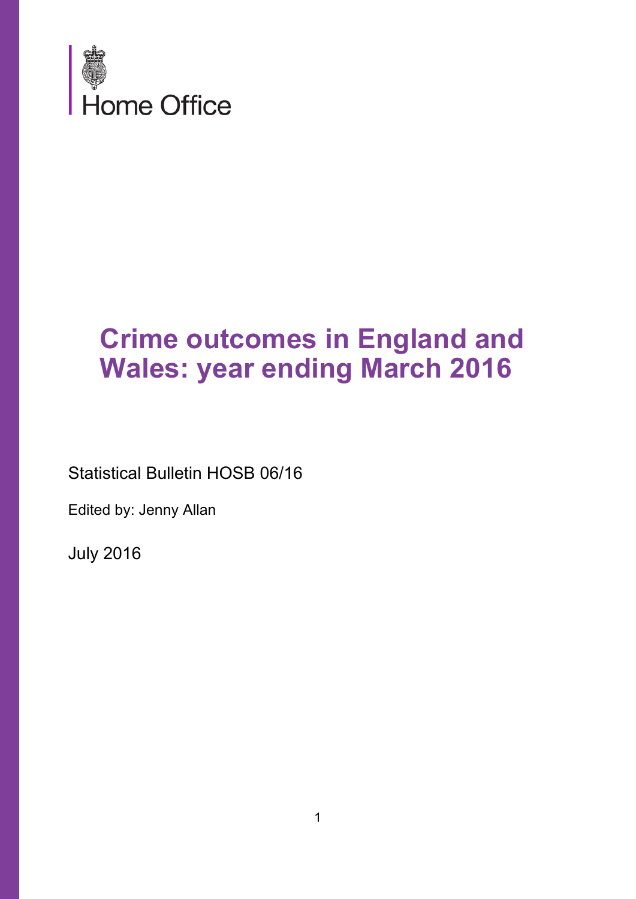Home Office

# Crime outcomes in England and Wales: year ending March 2016

Statistical Bulletin HOSB 06/16

Edited by: Jenny Allan

July 2016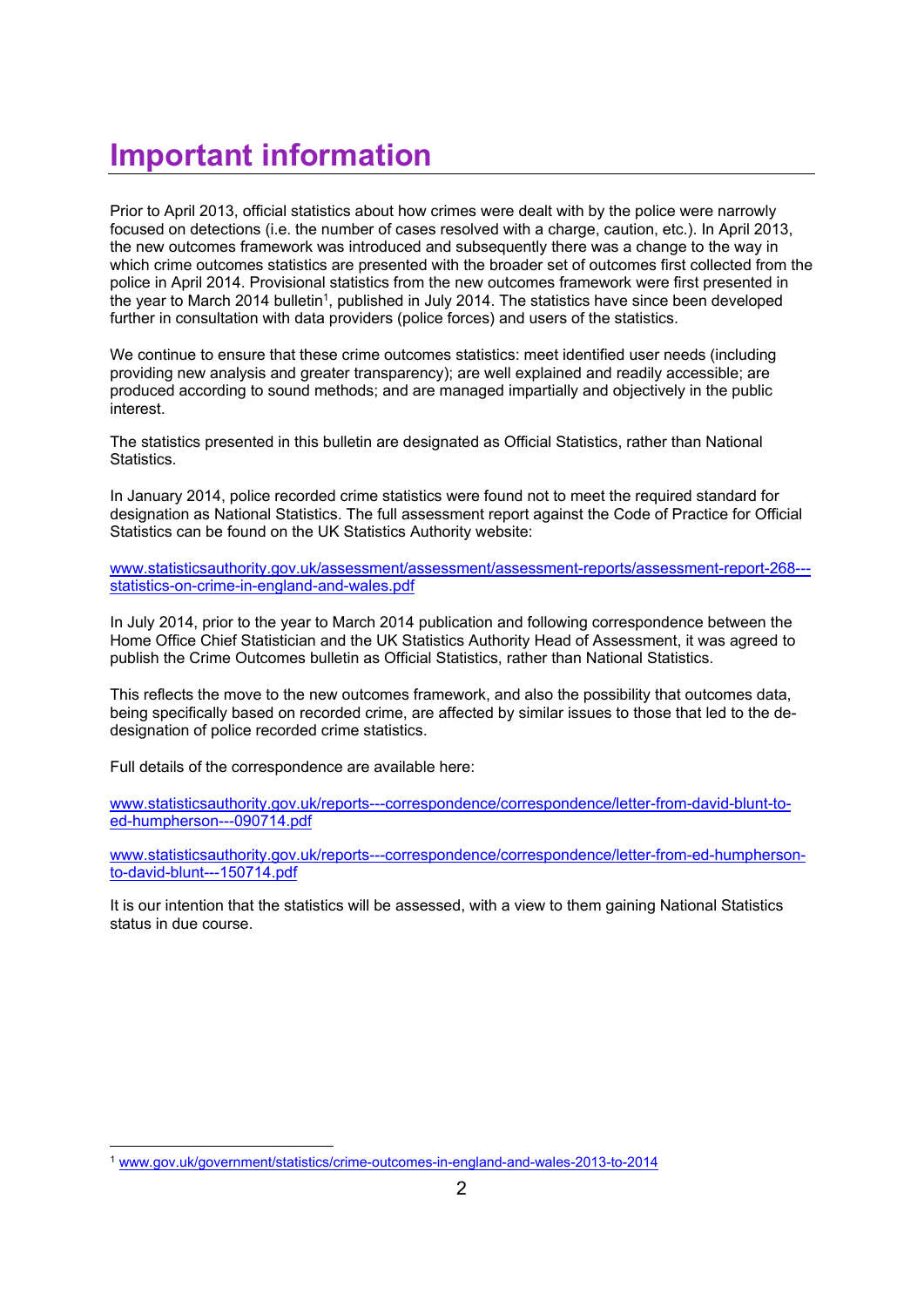# Important information

Prior to April 2013, official statistics about how crimes were dealt with by the police were narrowly focused on detections (i.e. the number of cases resolved with a charge, caution, etc.). In April 2013, the new outcomes framework was introduced and subsequently there was a change to the way in which crime outcomes statistics are presented with the broader set of outcomes first collected from the police in April 2014. Provisional statistics from the new outcomes framework were first presented in the year to March 2014 bulletin[1], published in July 2014. The statistics have since been developed further in consultation with data providers (police forces) and users of the statistics.

We continue to ensure that these crime outcomes statistics: meet identified user needs (including providing new analysis and greater transparency); are well explained and readily accessible; are produced according to sound methods; and are managed impartially and objectively in the public interest.

The statistics presented in this bulletin are designated as Official Statistics, rather than National Statistics.

In January 2014, police recorded crime statistics were found not to meet the required standard for designation as National Statistics. The full assessment report against the Code of Practice for Official Statistics can be found on the UK Statistics Authority website:

[www.statisticsauthority.gov.uk/assessment/assessment/assessment-reports/assessment-report-268---statistics-on-crime-in-england-and-wales.pdf](www.statisticsauthority.gov.uk/assessment/assessment/assessment-reports/assessment-report-268---statistics-on-crime-in-england-and-wales.pdf)

In July 2014, prior to the year to March 2014 publication and following correspondence between the Home Office Chief Statistician and the UK Statistics Authority Head of Assessment, it was agreed to publish the Crime Outcomes bulletin as Official Statistics, rather than National Statistics.

This reflects the move to the new outcomes framework, and also the possibility that outcomes data, being specifically based on recorded crime, are affected by similar issues to those that led to the de-designation of police recorded crime statistics.

Full details of the correspondence are available here:

[www.statisticsauthority.gov.uk/reports---correspondence/correspondence/letter-from-david-blunt-to-ed-humpherson---090714.pdf](www.statisticsauthority.gov.uk/reports---correspondence/correspondence/letter-from-david-blunt-to-ed-humpherson---090714.pdf)

[www.statisticsauthority.gov.uk/reports---correspondence/correspondence/letter-from-ed-humpherson-to-david-blunt---150714.pdf](www.statisticsauthority.gov.uk/reports---correspondence/correspondence/letter-from-ed-humpherson-to-david-blunt---150714.pdf)

It is our intention that the statistics will be assessed, with a view to them gaining National Statistics status in due course.

[1] [www.gov.uk/government/statistics/crime-outcomes-in-england-and-wales-2013-to-2014](www.gov.uk/government/statistics/crime-outcomes-in-england-and-wales-2013-to-2014)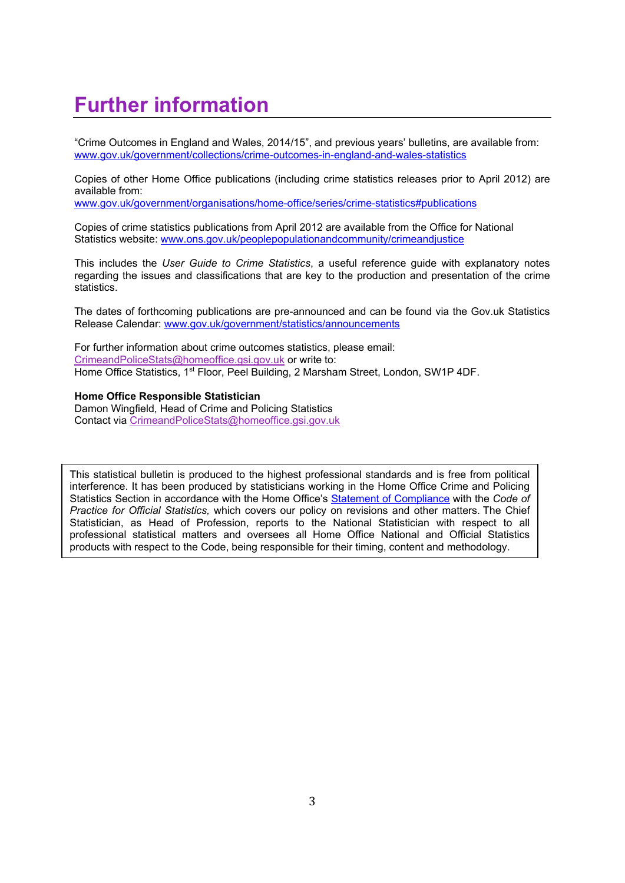# Further information

"Crime Outcomes in England and Wales, 2014/15", and previous years' bulletins, are available from: www.gov.uk/government/collections/crime-outcomes-in-england-and-wales-statistics

Copies of other Home Office publications (including crime statistics releases prior to April 2012) are available from:
www.gov.uk/government/organisations/home-office/series/crime-statistics#publications

Copies of crime statistics publications from April 2012 are available from the Office for National Statistics website: www.ons.gov.uk/peoplepopulationandcommunity/crimeandjustice

This includes the *User Guide to Crime Statistics*, a useful reference guide with explanatory notes regarding the issues and classifications that are key to the production and presentation of the crime statistics.

The dates of forthcoming publications are pre-announced and can be found via the Gov.uk Statistics Release Calendar: www.gov.uk/government/statistics/announcements

For further information about crime outcomes statistics, please email:
CrimeandPoliceStats@homeoffice.gsi.gov.uk or write to:
Home Office Statistics, 1st Floor, Peel Building, 2 Marsham Street, London, SW1P 4DF.

**Home Office Responsible Statistician**
Damon Wingfield, Head of Crime and Policing Statistics
Contact via CrimeandPoliceStats@homeoffice.gsi.gov.uk

This statistical bulletin is produced to the highest professional standards and is free from political interference. It has been produced by statisticians working in the Home Office Crime and Policing Statistics Section in accordance with the Home Office's Statement of Compliance with the *Code of Practice for Official Statistics,* which covers our policy on revisions and other matters. The Chief Statistician, as Head of Profession, reports to the National Statistician with respect to all professional statistical matters and oversees all Home Office National and Official Statistics products with respect to the Code, being responsible for their timing, content and methodology.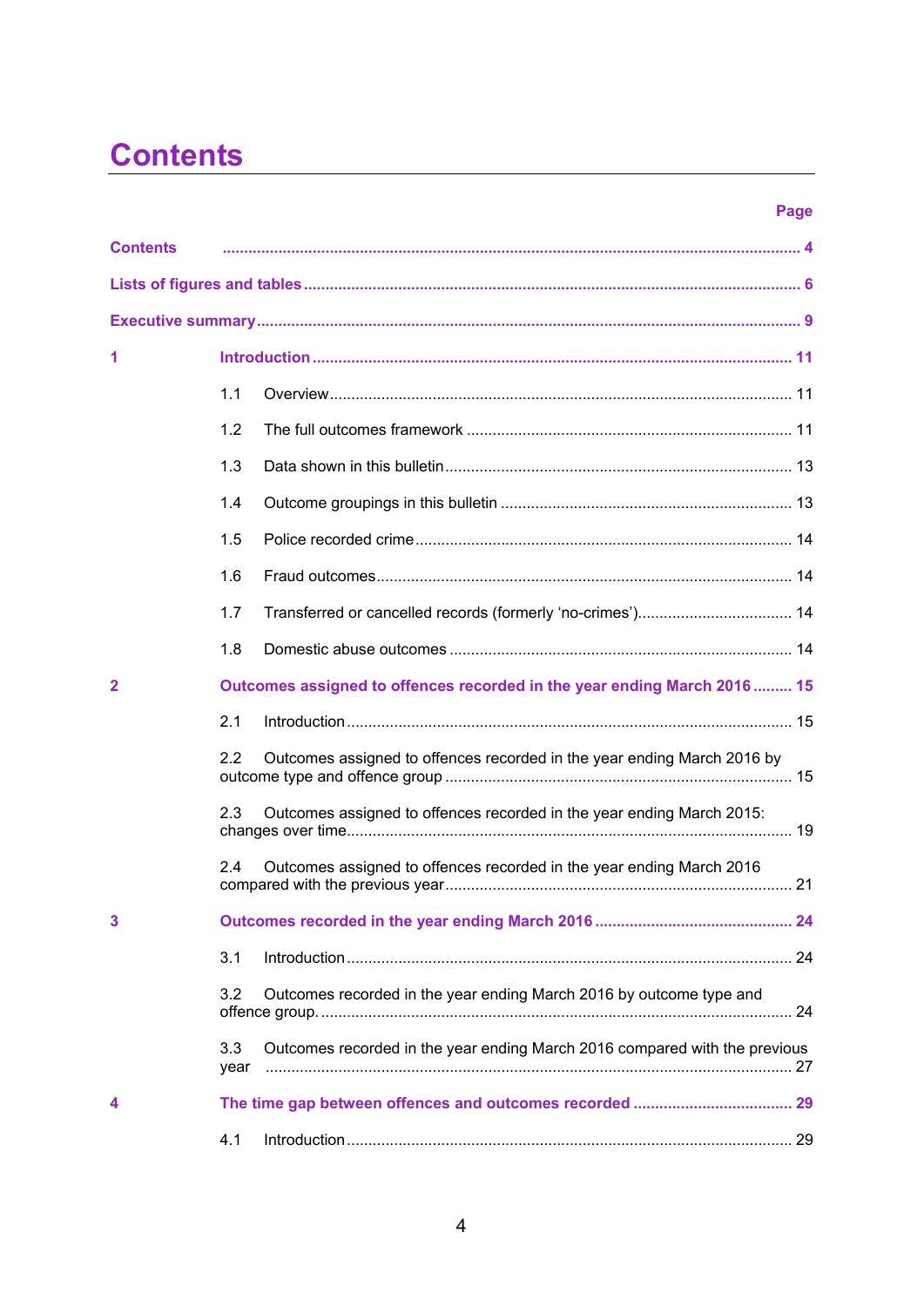# Contents

| | | Page |
|---|---|---|
| **Contents** | | **4** |
| **Lists of figures and tables** | | **6** |
| **Executive summary** | | **9** |
| **1** | **Introduction** | **11** |
| | 1.1 Overview | 11 |
| | 1.2 The full outcomes framework | 11 |
| | 1.3 Data shown in this bulletin | 13 |
| | 1.4 Outcome groupings in this bulletin | 13 |
| | 1.5 Police recorded crime | 14 |
| | 1.6 Fraud outcomes | 14 |
| | 1.7 Transferred or cancelled records (formerly 'no-crimes') | 14 |
| | 1.8 Domestic abuse outcomes | 14 |
| **2** | **Outcomes assigned to offences recorded in the year ending March 2016** | **15** |
| | 2.1 Introduction | 15 |
| | 2.2 Outcomes assigned to offences recorded in the year ending March 2016 by outcome type and offence group | 15 |
| | 2.3 Outcomes assigned to offences recorded in the year ending March 2015: changes over time | 19 |
| | 2.4 Outcomes assigned to offences recorded in the year ending March 2016 compared with the previous year | 21 |
| **3** | **Outcomes recorded in the year ending March 2016** | **24** |
| | 3.1 Introduction | 24 |
| | 3.2 Outcomes recorded in the year ending March 2016 by outcome type and offence group. | 24 |
| | 3.3 Outcomes recorded in the year ending March 2016 compared with the previous year | 27 |
| **4** | **The time gap between offences and outcomes recorded** | **29** |
| | 4.1 Introduction | 29 |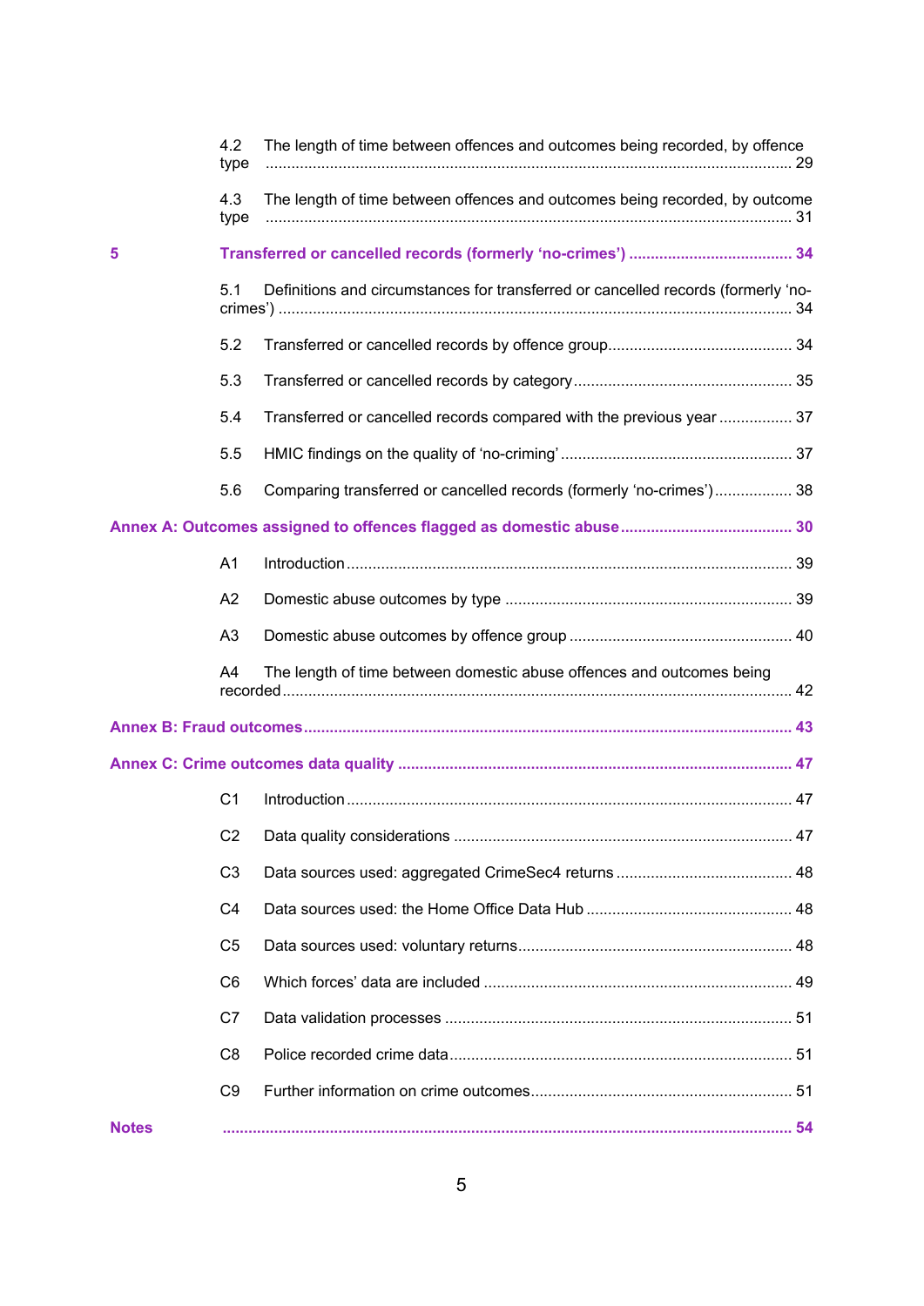4.2 The length of time between offences and outcomes being recorded, by offence type ........................................................................................................................ 29

4.3 The length of time between offences and outcomes being recorded, by outcome type ........................................................................................................................ 31

**5 Transferred or cancelled records (formerly 'no-crimes') ...................................... 34**

5.1 Definitions and circumstances for transferred or cancelled records (formerly 'no-crimes') ...................................................................................................................... 34

5.2 Transferred or cancelled records by offence group........................................... 34

5.3 Transferred or cancelled records by category.................................................. 35

5.4 Transferred or cancelled records compared with the previous year ................. 37

5.5 HMIC findings on the quality of 'no-criming' ...................................................... 37

5.6 Comparing transferred or cancelled records (formerly 'no-crimes')................. 38

**Annex A: Outcomes assigned to offences flagged as domestic abuse........................................ 30**

A1 Introduction...................................................................................................... 39

A2 Domestic abuse outcomes by type .................................................................. 39

A3 Domestic abuse outcomes by offence group ................................................... 40

A4 The length of time between domestic abuse offences and outcomes being recorded...................................................................................................................... 42

**Annex B: Fraud outcomes................................................................................................... 43**

**Annex C: Crime outcomes data quality ............................................................................... 47**

C1 Introduction...................................................................................................... 47

C2 Data quality considerations .............................................................................. 47

C3 Data sources used: aggregated CrimeSec4 returns ......................................... 48

C4 Data sources used: the Home Office Data Hub ................................................ 48

C5 Data sources used: voluntary returns............................................................... 48

C6 Which forces' data are included ....................................................................... 49

C7 Data validation processes ................................................................................ 51

C8 Police recorded crime data............................................................................... 51

C9 Further information on crime outcomes............................................................ 51

**Notes ...................................................................................................................................... 54**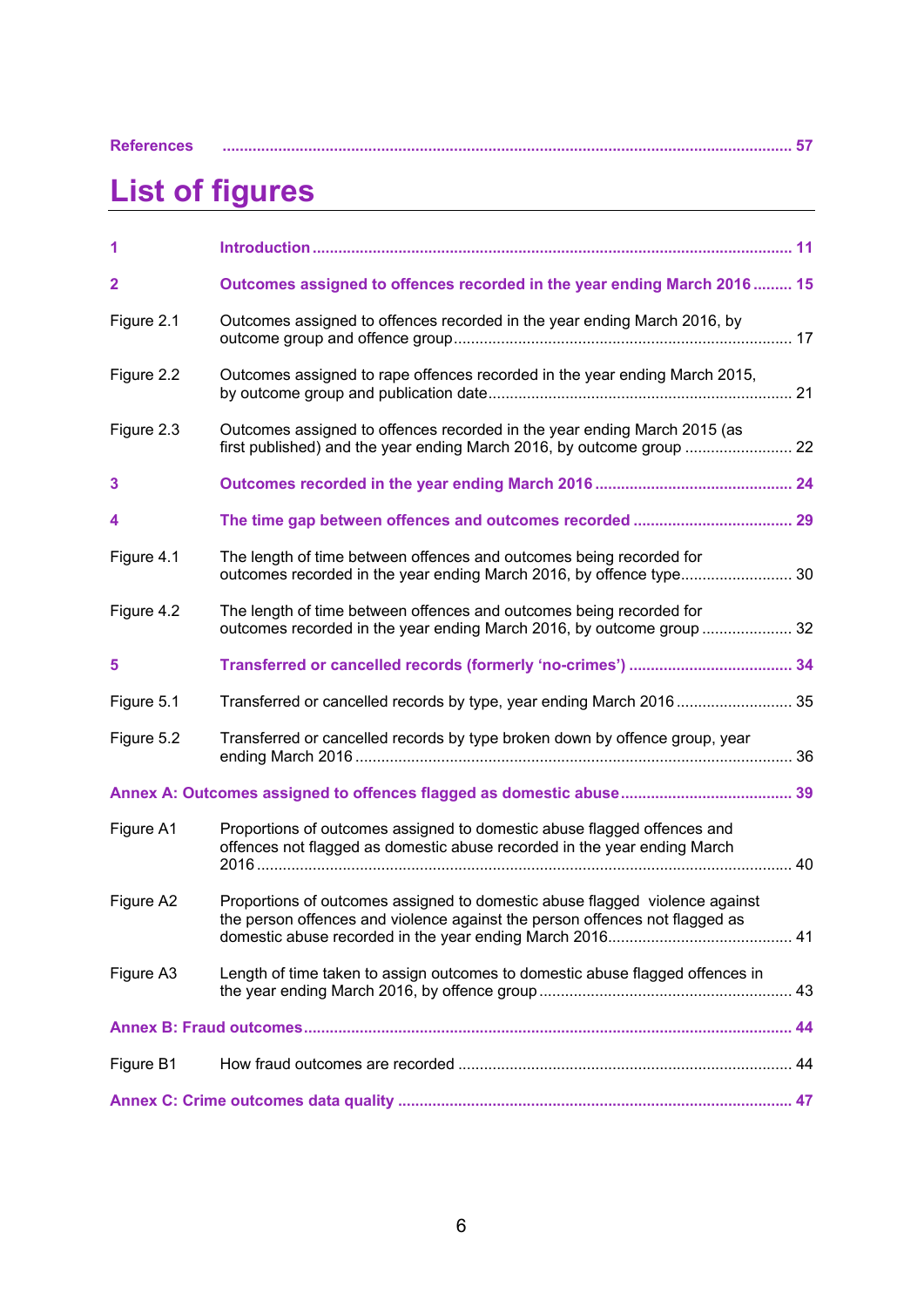References ..................................................................................................................................... 57

# List of figures

| | |
|---|---|
| **1** | **Introduction ............................................................................................................ 11** |
| **2** | **Outcomes assigned to offences recorded in the year ending March 2016 ......... 15** |
| Figure 2.1 | Outcomes assigned to offences recorded in the year ending March 2016, by outcome group and offence group ............................................................................ 17 |
| Figure 2.2 | Outcomes assigned to rape offences recorded in the year ending March 2015, by outcome group and publication date ..................................................................... 21 |
| Figure 2.3 | Outcomes assigned to offences recorded in the year ending March 2015 (as first published) and the year ending March 2016, by outcome group ......................... 22 |
| **3** | **Outcomes recorded in the year ending March 2016 ............................................ 24** |
| **4** | **The time gap between offences and outcomes recorded ..................................... 29** |
| Figure 4.1 | The length of time between offences and outcomes being recorded for outcomes recorded in the year ending March 2016, by offence type.......................... 30 |
| Figure 4.2 | The length of time between offences and outcomes being recorded for outcomes recorded in the year ending March 2016, by outcome group ..................... 32 |
| **5** | **Transferred or cancelled records (formerly 'no-crimes') ...................................... 34** |
| Figure 5.1 | Transferred or cancelled records by type, year ending March 2016 .......................... 35 |
| Figure 5.2 | Transferred or cancelled records by type broken down by offence group, year ending March 2016 ..................................................................................................... 36 |
| **Annex A: Outcomes assigned to offences flagged as domestic abuse** | **........................................ 39** |
| Figure A1 | Proportions of outcomes assigned to domestic abuse flagged offences and offences not flagged as domestic abuse recorded in the year ending March 2016 ............................................................................................................................ 40 |
| Figure A2 | Proportions of outcomes assigned to domestic abuse flagged violence against the person offences and violence against the person offences not flagged as domestic abuse recorded in the year ending March 2016.......................................... 41 |
| Figure A3 | Length of time taken to assign outcomes to domestic abuse flagged offences in the year ending March 2016, by offence group ......................................................... 43 |
| **Annex B: Fraud outcomes** | **................................................................................................................ 44** |
| Figure B1 | How fraud outcomes are recorded ............................................................................ 44 |
| **Annex C: Crime outcomes data quality** | **.......................................................................................... 47** |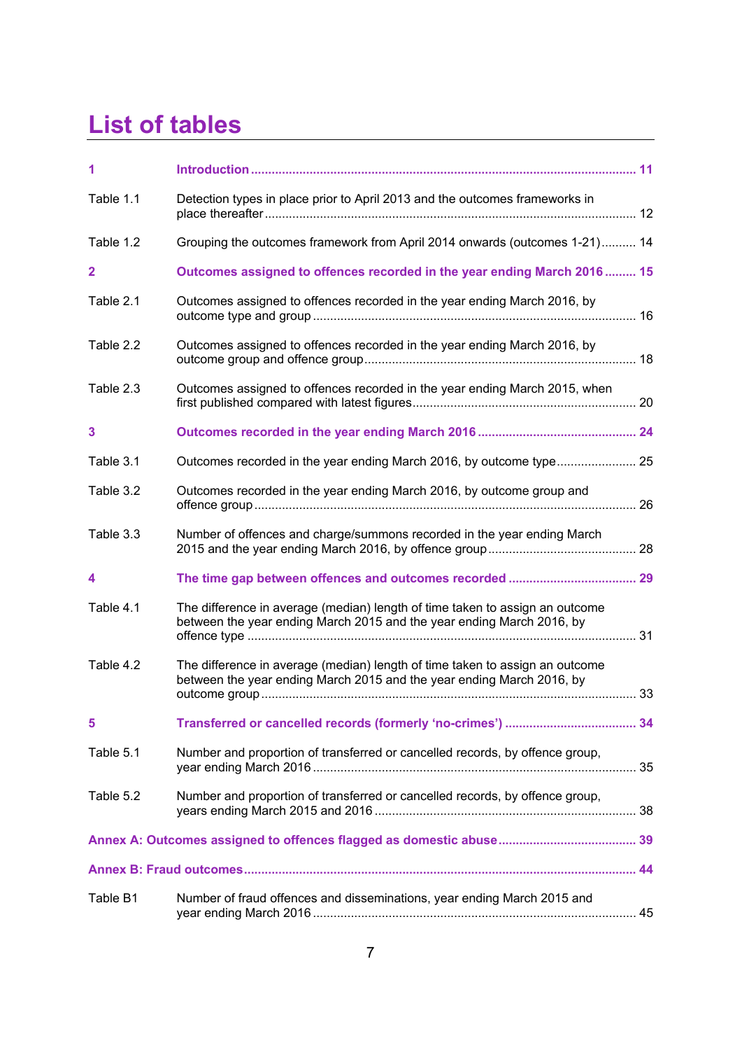# List of tables

| | | |
|---|---|---|
| **1** | **Introduction** | **11** |
| Table 1.1 | Detection types in place prior to April 2013 and the outcomes frameworks in place thereafter | 12 |
| Table 1.2 | Grouping the outcomes framework from April 2014 onwards (outcomes 1-21) | 14 |
| **2** | **Outcomes assigned to offences recorded in the year ending March 2016** | **15** |
| Table 2.1 | Outcomes assigned to offences recorded in the year ending March 2016, by outcome type and group | 16 |
| Table 2.2 | Outcomes assigned to offences recorded in the year ending March 2016, by outcome group and offence group | 18 |
| Table 2.3 | Outcomes assigned to offences recorded in the year ending March 2015, when first published compared with latest figures | 20 |
| **3** | **Outcomes recorded in the year ending March 2016** | **24** |
| Table 3.1 | Outcomes recorded in the year ending March 2016, by outcome type | 25 |
| Table 3.2 | Outcomes recorded in the year ending March 2016, by outcome group and offence group | 26 |
| Table 3.3 | Number of offences and charge/summons recorded in the year ending March 2015 and the year ending March 2016, by offence group | 28 |
| **4** | **The time gap between offences and outcomes recorded** | **29** |
| Table 4.1 | The difference in average (median) length of time taken to assign an outcome between the year ending March 2015 and the year ending March 2016, by offence type | 31 |
| Table 4.2 | The difference in average (median) length of time taken to assign an outcome between the year ending March 2015 and the year ending March 2016, by outcome group | 33 |
| **5** | **Transferred or cancelled records (formerly 'no-crimes')** | **34** |
| Table 5.1 | Number and proportion of transferred or cancelled records, by offence group, year ending March 2016 | 35 |
| Table 5.2 | Number and proportion of transferred or cancelled records, by offence group, years ending March 2015 and 2016 | 38 |
| **Annex A: Outcomes assigned to offences flagged as domestic abuse** | | **39** |
| **Annex B: Fraud outcomes** | | **44** |
| Table B1 | Number of fraud offences and disseminations, year ending March 2015 and year ending March 2016 | 45 |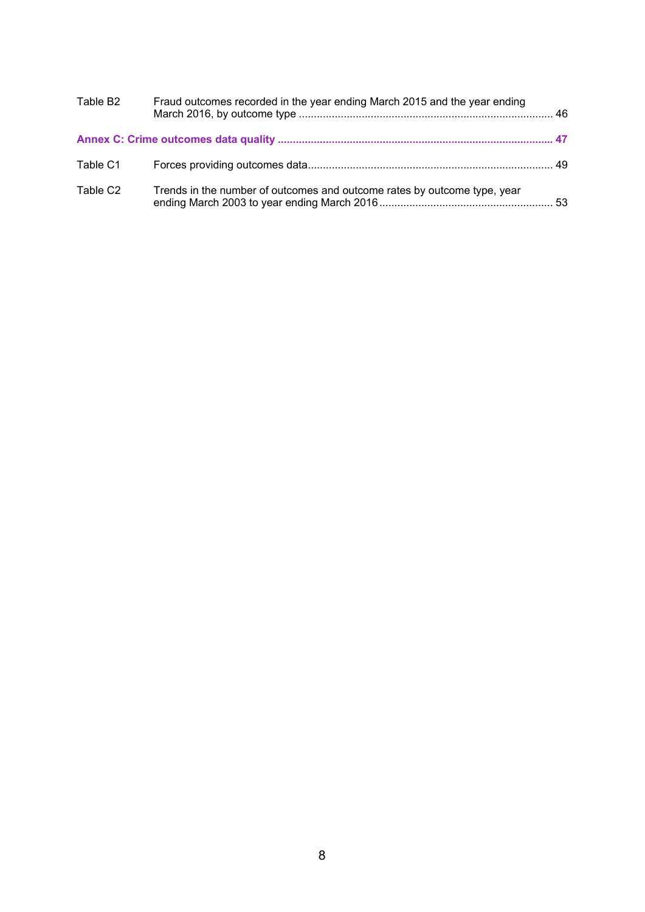Table B2 Fraud outcomes recorded in the year ending March 2015 and the year ending March 2016, by outcome type ..................................................................................... 46

**Annex C: Crime outcomes data quality ............................................................................................ 47**

Table C1 Forces providing outcomes data................................................................................. 49

Table C2 Trends in the number of outcomes and outcome rates by outcome type, year ending March 2003 to year ending March 2016.......................................................... 53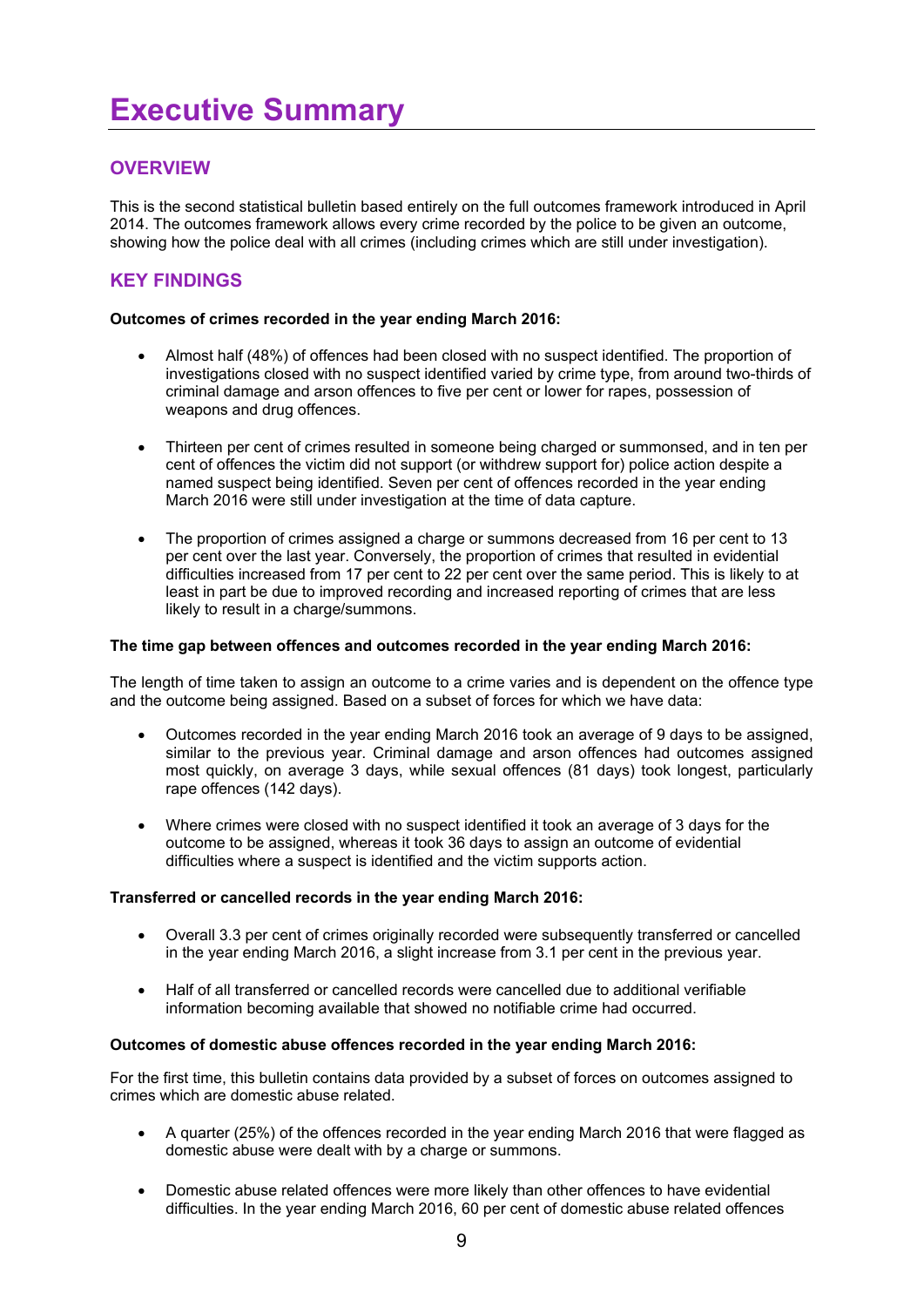# Executive Summary

## OVERVIEW

This is the second statistical bulletin based entirely on the full outcomes framework introduced in April 2014. The outcomes framework allows every crime recorded by the police to be given an outcome, showing how the police deal with all crimes (including crimes which are still under investigation).

## KEY FINDINGS

**Outcomes of crimes recorded in the year ending March 2016:**

- Almost half (48%) of offences had been closed with no suspect identified. The proportion of investigations closed with no suspect identified varied by crime type, from around two-thirds of criminal damage and arson offences to five per cent or lower for rapes, possession of weapons and drug offences.
- Thirteen per cent of crimes resulted in someone being charged or summonsed, and in ten per cent of offences the victim did not support (or withdrew support for) police action despite a named suspect being identified. Seven per cent of offences recorded in the year ending March 2016 were still under investigation at the time of data capture.
- The proportion of crimes assigned a charge or summons decreased from 16 per cent to 13 per cent over the last year. Conversely, the proportion of crimes that resulted in evidential difficulties increased from 17 per cent to 22 per cent over the same period. This is likely to at least in part be due to improved recording and increased reporting of crimes that are less likely to result in a charge/summons.

**The time gap between offences and outcomes recorded in the year ending March 2016:**

The length of time taken to assign an outcome to a crime varies and is dependent on the offence type and the outcome being assigned. Based on a subset of forces for which we have data:

- Outcomes recorded in the year ending March 2016 took an average of 9 days to be assigned, similar to the previous year. Criminal damage and arson offences had outcomes assigned most quickly, on average 3 days, while sexual offences (81 days) took longest, particularly rape offences (142 days).
- Where crimes were closed with no suspect identified it took an average of 3 days for the outcome to be assigned, whereas it took 36 days to assign an outcome of evidential difficulties where a suspect is identified and the victim supports action.

**Transferred or cancelled records in the year ending March 2016:**

- Overall 3.3 per cent of crimes originally recorded were subsequently transferred or cancelled in the year ending March 2016, a slight increase from 3.1 per cent in the previous year.
- Half of all transferred or cancelled records were cancelled due to additional verifiable information becoming available that showed no notifiable crime had occurred.

**Outcomes of domestic abuse offences recorded in the year ending March 2016:**

For the first time, this bulletin contains data provided by a subset of forces on outcomes assigned to crimes which are domestic abuse related.

- A quarter (25%) of the offences recorded in the year ending March 2016 that were flagged as domestic abuse were dealt with by a charge or summons.
- Domestic abuse related offences were more likely than other offences to have evidential difficulties. In the year ending March 2016, 60 per cent of domestic abuse related offences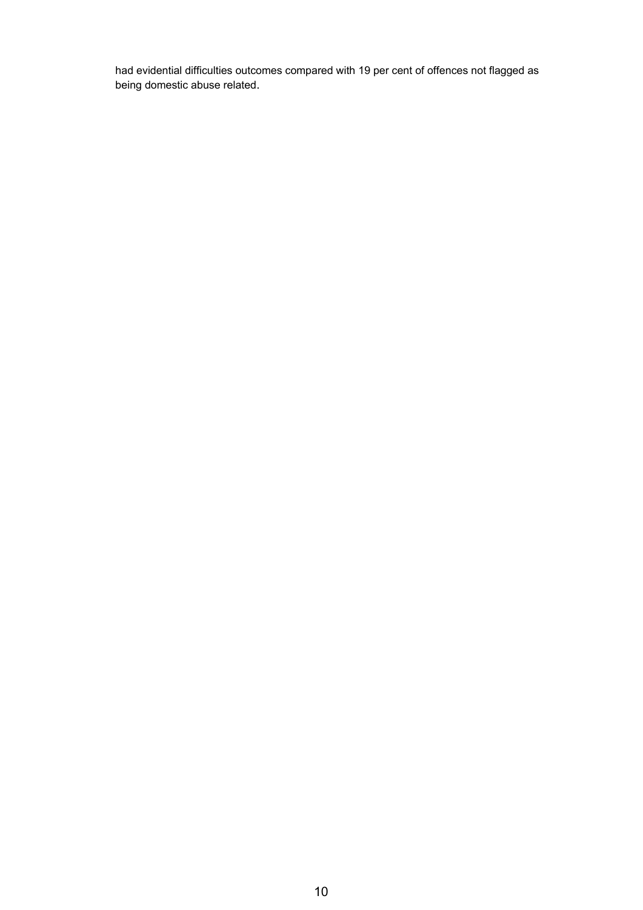had evidential difficulties outcomes compared with 19 per cent of offences not flagged as being domestic abuse related.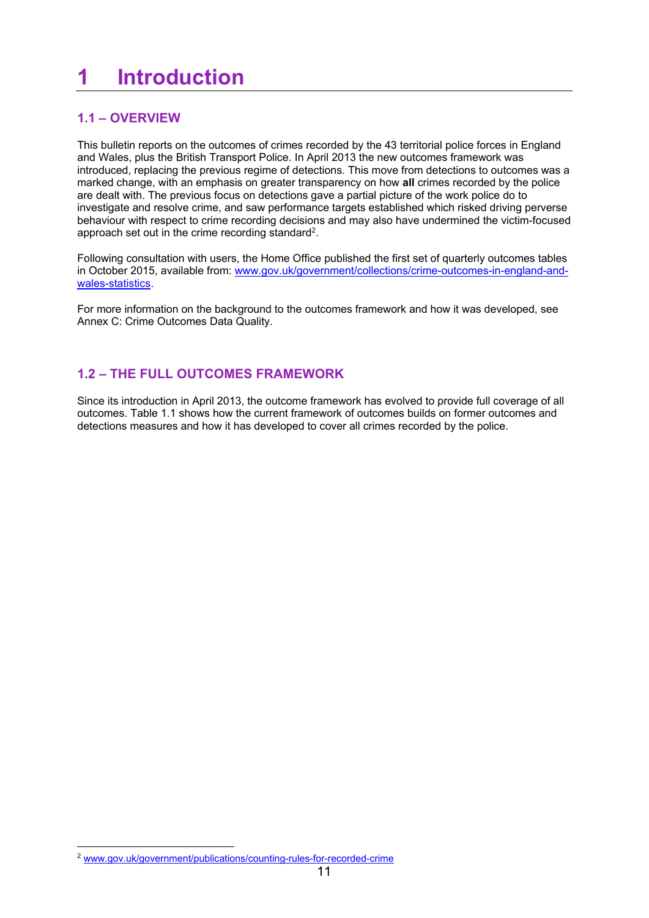# 1 Introduction

## 1.1 – OVERVIEW

This bulletin reports on the outcomes of crimes recorded by the 43 territorial police forces in England and Wales, plus the British Transport Police. In April 2013 the new outcomes framework was introduced, replacing the previous regime of detections. This move from detections to outcomes was a marked change, with an emphasis on greater transparency on how **all** crimes recorded by the police are dealt with. The previous focus on detections gave a partial picture of the work police do to investigate and resolve crime, and saw performance targets established which risked driving perverse behaviour with respect to crime recording decisions and may also have undermined the victim-focused approach set out in the crime recording standard[2].

Following consultation with users, the Home Office published the first set of quarterly outcomes tables in October 2015, available from: [www.gov.uk/government/collections/crime-outcomes-in-england-and-wales-statistics](www.gov.uk/government/collections/crime-outcomes-in-england-and-wales-statistics).

For more information on the background to the outcomes framework and how it was developed, see Annex C: Crime Outcomes Data Quality.

## 1.2 – THE FULL OUTCOMES FRAMEWORK

Since its introduction in April 2013, the outcome framework has evolved to provide full coverage of all outcomes. Table 1.1 shows how the current framework of outcomes builds on former outcomes and detections measures and how it has developed to cover all crimes recorded by the police.

[2] [www.gov.uk/government/publications/counting-rules-for-recorded-crime](www.gov.uk/government/publications/counting-rules-for-recorded-crime)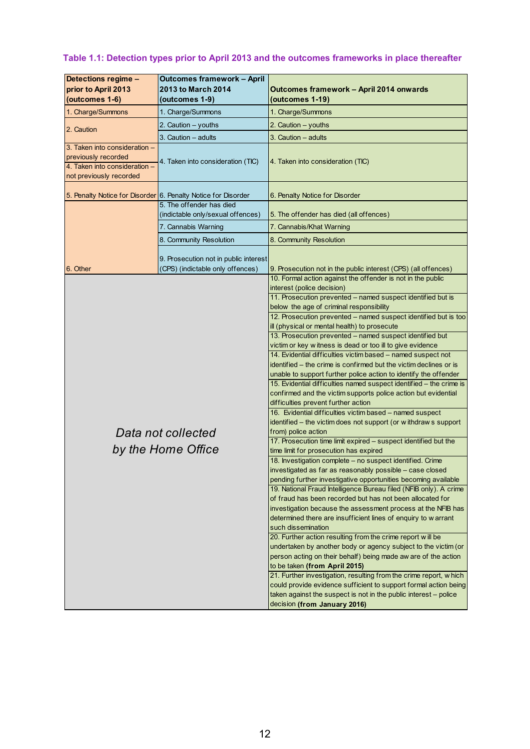**Table 1.1: Detection types prior to April 2013 and the outcomes frameworks in place thereafter**

| Detections regime – prior to April 2013 (outcomes 1-6) | Outcomes framework – April 2013 to March 2014 (outcomes 1-9) | Outcomes framework – April 2014 onwards (outcomes 1-19) |
|---|---|---|
| 1. Charge/Summons | 1. Charge/Summons | 1. Charge/Summons |
| 2. Caution | 2. Caution – youths | 2. Caution – youths |
| | 3. Caution – adults | 3. Caution – adults |
| 3. Taken into consideration – previously recorded<br>4. Taken into consideration – not previously recorded | 4. Taken into consideration (TIC) | 4. Taken into consideration (TIC) |
| 5. Penalty Notice for Disorder | 6. Penalty Notice for Disorder | 6. Penalty Notice for Disorder |
| 6. Other | 5. The offender has died (indictable only/sexual offences) | 5. The offender has died (all offences) |
| | 7. Cannabis Warning | 7. Cannabis/Khat Warning |
| | 8. Community Resolution | 8. Community Resolution |
| | 9. Prosecution not in public interest (CPS) (indictable only offences) | 9. Prosecution not in the public interest (CPS) (all offences) |
| *Data not collected by the Home Office* | | 10. Formal action against the offender is not in the public interest (police decision) |
| | | 11. Prosecution prevented – named suspect identified but is below the age of criminal responsibility |
| | | 12. Prosecution prevented – named suspect identified but is too ill (physical or mental health) to prosecute |
| | | 13. Prosecution prevented – named suspect identified but victim or key witness is dead or too ill to give evidence |
| | | 14. Evidential difficulties victim based – named suspect not identified – the crime is confirmed but the victim declines or is unable to support further police action to identify the offender |
| | | 15. Evidential difficulties named suspect identified – the crime is confirmed and the victim supports police action but evidential difficulties prevent further action |
| | | 16. Evidential difficulties victim based – named suspect identified – the victim does not support (or withdraws support from) police action |
| | | 17. Prosecution time limit expired – suspect identified but the time limit for prosecution has expired |
| | | 18. Investigation complete – no suspect identified. Crime investigated as far as reasonably possible – case closed pending further investigative opportunities becoming available |
| | | 19. National Fraud Intelligence Bureau filed (NFIB only). A crime of fraud has been recorded but has not been allocated for investigation because the assessment process at the NFIB has determined there are insufficient lines of enquiry to warrant such dissemination |
| | | 20. Further action resulting from the crime report will be undertaken by another body or agency subject to the victim (or person acting on their behalf) being made aware of the action to be taken **(from April 2015)** |
| | | 21. Further investigation, resulting from the crime report, which could provide evidence sufficient to support formal action being taken against the suspect is not in the public interest – police decision **(from January 2016)** |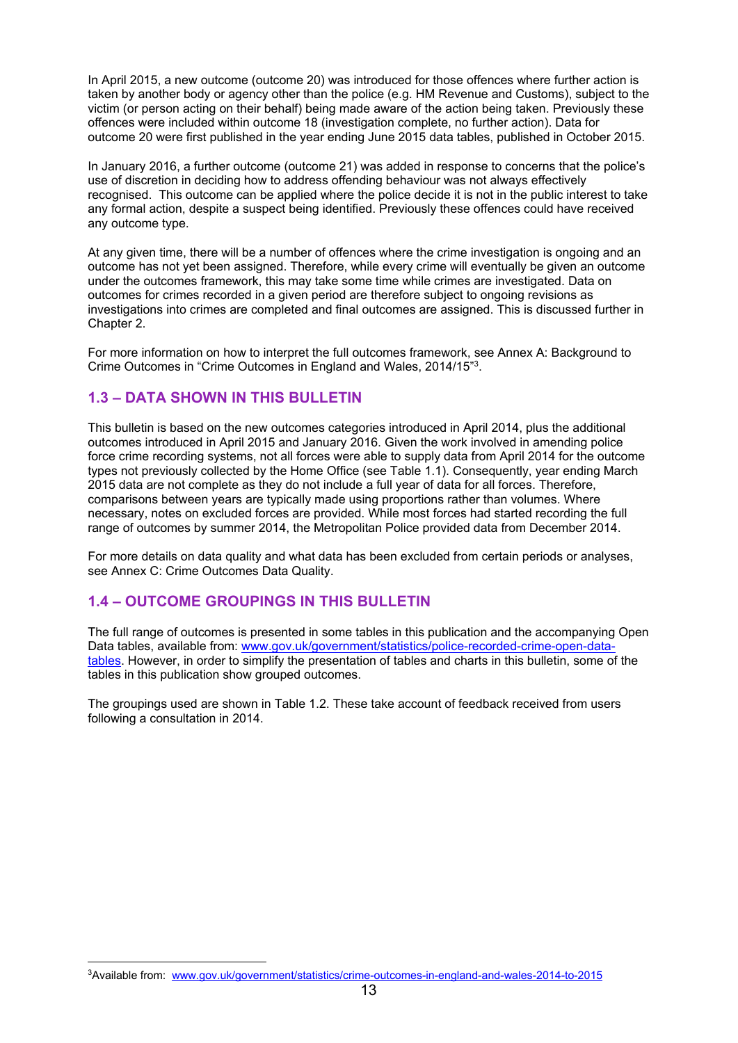In April 2015, a new outcome (outcome 20) was introduced for those offences where further action is taken by another body or agency other than the police (e.g. HM Revenue and Customs), subject to the victim (or person acting on their behalf) being made aware of the action being taken. Previously these offences were included within outcome 18 (investigation complete, no further action). Data for outcome 20 were first published in the year ending June 2015 data tables, published in October 2015.

In January 2016, a further outcome (outcome 21) was added in response to concerns that the police's use of discretion in deciding how to address offending behaviour was not always effectively recognised. This outcome can be applied where the police decide it is not in the public interest to take any formal action, despite a suspect being identified. Previously these offences could have received any outcome type.

At any given time, there will be a number of offences where the crime investigation is ongoing and an outcome has not yet been assigned. Therefore, while every crime will eventually be given an outcome under the outcomes framework, this may take some time while crimes are investigated. Data on outcomes for crimes recorded in a given period are therefore subject to ongoing revisions as investigations into crimes are completed and final outcomes are assigned. This is discussed further in Chapter 2.

For more information on how to interpret the full outcomes framework, see Annex A: Background to Crime Outcomes in "Crime Outcomes in England and Wales, 2014/15"[3].

## 1.3 – DATA SHOWN IN THIS BULLETIN

This bulletin is based on the new outcomes categories introduced in April 2014, plus the additional outcomes introduced in April 2015 and January 2016. Given the work involved in amending police force crime recording systems, not all forces were able to supply data from April 2014 for the outcome types not previously collected by the Home Office (see Table 1.1). Consequently, year ending March 2015 data are not complete as they do not include a full year of data for all forces. Therefore, comparisons between years are typically made using proportions rather than volumes. Where necessary, notes on excluded forces are provided. While most forces had started recording the full range of outcomes by summer 2014, the Metropolitan Police provided data from December 2014.

For more details on data quality and what data has been excluded from certain periods or analyses, see Annex C: Crime Outcomes Data Quality.

## 1.4 – OUTCOME GROUPINGS IN THIS BULLETIN

The full range of outcomes is presented in some tables in this publication and the accompanying Open Data tables, available from: www.gov.uk/government/statistics/police-recorded-crime-open-data-tables. However, in order to simplify the presentation of tables and charts in this bulletin, some of the tables in this publication show grouped outcomes.

The groupings used are shown in Table 1.2. These take account of feedback received from users following a consultation in 2014.

[3]Available from: www.gov.uk/government/statistics/crime-outcomes-in-england-and-wales-2014-to-2015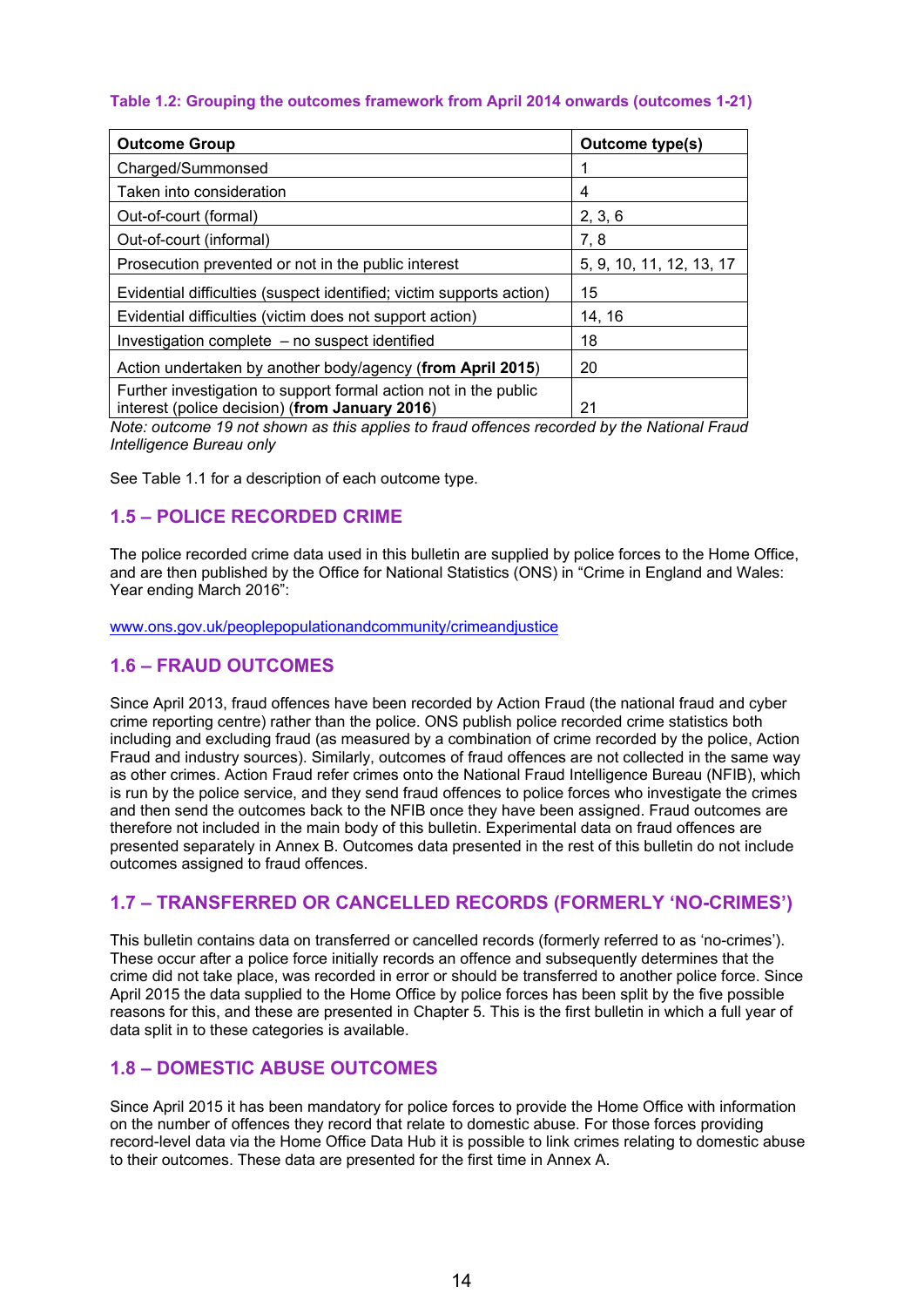**Table 1.2: Grouping the outcomes framework from April 2014 onwards (outcomes 1-21)**

| Outcome Group | Outcome type(s) |
|---|---|
| Charged/Summonsed | 1 |
| Taken into consideration | 4 |
| Out-of-court (formal) | 2, 3, 6 |
| Out-of-court (informal) | 7, 8 |
| Prosecution prevented or not in the public interest | 5, 9, 10, 11, 12, 13, 17 |
| Evidential difficulties (suspect identified; victim supports action) | 15 |
| Evidential difficulties (victim does not support action) | 14, 16 |
| Investigation complete – no suspect identified | 18 |
| Action undertaken by another body/agency (**from April 2015**) | 20 |
| Further investigation to support formal action not in the public interest (police decision) (**from January 2016**) | 21 |

*Note: outcome 19 not shown as this applies to fraud offences recorded by the National Fraud Intelligence Bureau only*

See Table 1.1 for a description of each outcome type.

## 1.5 – POLICE RECORDED CRIME

The police recorded crime data used in this bulletin are supplied by police forces to the Home Office, and are then published by the Office for National Statistics (ONS) in "Crime in England and Wales: Year ending March 2016":

www.ons.gov.uk/peoplepopulationandcommunity/crimeandjustice

## 1.6 – FRAUD OUTCOMES

Since April 2013, fraud offences have been recorded by Action Fraud (the national fraud and cyber crime reporting centre) rather than the police. ONS publish police recorded crime statistics both including and excluding fraud (as measured by a combination of crime recorded by the police, Action Fraud and industry sources). Similarly, outcomes of fraud offences are not collected in the same way as other crimes. Action Fraud refer crimes onto the National Fraud Intelligence Bureau (NFIB), which is run by the police service, and they send fraud offences to police forces who investigate the crimes and then send the outcomes back to the NFIB once they have been assigned. Fraud outcomes are therefore not included in the main body of this bulletin. Experimental data on fraud offences are presented separately in Annex B. Outcomes data presented in the rest of this bulletin do not include outcomes assigned to fraud offences.

## 1.7 – TRANSFERRED OR CANCELLED RECORDS (FORMERLY 'NO-CRIMES')

This bulletin contains data on transferred or cancelled records (formerly referred to as 'no-crimes'). These occur after a police force initially records an offence and subsequently determines that the crime did not take place, was recorded in error or should be transferred to another police force. Since April 2015 the data supplied to the Home Office by police forces has been split by the five possible reasons for this, and these are presented in Chapter 5. This is the first bulletin in which a full year of data split in to these categories is available.

## 1.8 – DOMESTIC ABUSE OUTCOMES

Since April 2015 it has been mandatory for police forces to provide the Home Office with information on the number of offences they record that relate to domestic abuse. For those forces providing record-level data via the Home Office Data Hub it is possible to link crimes relating to domestic abuse to their outcomes. These data are presented for the first time in Annex A.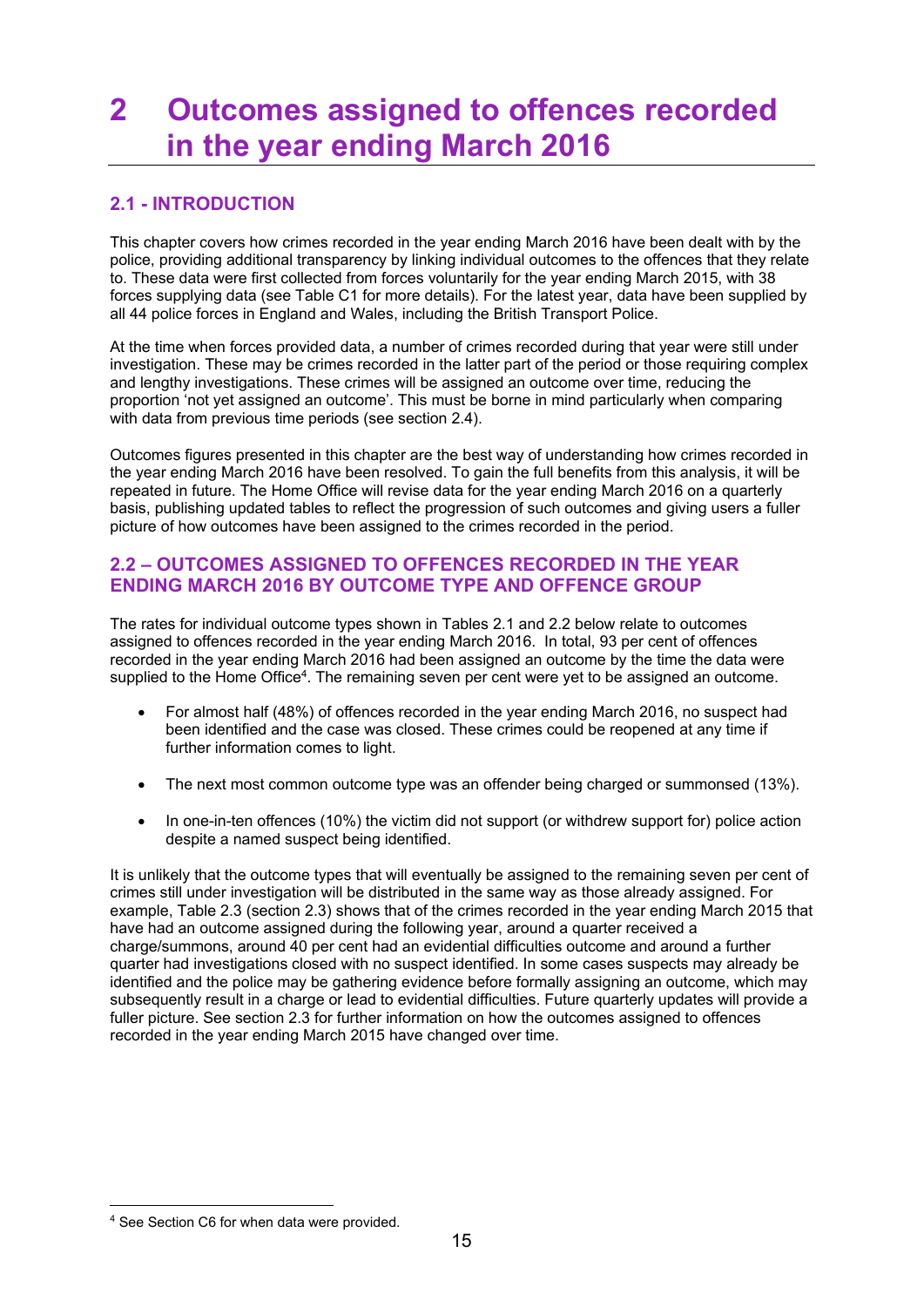# 2 Outcomes assigned to offences recorded in the year ending March 2016

## 2.1 - INTRODUCTION

This chapter covers how crimes recorded in the year ending March 2016 have been dealt with by the police, providing additional transparency by linking individual outcomes to the offences that they relate to. These data were first collected from forces voluntarily for the year ending March 2015, with 38 forces supplying data (see Table C1 for more details). For the latest year, data have been supplied by all 44 police forces in England and Wales, including the British Transport Police.

At the time when forces provided data, a number of crimes recorded during that year were still under investigation. These may be crimes recorded in the latter part of the period or those requiring complex and lengthy investigations. These crimes will be assigned an outcome over time, reducing the proportion 'not yet assigned an outcome'. This must be borne in mind particularly when comparing with data from previous time periods (see section 2.4).

Outcomes figures presented in this chapter are the best way of understanding how crimes recorded in the year ending March 2016 have been resolved. To gain the full benefits from this analysis, it will be repeated in future. The Home Office will revise data for the year ending March 2016 on a quarterly basis, publishing updated tables to reflect the progression of such outcomes and giving users a fuller picture of how outcomes have been assigned to the crimes recorded in the period.

## 2.2 – OUTCOMES ASSIGNED TO OFFENCES RECORDED IN THE YEAR ENDING MARCH 2016 BY OUTCOME TYPE AND OFFENCE GROUP

The rates for individual outcome types shown in Tables 2.1 and 2.2 below relate to outcomes assigned to offences recorded in the year ending March 2016. In total, 93 per cent of offences recorded in the year ending March 2016 had been assigned an outcome by the time the data were supplied to the Home Office[4]. The remaining seven per cent were yet to be assigned an outcome.

- For almost half (48%) of offences recorded in the year ending March 2016, no suspect had been identified and the case was closed. These crimes could be reopened at any time if further information comes to light.
- The next most common outcome type was an offender being charged or summonsed (13%).
- In one-in-ten offences (10%) the victim did not support (or withdrew support for) police action despite a named suspect being identified.

It is unlikely that the outcome types that will eventually be assigned to the remaining seven per cent of crimes still under investigation will be distributed in the same way as those already assigned. For example, Table 2.3 (section 2.3) shows that of the crimes recorded in the year ending March 2015 that have had an outcome assigned during the following year, around a quarter received a charge/summons, around 40 per cent had an evidential difficulties outcome and around a further quarter had investigations closed with no suspect identified. In some cases suspects may already be identified and the police may be gathering evidence before formally assigning an outcome, which may subsequently result in a charge or lead to evidential difficulties. Future quarterly updates will provide a fuller picture. See section 2.3 for further information on how the outcomes assigned to offences recorded in the year ending March 2015 have changed over time.

[4] See Section C6 for when data were provided.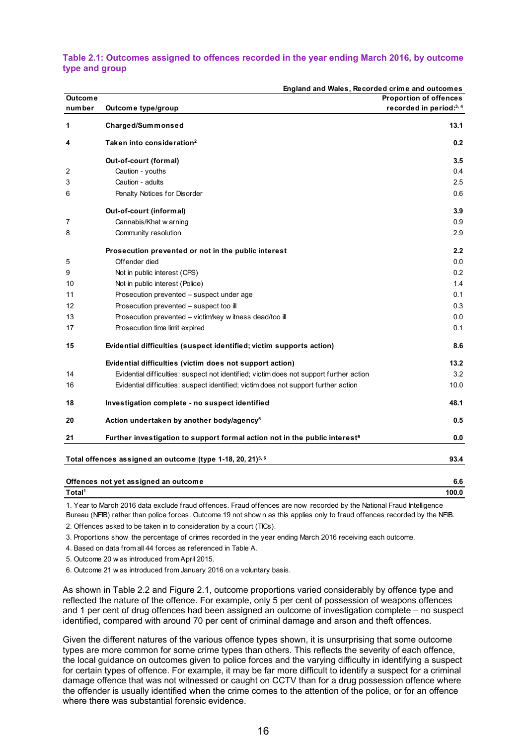**Table 2.1: Outcomes assigned to offences recorded in the year ending March 2016, by outcome type and group**

England and Wales, Recorded crime and outcomes

| Outcome number | Outcome type/group | Proportion of offences recorded in period:[3, 4] |
|---|---|---|
| **1** | **Charged/Summonsed** | **13.1** |
| **4** | **Taken into consideration[2]** | **0.2** |
| | **Out-of-court (formal)** | **3.5** |
| 2 | Caution - youths | 0.4 |
| 3 | Caution - adults | 2.5 |
| 6 | Penalty Notices for Disorder | 0.6 |
| | **Out-of-court (informal)** | **3.9** |
| 7 | Cannabis/Khat warning | 0.9 |
| 8 | Community resolution | 2.9 |
| | **Prosecution prevented or not in the public interest** | **2.2** |
| 5 | Offender died | 0.0 |
| 9 | Not in public interest (CPS) | 0.2 |
| 10 | Not in public interest (Police) | 1.4 |
| 11 | Prosecution prevented – suspect under age | 0.1 |
| 12 | Prosecution prevented – suspect too ill | 0.3 |
| 13 | Prosecution prevented – victim/key witness dead/too ill | 0.0 |
| 17 | Prosecution time limit expired | 0.1 |
| **15** | **Evidential difficulties (suspect identified; victim supports action)** | **8.6** |
| | **Evidential difficulties (victim does not support action)** | **13.2** |
| 14 | Evidential difficulties: suspect not identified; victim does not support further action | 3.2 |
| 16 | Evidential difficulties: suspect identified; victim does not support further action | 10.0 |
| **18** | **Investigation complete - no suspect identified** | **48.1** |
| **20** | **Action undertaken by another body/agency[5]** | **0.5** |
| **21** | **Further investigation to support formal action not in the public interest[6]** | **0.0** |
| | **Total offences assigned an outcome (type 1-18, 20, 21)[5, 6]** | **93.4** |
| | **Offences not yet assigned an outcome** | **6.6** |
| | **Total[1]** | **100.0** |

1. Year to March 2016 data exclude fraud offences. Fraud offences are now recorded by the National Fraud Intelligence Bureau (NFIB) rather than police forces. Outcome 19 not shown as this applies only to fraud offences recorded by the NFIB.
2. Offences asked to be taken in to consideration by a court (TICs).
3. Proportions show the percentage of crimes recorded in the year ending March 2016 receiving each outcome.
4. Based on data from all 44 forces as referenced in Table A.
5. Outcome 20 was introduced from April 2015.
6. Outcome 21 was introduced from January 2016 on a voluntary basis.

As shown in Table 2.2 and Figure 2.1, outcome proportions varied considerably by offence type and reflected the nature of the offence. For example, only 5 per cent of possession of weapons offences and 1 per cent of drug offences had been assigned an outcome of investigation complete – no suspect identified, compared with around 70 per cent of criminal damage and arson and theft offences.

Given the different natures of the various offence types shown, it is unsurprising that some outcome types are more common for some crime types than others. This reflects the severity of each offence, the local guidance on outcomes given to police forces and the varying difficulty in identifying a suspect for certain types of offence. For example, it may be far more difficult to identify a suspect for a criminal damage offence that was not witnessed or caught on CCTV than for a drug possession offence where the offender is usually identified when the crime comes to the attention of the police, or for an offence where there was substantial forensic evidence.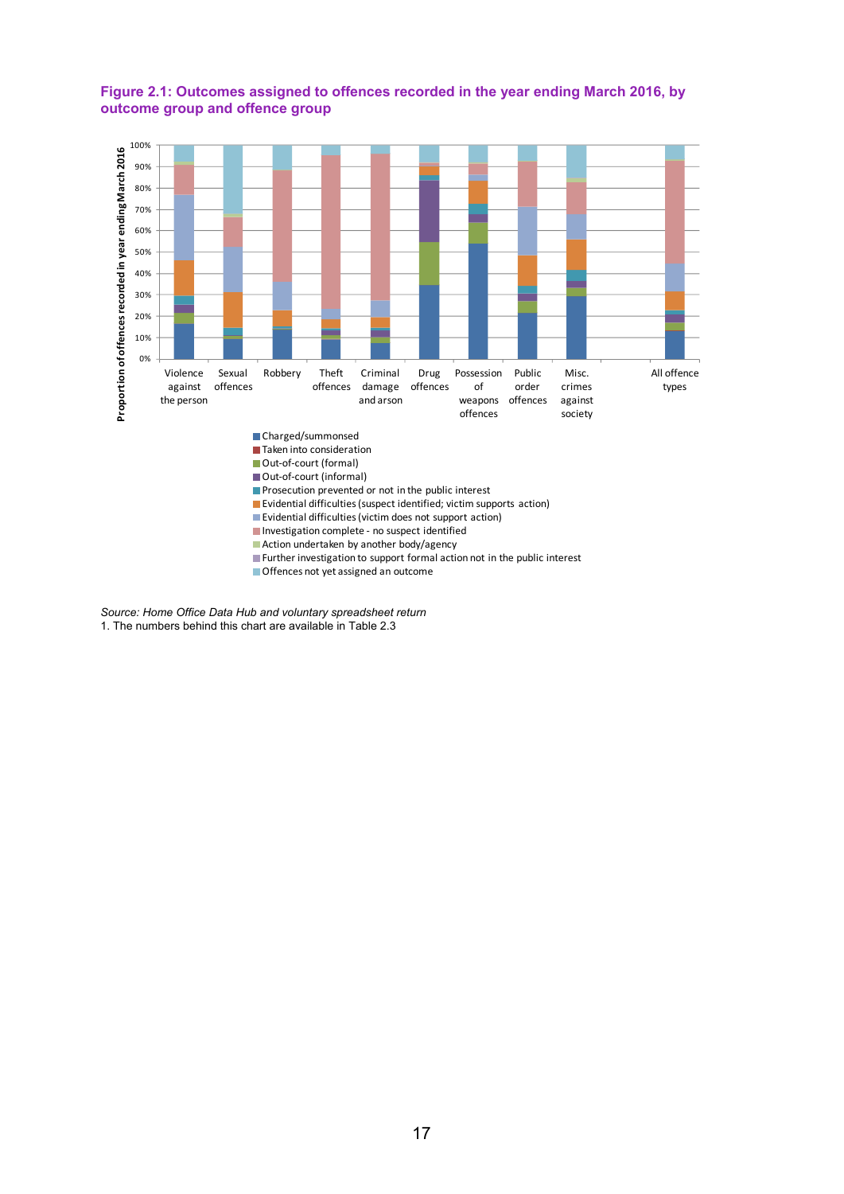**Figure 2.1: Outcomes assigned to offences recorded in the year ending March 2016, by outcome group and offence group**

*Source: Home Office Data Hub and voluntary spreadsheet return*

1. The numbers behind this chart are available in Table 2.3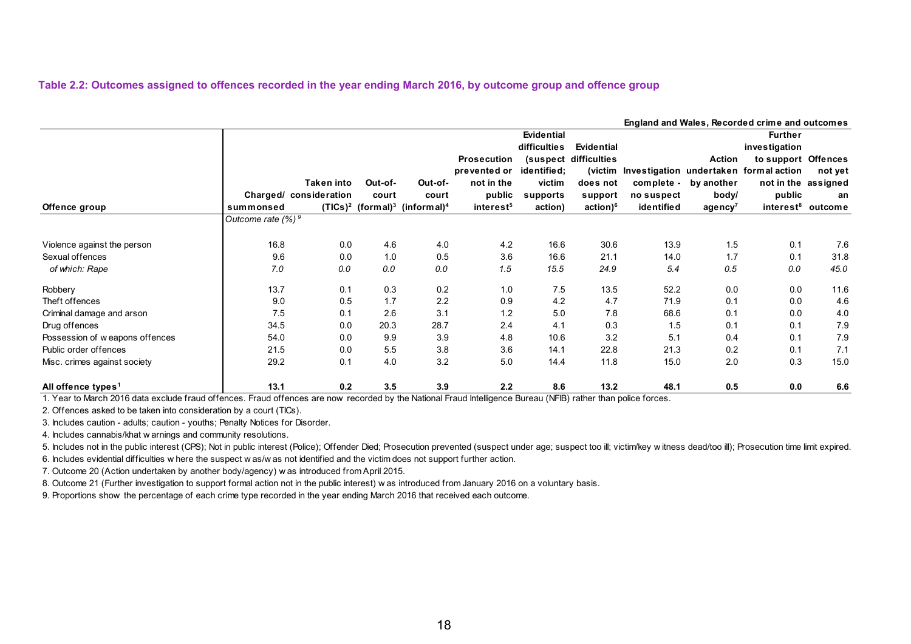### Table 2.2: Outcomes assigned to offences recorded in the year ending March 2016, by outcome group and offence group

England and Wales, Recorded crime and outcomes

| Offence group | Charged/ summonsed | Taken into consideration (TICs)[2] | Out-of-court (formal)[3] | Out-of-court (informal)[4] | Prosecution prevented or not in the public interest[5] | Evidential difficulties (suspect identified; victim supports action) | Evidential difficulties (victim does not support action)[6] | Investigation complete - no suspect identified | Action undertaken by another body/ agency[7] | Further investigation to support formal action not in the public interest[8] | Offences not yet assigned an outcome |
|---|---|---|---|---|---|---|---|---|---|---|---|
| | *Outcome rate (%)* [9] | | | | | | | | | | |
| Violence against the person | 16.8 | 0.0 | 4.6 | 4.0 | 4.2 | 16.6 | 30.6 | 13.9 | 1.5 | 0.1 | 7.6 |
| Sexual offences | 9.6 | 0.0 | 1.0 | 0.5 | 3.6 | 16.6 | 21.1 | 14.0 | 1.7 | 0.1 | 31.8 |
| *of which: Rape* | *7.0* | *0.0* | *0.0* | *0.0* | *1.5* | *15.5* | *24.9* | *5.4* | *0.5* | *0.0* | *45.0* |
| Robbery | 13.7 | 0.1 | 0.3 | 0.2 | 1.0 | 7.5 | 13.5 | 52.2 | 0.0 | 0.0 | 11.6 |
| Theft offences | 9.0 | 0.5 | 1.7 | 2.2 | 0.9 | 4.2 | 4.7 | 71.9 | 0.1 | 0.0 | 4.6 |
| Criminal damage and arson | 7.5 | 0.1 | 2.6 | 3.1 | 1.2 | 5.0 | 7.8 | 68.6 | 0.1 | 0.0 | 4.0 |
| Drug offences | 34.5 | 0.0 | 20.3 | 28.7 | 2.4 | 4.1 | 0.3 | 1.5 | 0.1 | 0.1 | 7.9 |
| Possession of weapons offences | 54.0 | 0.0 | 9.9 | 3.9 | 4.8 | 10.6 | 3.2 | 5.1 | 0.4 | 0.1 | 7.9 |
| Public order offences | 21.5 | 0.0 | 5.5 | 3.8 | 3.6 | 14.1 | 22.8 | 21.3 | 0.2 | 0.1 | 7.1 |
| Misc. crimes against society | 29.2 | 0.1 | 4.0 | 3.2 | 5.0 | 14.4 | 11.8 | 15.0 | 2.0 | 0.3 | 15.0 |
| **All offence types[1]** | **13.1** | **0.2** | **3.5** | **3.9** | **2.2** | **8.6** | **13.2** | **48.1** | **0.5** | **0.0** | **6.6** |

1. Year to March 2016 data exclude fraud offences. Fraud offences are now recorded by the National Fraud Intelligence Bureau (NFIB) rather than police forces.

2. Offences asked to be taken into consideration by a court (TICs).

3. Includes caution - adults; caution - youths; Penalty Notices for Disorder.

4. Includes cannabis/khat warnings and community resolutions.

5. Includes not in the public interest (CPS); Not in public interest (Police); Offender Died; Prosecution prevented (suspect under age; suspect too ill; victim/key witness dead/too ill); Prosecution time limit expired.

6. Includes evidential difficulties where the suspect was/was not identified and the victim does not support further action.

7. Outcome 20 (Action undertaken by another body/agency) was introduced from April 2015.

8. Outcome 21 (Further investigation to support formal action not in the public interest) was introduced from January 2016 on a voluntary basis.

9. Proportions show the percentage of each crime type recorded in the year ending March 2016 that received each outcome.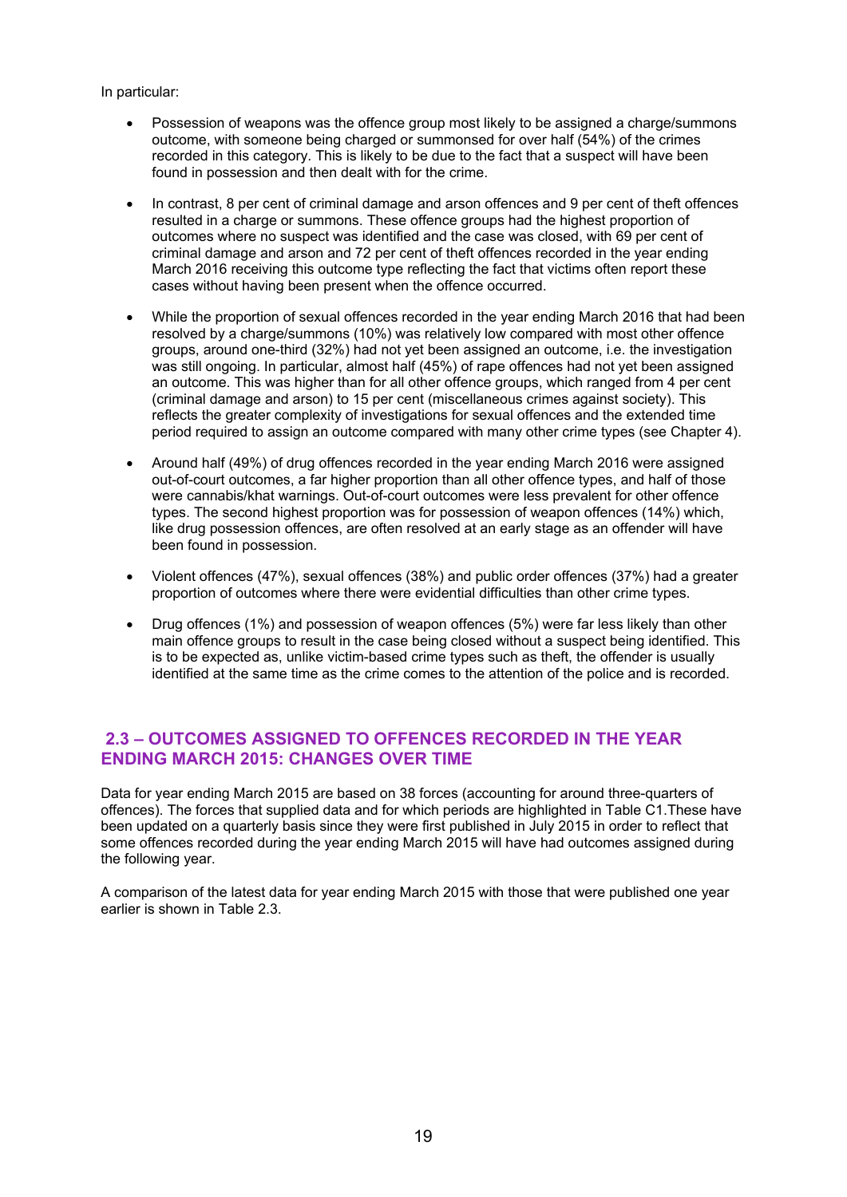In particular:

- Possession of weapons was the offence group most likely to be assigned a charge/summons outcome, with someone being charged or summonsed for over half (54%) of the crimes recorded in this category. This is likely to be due to the fact that a suspect will have been found in possession and then dealt with for the crime.

- In contrast, 8 per cent of criminal damage and arson offences and 9 per cent of theft offences resulted in a charge or summons. These offence groups had the highest proportion of outcomes where no suspect was identified and the case was closed, with 69 per cent of criminal damage and arson and 72 per cent of theft offences recorded in the year ending March 2016 receiving this outcome type reflecting the fact that victims often report these cases without having been present when the offence occurred.

- While the proportion of sexual offences recorded in the year ending March 2016 that had been resolved by a charge/summons (10%) was relatively low compared with most other offence groups, around one-third (32%) had not yet been assigned an outcome, i.e. the investigation was still ongoing. In particular, almost half (45%) of rape offences had not yet been assigned an outcome. This was higher than for all other offence groups, which ranged from 4 per cent (criminal damage and arson) to 15 per cent (miscellaneous crimes against society). This reflects the greater complexity of investigations for sexual offences and the extended time period required to assign an outcome compared with many other crime types (see Chapter 4).

- Around half (49%) of drug offences recorded in the year ending March 2016 were assigned out-of-court outcomes, a far higher proportion than all other offence types, and half of those were cannabis/khat warnings. Out-of-court outcomes were less prevalent for other offence types. The second highest proportion was for possession of weapon offences (14%) which, like drug possession offences, are often resolved at an early stage as an offender will have been found in possession.

- Violent offences (47%), sexual offences (38%) and public order offences (37%) had a greater proportion of outcomes where there were evidential difficulties than other crime types.

- Drug offences (1%) and possession of weapon offences (5%) were far less likely than other main offence groups to result in the case being closed without a suspect being identified. This is to be expected as, unlike victim-based crime types such as theft, the offender is usually identified at the same time as the crime comes to the attention of the police and is recorded.

## 2.3 – OUTCOMES ASSIGNED TO OFFENCES RECORDED IN THE YEAR ENDING MARCH 2015: CHANGES OVER TIME

Data for year ending March 2015 are based on 38 forces (accounting for around three-quarters of offences). The forces that supplied data and for which periods are highlighted in Table C1.These have been updated on a quarterly basis since they were first published in July 2015 in order to reflect that some offences recorded during the year ending March 2015 will have had outcomes assigned during the following year.

A comparison of the latest data for year ending March 2015 with those that were published one year earlier is shown in Table 2.3.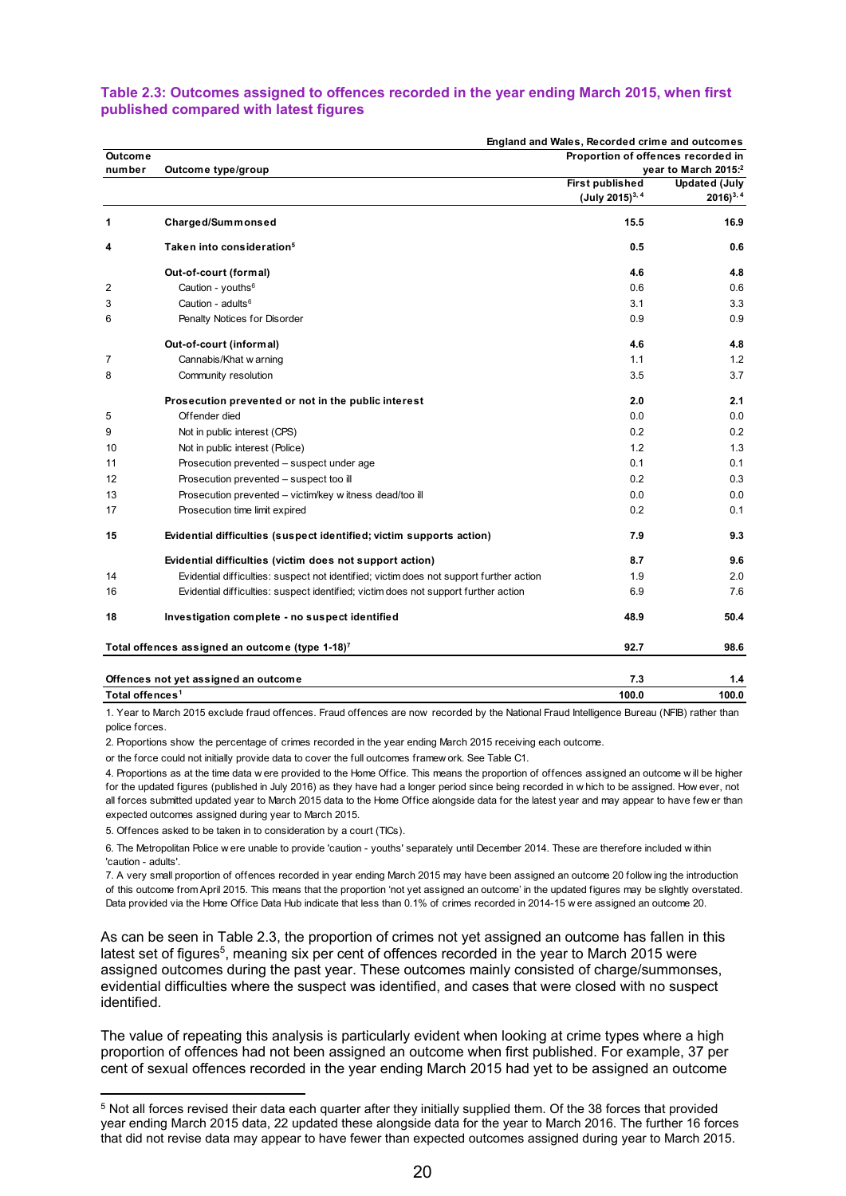**Table 2.3: Outcomes assigned to offences recorded in the year ending March 2015, when first published compared with latest figures**

England and Wales, Recorded crime and outcomes

| Outcome number | Outcome type/group | Proportion of offences recorded in year to March 2015:[2] First published (July 2015)[3, 4] | Updated (July 2016)[3, 4] |
|---|---|---|---|
| 1 | **Charged/Summonsed** | **15.5** | **16.9** |
| 4 | **Taken into consideration**[5] | **0.5** | **0.6** |
| | **Out-of-court (formal)** | **4.6** | **4.8** |
| 2 | Caution - youths[6] | 0.6 | 0.6 |
| 3 | Caution - adults[6] | 3.1 | 3.3 |
| 6 | Penalty Notices for Disorder | 0.9 | 0.9 |
| | **Out-of-court (informal)** | **4.6** | **4.8** |
| 7 | Cannabis/Khat warning | 1.1 | 1.2 |
| 8 | Community resolution | 3.5 | 3.7 |
| | **Prosecution prevented or not in the public interest** | **2.0** | **2.1** |
| 5 | Offender died | 0.0 | 0.0 |
| 9 | Not in public interest (CPS) | 0.2 | 0.2 |
| 10 | Not in public interest (Police) | 1.2 | 1.3 |
| 11 | Prosecution prevented – suspect under age | 0.1 | 0.1 |
| 12 | Prosecution prevented – suspect too ill | 0.2 | 0.3 |
| 13 | Prosecution prevented – victim/key witness dead/too ill | 0.0 | 0.0 |
| 17 | Prosecution time limit expired | 0.2 | 0.1 |
| 15 | **Evidential difficulties (suspect identified; victim supports action)** | **7.9** | **9.3** |
| | **Evidential difficulties (victim does not support action)** | **8.7** | **9.6** |
| 14 | Evidential difficulties: suspect not identified; victim does not support further action | 1.9 | 2.0 |
| 16 | Evidential difficulties: suspect identified; victim does not support further action | 6.9 | 7.6 |
| 18 | **Investigation complete - no suspect identified** | **48.9** | **50.4** |
| | **Total offences assigned an outcome (type 1-18)**[7] | **92.7** | **98.6** |
| | **Offences not yet assigned an outcome** | **7.3** | **1.4** |
| | **Total offences**[1] | **100.0** | **100.0** |

1. Year to March 2015 exclude fraud offences. Fraud offences are now recorded by the National Fraud Intelligence Bureau (NFIB) rather than police forces.

2. Proportions show the percentage of crimes recorded in the year ending March 2015 receiving each outcome.

or the force could not initially provide data to cover the full outcomes framework. See Table C1.

4. Proportions as at the time data were provided to the Home Office. This means the proportion of offences assigned an outcome will be higher for the updated figures (published in July 2016) as they have had a longer period since being recorded in which to be assigned. However, not all forces submitted updated year to March 2015 data to the Home Office alongside data for the latest year and may appear to have fewer than expected outcomes assigned during year to March 2015.

5. Offences asked to be taken in to consideration by a court (TICs).

6. The Metropolitan Police were unable to provide 'caution - youths' separately until December 2014. These are therefore included within 'caution - adults'.

7. A very small proportion of offences recorded in year ending March 2015 may have been assigned an outcome 20 following the introduction of this outcome from April 2015. This means that the proportion 'not yet assigned an outcome' in the updated figures may be slightly overstated. Data provided via the Home Office Data Hub indicate that less than 0.1% of crimes recorded in 2014-15 were assigned an outcome 20.

As can be seen in Table 2.3, the proportion of crimes not yet assigned an outcome has fallen in this latest set of figures[5], meaning six per cent of offences recorded in the year to March 2015 were assigned outcomes during the past year. These outcomes mainly consisted of charge/summonses, evidential difficulties where the suspect was identified, and cases that were closed with no suspect identified.

The value of repeating this analysis is particularly evident when looking at crime types where a high proportion of offences had not been assigned an outcome when first published. For example, 37 per cent of sexual offences recorded in the year ending March 2015 had yet to be assigned an outcome

[5] Not all forces revised their data each quarter after they initially supplied them. Of the 38 forces that provided year ending March 2015 data, 22 updated these alongside data for the year to March 2016. The further 16 forces that did not revise data may appear to have fewer than expected outcomes assigned during year to March 2015.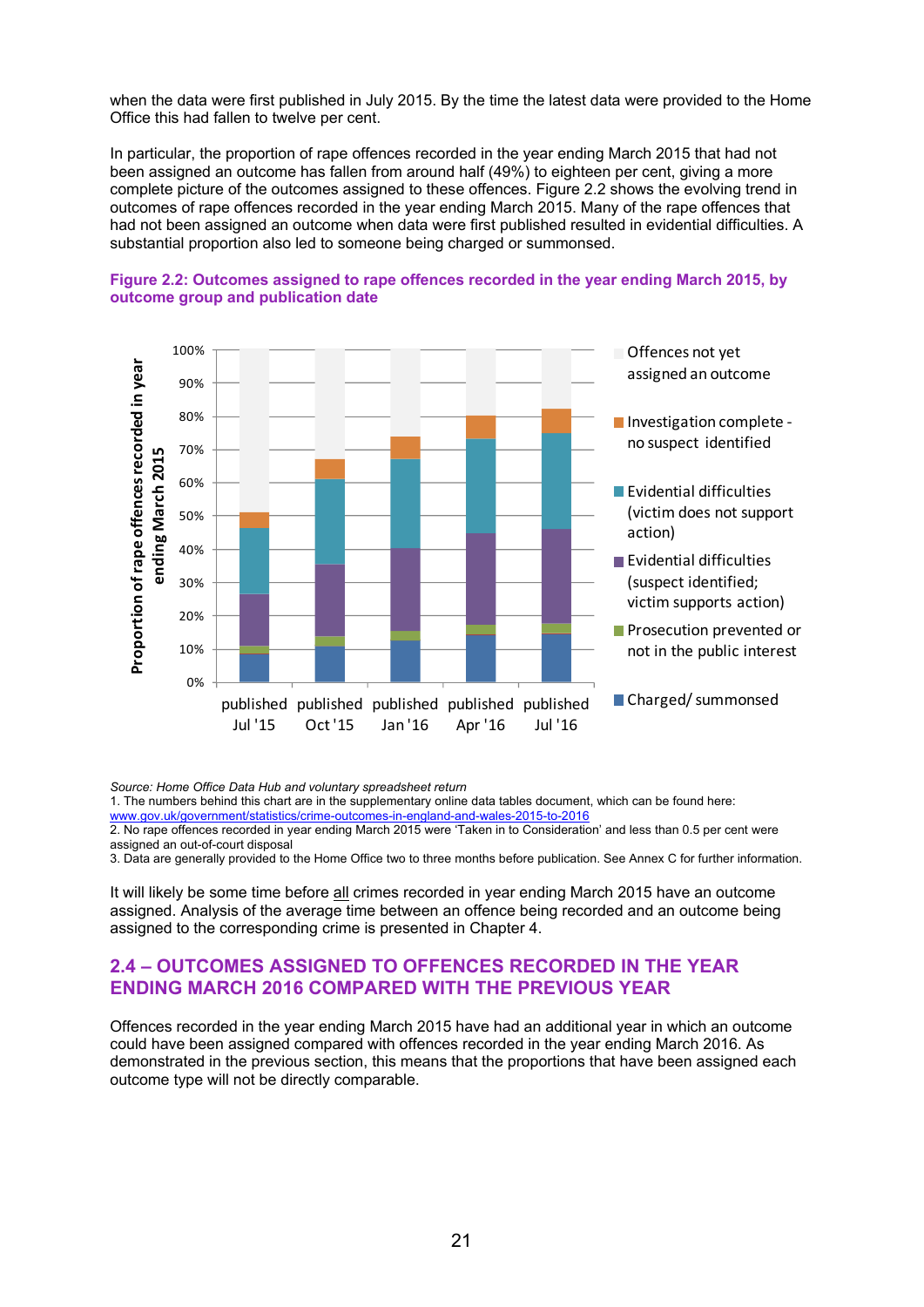when the data were first published in July 2015. By the time the latest data were provided to the Home Office this had fallen to twelve per cent.

In particular, the proportion of rape offences recorded in the year ending March 2015 that had not been assigned an outcome has fallen from around half (49%) to eighteen per cent, giving a more complete picture of the outcomes assigned to these offences. Figure 2.2 shows the evolving trend in outcomes of rape offences recorded in the year ending March 2015. Many of the rape offences that had not been assigned an outcome when data were first published resulted in evidential difficulties. A substantial proportion also led to someone being charged or summonsed.

**Figure 2.2: Outcomes assigned to rape offences recorded in the year ending March 2015, by outcome group and publication date**

*Source: Home Office Data Hub and voluntary spreadsheet return*

1. The numbers behind this chart are in the supplementary online data tables document, which can be found here: www.gov.uk/government/statistics/crime-outcomes-in-england-and-wales-2015-to-2016
2. No rape offences recorded in year ending March 2015 were 'Taken in to Consideration' and less than 0.5 per cent were assigned an out-of-court disposal
3. Data are generally provided to the Home Office two to three months before publication. See Annex C for further information.

It will likely be some time before all crimes recorded in year ending March 2015 have an outcome assigned. Analysis of the average time between an offence being recorded and an outcome being assigned to the corresponding crime is presented in Chapter 4.

## 2.4 – OUTCOMES ASSIGNED TO OFFENCES RECORDED IN THE YEAR ENDING MARCH 2016 COMPARED WITH THE PREVIOUS YEAR

Offences recorded in the year ending March 2015 have had an additional year in which an outcome could have been assigned compared with offences recorded in the year ending March 2016. As demonstrated in the previous section, this means that the proportions that have been assigned each outcome type will not be directly comparable.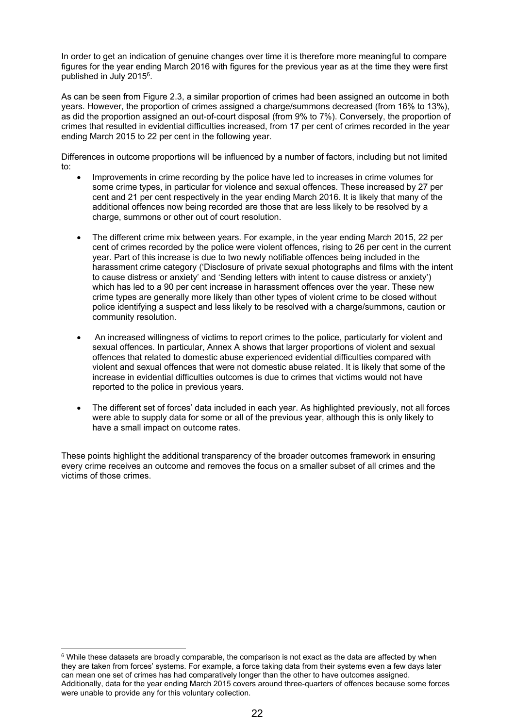In order to get an indication of genuine changes over time it is therefore more meaningful to compare figures for the year ending March 2016 with figures for the previous year as at the time they were first published in July 2015[6].

As can be seen from Figure 2.3, a similar proportion of crimes had been assigned an outcome in both years. However, the proportion of crimes assigned a charge/summons decreased (from 16% to 13%), as did the proportion assigned an out-of-court disposal (from 9% to 7%). Conversely, the proportion of crimes that resulted in evidential difficulties increased, from 17 per cent of crimes recorded in the year ending March 2015 to 22 per cent in the following year.

Differences in outcome proportions will be influenced by a number of factors, including but not limited to:

- Improvements in crime recording by the police have led to increases in crime volumes for some crime types, in particular for violence and sexual offences. These increased by 27 per cent and 21 per cent respectively in the year ending March 2016. It is likely that many of the additional offences now being recorded are those that are less likely to be resolved by a charge, summons or other out of court resolution.

- The different crime mix between years. For example, in the year ending March 2015, 22 per cent of crimes recorded by the police were violent offences, rising to 26 per cent in the current year. Part of this increase is due to two newly notifiable offences being included in the harassment crime category ('Disclosure of private sexual photographs and films with the intent to cause distress or anxiety' and 'Sending letters with intent to cause distress or anxiety') which has led to a 90 per cent increase in harassment offences over the year. These new crime types are generally more likely than other types of violent crime to be closed without police identifying a suspect and less likely to be resolved with a charge/summons, caution or community resolution.

- An increased willingness of victims to report crimes to the police, particularly for violent and sexual offences. In particular, Annex A shows that larger proportions of violent and sexual offences that related to domestic abuse experienced evidential difficulties compared with violent and sexual offences that were not domestic abuse related. It is likely that some of the increase in evidential difficulties outcomes is due to crimes that victims would not have reported to the police in previous years.

- The different set of forces' data included in each year. As highlighted previously, not all forces were able to supply data for some or all of the previous year, although this is only likely to have a small impact on outcome rates.

These points highlight the additional transparency of the broader outcomes framework in ensuring every crime receives an outcome and removes the focus on a smaller subset of all crimes and the victims of those crimes.

---

[6] While these datasets are broadly comparable, the comparison is not exact as the data are affected by when they are taken from forces' systems. For example, a force taking data from their systems even a few days later can mean one set of crimes has had comparatively longer than the other to have outcomes assigned. Additionally, data for the year ending March 2015 covers around three-quarters of offences because some forces were unable to provide any for this voluntary collection.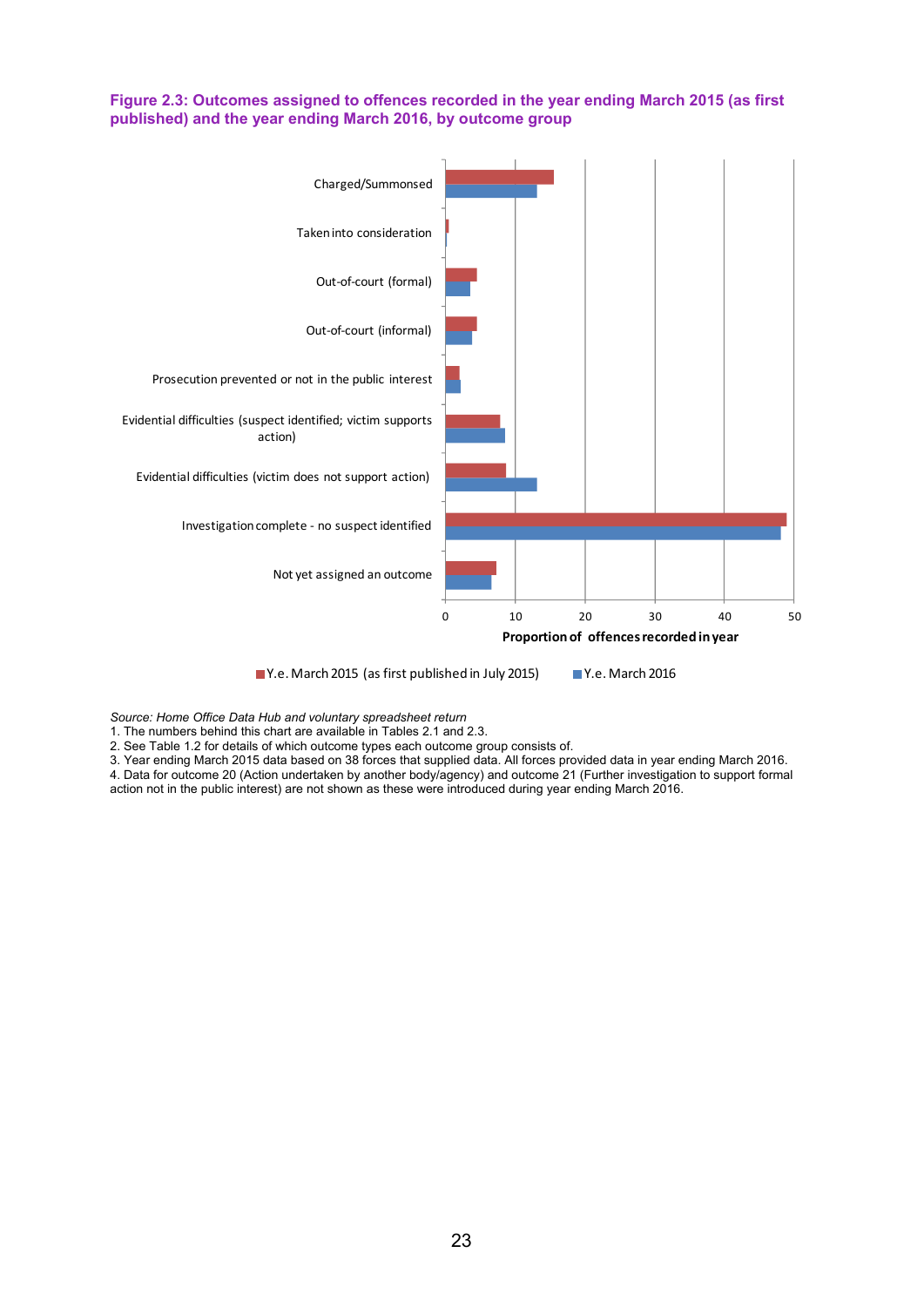**Figure 2.3: Outcomes assigned to offences recorded in the year ending March 2015 (as first published) and the year ending March 2016, by outcome group**

Charged/Summonsed

Taken into consideration

Out-of-court (formal)

Out-of-court (informal)

Prosecution prevented or not in the public interest

Evidential difficulties (suspect identified; victim supports action)

Evidential difficulties (victim does not support action)

Investigation complete - no suspect identified

Not yet assigned an outcome

0 10 20 30 40 50

**Proportion of offences recorded in year**

Y.e. March 2015 (as first published in July 2015) Y.e. March 2016

*Source: Home Office Data Hub and voluntary spreadsheet return*

1. The numbers behind this chart are available in Tables 2.1 and 2.3.
2. See Table 1.2 for details of which outcome types each outcome group consists of.
3. Year ending March 2015 data based on 38 forces that supplied data. All forces provided data in year ending March 2016.
4. Data for outcome 20 (Action undertaken by another body/agency) and outcome 21 (Further investigation to support formal action not in the public interest) are not shown as these were introduced during year ending March 2016.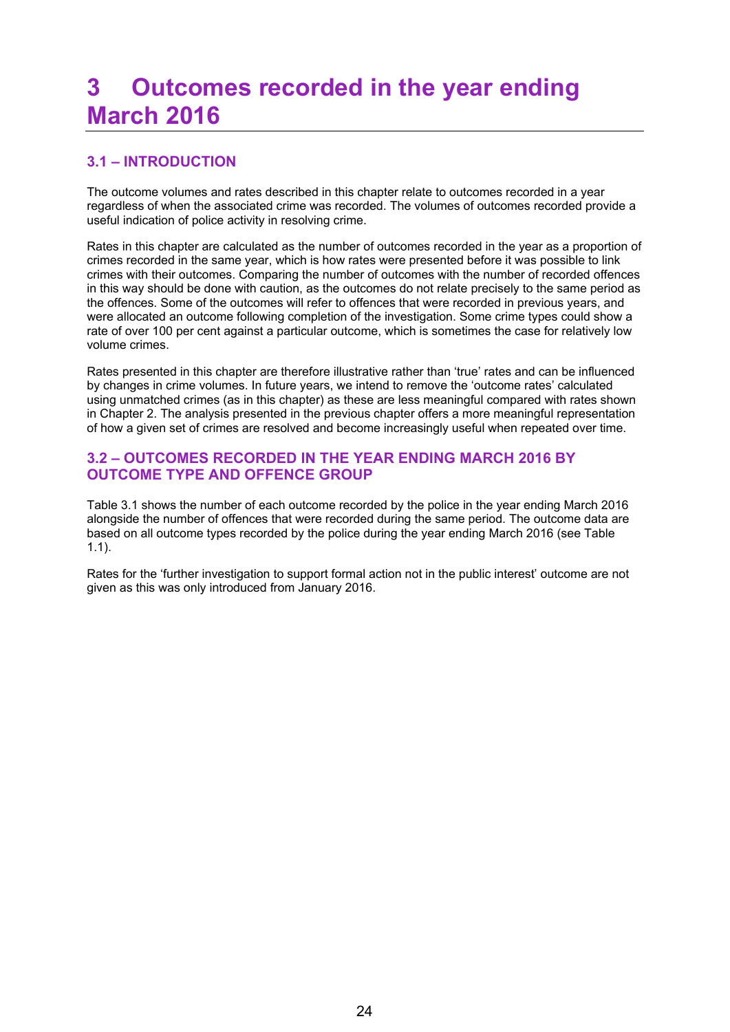# 3 Outcomes recorded in the year ending March 2016

## 3.1 – INTRODUCTION

The outcome volumes and rates described in this chapter relate to outcomes recorded in a year regardless of when the associated crime was recorded. The volumes of outcomes recorded provide a useful indication of police activity in resolving crime.

Rates in this chapter are calculated as the number of outcomes recorded in the year as a proportion of crimes recorded in the same year, which is how rates were presented before it was possible to link crimes with their outcomes. Comparing the number of outcomes with the number of recorded offences in this way should be done with caution, as the outcomes do not relate precisely to the same period as the offences. Some of the outcomes will refer to offences that were recorded in previous years, and were allocated an outcome following completion of the investigation. Some crime types could show a rate of over 100 per cent against a particular outcome, which is sometimes the case for relatively low volume crimes.

Rates presented in this chapter are therefore illustrative rather than 'true' rates and can be influenced by changes in crime volumes. In future years, we intend to remove the 'outcome rates' calculated using unmatched crimes (as in this chapter) as these are less meaningful compared with rates shown in Chapter 2. The analysis presented in the previous chapter offers a more meaningful representation of how a given set of crimes are resolved and become increasingly useful when repeated over time.

## 3.2 – OUTCOMES RECORDED IN THE YEAR ENDING MARCH 2016 BY OUTCOME TYPE AND OFFENCE GROUP

Table 3.1 shows the number of each outcome recorded by the police in the year ending March 2016 alongside the number of offences that were recorded during the same period. The outcome data are based on all outcome types recorded by the police during the year ending March 2016 (see Table 1.1).

Rates for the 'further investigation to support formal action not in the public interest' outcome are not given as this was only introduced from January 2016.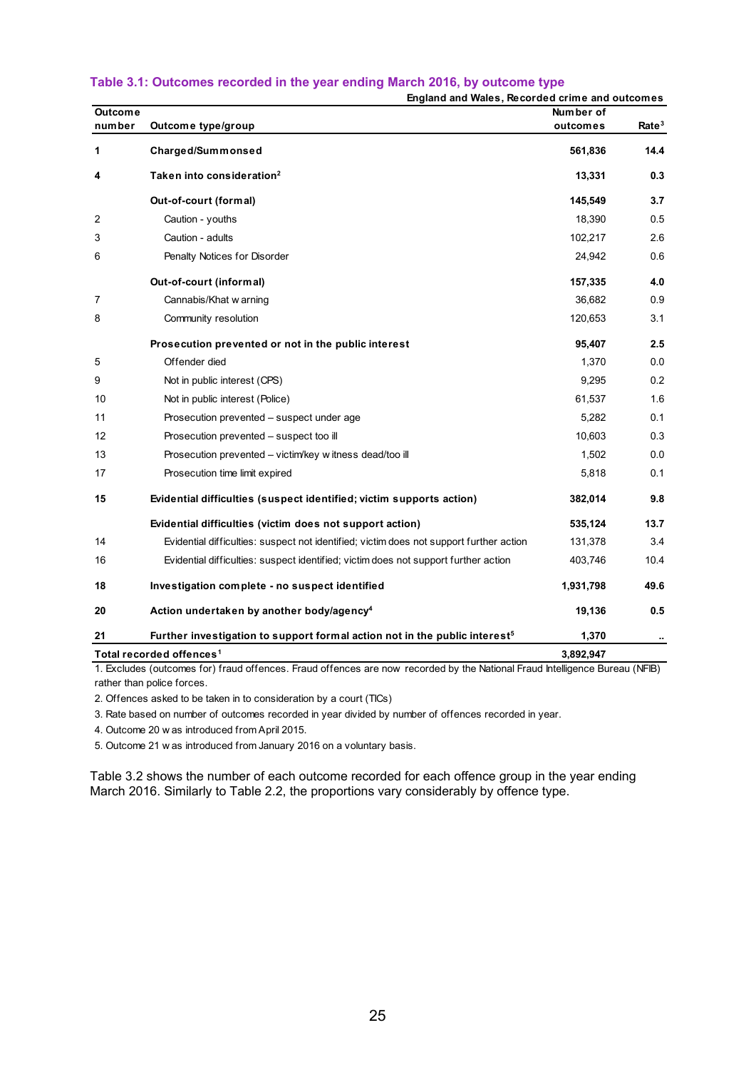## Table 3.1: Outcomes recorded in the year ending March 2016, by outcome type

England and Wales, Recorded crime and outcomes

| Outcome number | Outcome type/group | Number of outcomes | Rate[3] |
|---|---|---|---|
| **1** | **Charged/Summonsed** | **561,836** | **14.4** |
| **4** | **Taken into consideration[2]** | **13,331** | **0.3** |
| | **Out-of-court (formal)** | **145,549** | **3.7** |
| 2 | Caution - youths | 18,390 | 0.5 |
| 3 | Caution - adults | 102,217 | 2.6 |
| 6 | Penalty Notices for Disorder | 24,942 | 0.6 |
| | **Out-of-court (informal)** | **157,335** | **4.0** |
| 7 | Cannabis/Khat warning | 36,682 | 0.9 |
| 8 | Community resolution | 120,653 | 3.1 |
| | **Prosecution prevented or not in the public interest** | **95,407** | **2.5** |
| 5 | Offender died | 1,370 | 0.0 |
| 9 | Not in public interest (CPS) | 9,295 | 0.2 |
| 10 | Not in public interest (Police) | 61,537 | 1.6 |
| 11 | Prosecution prevented – suspect under age | 5,282 | 0.1 |
| 12 | Prosecution prevented – suspect too ill | 10,603 | 0.3 |
| 13 | Prosecution prevented – victim/key witness dead/too ill | 1,502 | 0.0 |
| 17 | Prosecution time limit expired | 5,818 | 0.1 |
| **15** | **Evidential difficulties (suspect identified; victim supports action)** | **382,014** | **9.8** |
| | **Evidential difficulties (victim does not support action)** | **535,124** | **13.7** |
| 14 | Evidential difficulties: suspect not identified; victim does not support further action | 131,378 | 3.4 |
| 16 | Evidential difficulties: suspect identified; victim does not support further action | 403,746 | 10.4 |
| **18** | **Investigation complete - no suspect identified** | **1,931,798** | **49.6** |
| **20** | **Action undertaken by another body/agency[4]** | **19,136** | **0.5** |
| **21** | **Further investigation to support formal action not in the public interest[5]** | **1,370** | **..** |
| **Total recorded offences[1]** | | **3,892,947** | |

1. Excludes (outcomes for) fraud offences. Fraud offences are now recorded by the National Fraud Intelligence Bureau (NFIB) rather than police forces.

2. Offences asked to be taken in to consideration by a court (TICs)

3. Rate based on number of outcomes recorded in year divided by number of offences recorded in year.

4. Outcome 20 was introduced from April 2015.

5. Outcome 21 was introduced from January 2016 on a voluntary basis.

Table 3.2 shows the number of each outcome recorded for each offence group in the year ending March 2016. Similarly to Table 2.2, the proportions vary considerably by offence type.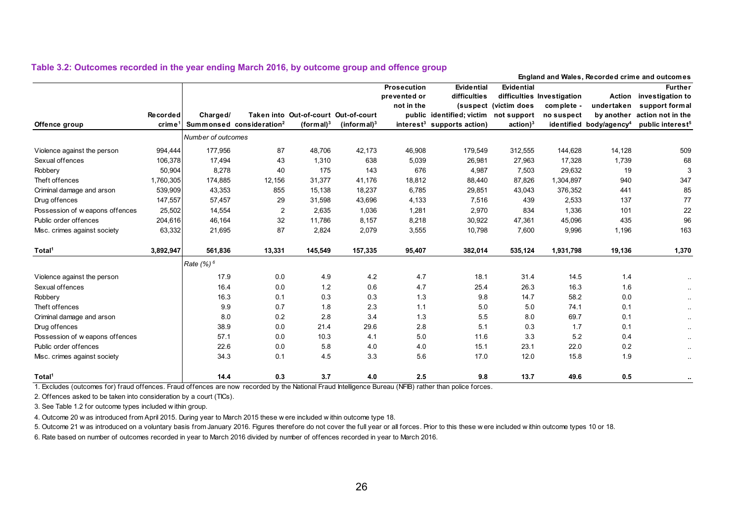### Table 3.2: Outcomes recorded in the year ending March 2016, by outcome group and offence group

England and Wales, Recorded crime and outcomes

| Offence group | Recorded crime[1] | Charged/ Summonsed | Taken into consideration[2] | Out-of-court (formal)[3] | Out-of-court (informal)[3] | Prosecution prevented or not in the public interest[3] | Evidential difficulties (suspect identified; victim supports action) | Evidential difficulties (victim does not support action)[3] | Investigation complete - no suspect identified | Action undertaken by another body/agency[4] | Further investigation to support formal action not in the public interest[5] |
|---|---|---|---|---|---|---|---|---|---|---|---|
| | | *Number of outcomes* | | | | | | | | | |
| Violence against the person | 994,444 | 177,956 | 87 | 48,706 | 42,173 | 46,908 | 179,549 | 312,555 | 144,628 | 14,128 | 509 |
| Sexual offences | 106,378 | 17,494 | 43 | 1,310 | 638 | 5,039 | 26,981 | 27,963 | 17,328 | 1,739 | 68 |
| Robbery | 50,904 | 8,278 | 40 | 175 | 143 | 676 | 4,987 | 7,503 | 29,632 | 19 | 3 |
| Theft offences | 1,760,305 | 174,885 | 12,156 | 31,377 | 41,176 | 18,812 | 88,440 | 87,826 | 1,304,897 | 940 | 347 |
| Criminal damage and arson | 539,909 | 43,353 | 855 | 15,138 | 18,237 | 6,785 | 29,851 | 43,043 | 376,352 | 441 | 85 |
| Drug offences | 147,557 | 57,457 | 29 | 31,598 | 43,696 | 4,133 | 7,516 | 439 | 2,533 | 137 | 77 |
| Possession of weapons offences | 25,502 | 14,554 | 2 | 2,635 | 1,036 | 1,281 | 2,970 | 834 | 1,336 | 101 | 22 |
| Public order offences | 204,616 | 46,164 | 32 | 11,786 | 8,157 | 8,218 | 30,922 | 47,361 | 45,096 | 435 | 96 |
| Misc. crimes against society | 63,332 | 21,695 | 87 | 2,824 | 2,079 | 3,555 | 10,798 | 7,600 | 9,996 | 1,196 | 163 |
| **Total[1]** | **3,892,947** | **561,836** | **13,331** | **145,549** | **157,335** | **95,407** | **382,014** | **535,124** | **1,931,798** | **19,136** | **1,370** |
| | | *Rate (%)[6]* | | | | | | | | | |
| Violence against the person | | 17.9 | 0.0 | 4.9 | 4.2 | 4.7 | 18.1 | 31.4 | 14.5 | 1.4 | .. |
| Sexual offences | | 16.4 | 0.0 | 1.2 | 0.6 | 4.7 | 25.4 | 26.3 | 16.3 | 1.6 | .. |
| Robbery | | 16.3 | 0.1 | 0.3 | 0.3 | 1.3 | 9.8 | 14.7 | 58.2 | 0.0 | .. |
| Theft offences | | 9.9 | 0.7 | 1.8 | 2.3 | 1.1 | 5.0 | 5.0 | 74.1 | 0.1 | .. |
| Criminal damage and arson | | 8.0 | 0.2 | 2.8 | 3.4 | 1.3 | 5.5 | 8.0 | 69.7 | 0.1 | .. |
| Drug offences | | 38.9 | 0.0 | 21.4 | 29.6 | 2.8 | 5.1 | 0.3 | 1.7 | 0.1 | .. |
| Possession of weapons offences | | 57.1 | 0.0 | 10.3 | 4.1 | 5.0 | 11.6 | 3.3 | 5.2 | 0.4 | .. |
| Public order offences | | 22.6 | 0.0 | 5.8 | 4.0 | 4.0 | 15.1 | 23.1 | 22.0 | 0.2 | .. |
| Misc. crimes against society | | 34.3 | 0.1 | 4.5 | 3.3 | 5.6 | 17.0 | 12.0 | 15.8 | 1.9 | .. |
| **Total[1]** | | **14.4** | **0.3** | **3.7** | **4.0** | **2.5** | **9.8** | **13.7** | **49.6** | **0.5** | **..** |

1. Excludes (outcomes for) fraud offences. Fraud offences are now recorded by the National Fraud Intelligence Bureau (NFIB) rather than police forces.

2. Offences asked to be taken into consideration by a court (TICs).

3. See Table 1.2 for outcome types included within group.

4. Outcome 20 was introduced from April 2015. During year to March 2015 these were included within outcome type 18.

5. Outcome 21 was introduced on a voluntary basis from January 2016. Figures therefore do not cover the full year or all forces. Prior to this these were included within outcome types 10 or 18.

6. Rate based on number of outcomes recorded in year to March 2016 divided by number of offences recorded in year to March 2016.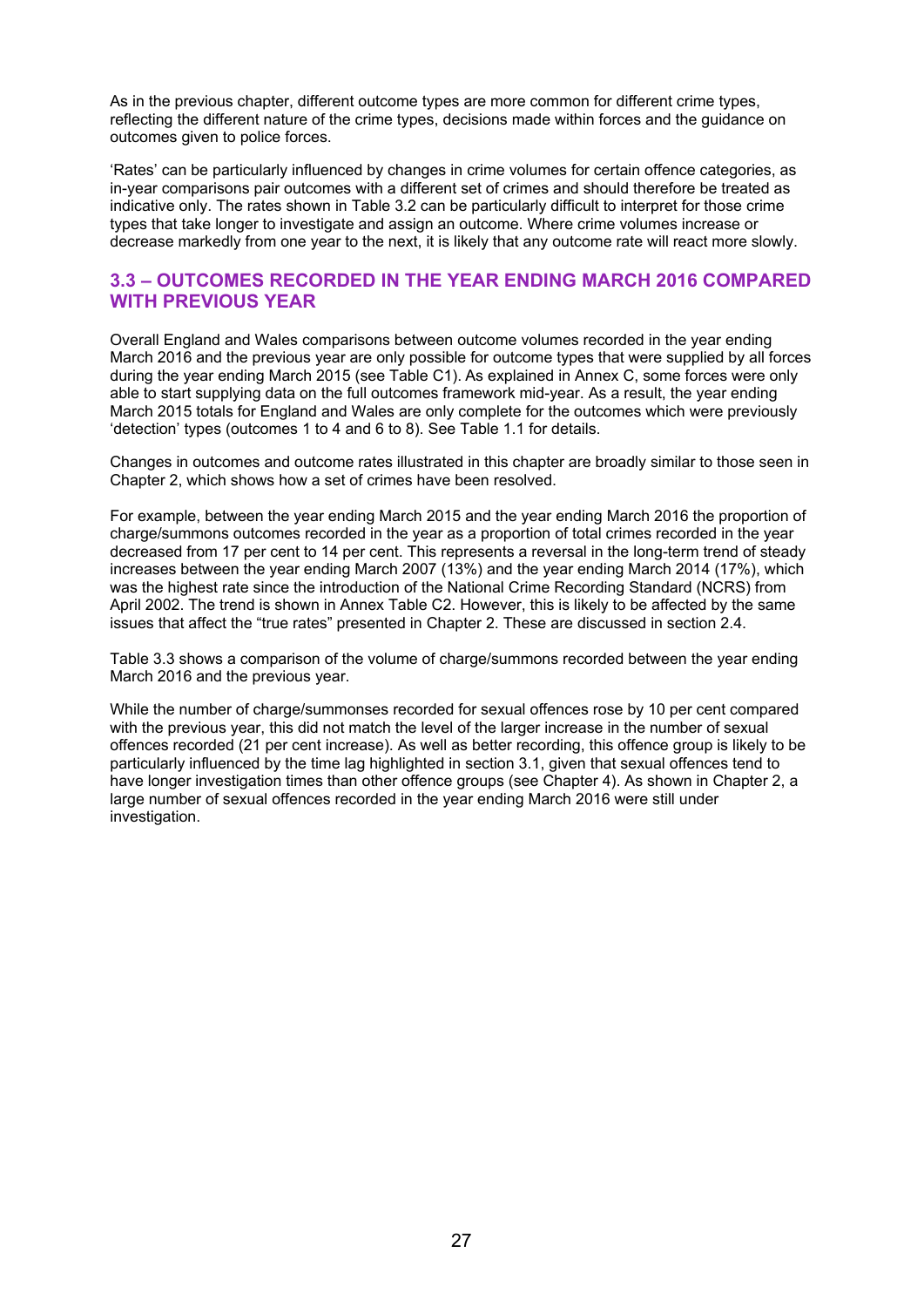As in the previous chapter, different outcome types are more common for different crime types, reflecting the different nature of the crime types, decisions made within forces and the guidance on outcomes given to police forces.

'Rates' can be particularly influenced by changes in crime volumes for certain offence categories, as in-year comparisons pair outcomes with a different set of crimes and should therefore be treated as indicative only. The rates shown in Table 3.2 can be particularly difficult to interpret for those crime types that take longer to investigate and assign an outcome. Where crime volumes increase or decrease markedly from one year to the next, it is likely that any outcome rate will react more slowly.

## 3.3 – OUTCOMES RECORDED IN THE YEAR ENDING MARCH 2016 COMPARED WITH PREVIOUS YEAR

Overall England and Wales comparisons between outcome volumes recorded in the year ending March 2016 and the previous year are only possible for outcome types that were supplied by all forces during the year ending March 2015 (see Table C1). As explained in Annex C, some forces were only able to start supplying data on the full outcomes framework mid-year. As a result, the year ending March 2015 totals for England and Wales are only complete for the outcomes which were previously 'detection' types (outcomes 1 to 4 and 6 to 8). See Table 1.1 for details.

Changes in outcomes and outcome rates illustrated in this chapter are broadly similar to those seen in Chapter 2, which shows how a set of crimes have been resolved.

For example, between the year ending March 2015 and the year ending March 2016 the proportion of charge/summons outcomes recorded in the year as a proportion of total crimes recorded in the year decreased from 17 per cent to 14 per cent. This represents a reversal in the long-term trend of steady increases between the year ending March 2007 (13%) and the year ending March 2014 (17%), which was the highest rate since the introduction of the National Crime Recording Standard (NCRS) from April 2002. The trend is shown in Annex Table C2. However, this is likely to be affected by the same issues that affect the "true rates" presented in Chapter 2. These are discussed in section 2.4.

Table 3.3 shows a comparison of the volume of charge/summons recorded between the year ending March 2016 and the previous year.

While the number of charge/summonses recorded for sexual offences rose by 10 per cent compared with the previous year, this did not match the level of the larger increase in the number of sexual offences recorded (21 per cent increase). As well as better recording, this offence group is likely to be particularly influenced by the time lag highlighted in section 3.1, given that sexual offences tend to have longer investigation times than other offence groups (see Chapter 4). As shown in Chapter 2, a large number of sexual offences recorded in the year ending March 2016 were still under investigation.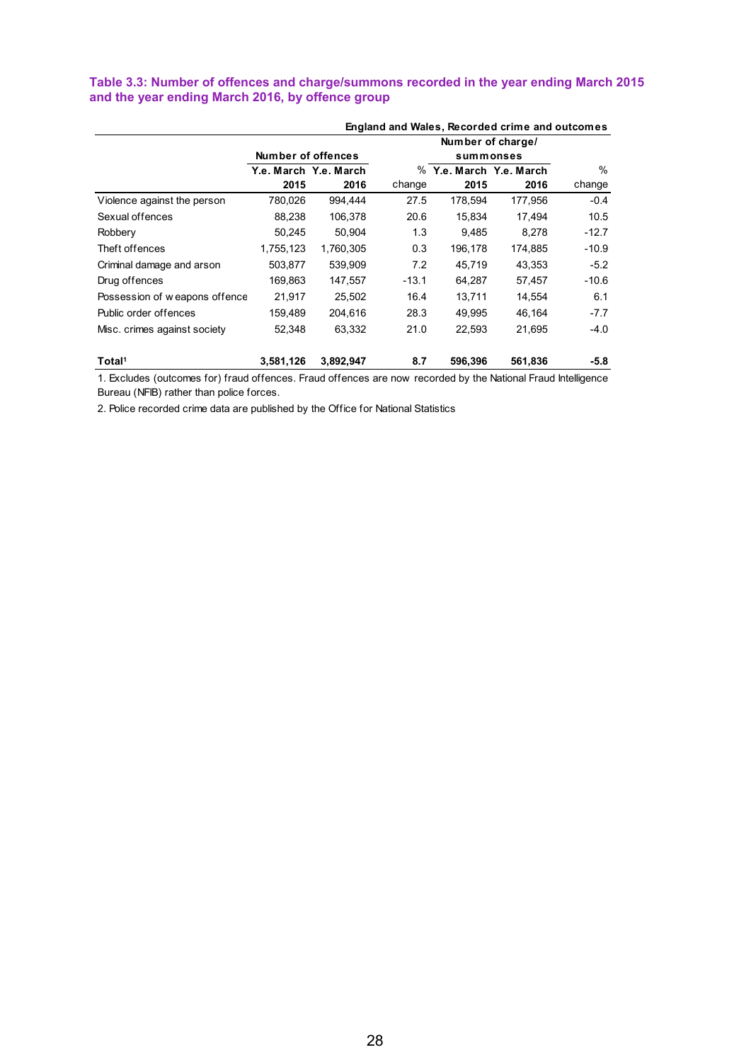**Table 3.3: Number of offences and charge/summons recorded in the year ending March 2015 and the year ending March 2016, by offence group**

**England and Wales, Recorded crime and outcomes**

| | Number of offences | | | Number of charge/ summonses | | |
|---|---|---|---|---|---|---|
| | Y.e. March 2015 | Y.e. March 2016 | % change | Y.e. March 2015 | Y.e. March 2016 | % change |
| Violence against the person | 780,026 | 994,444 | 27.5 | 178,594 | 177,956 | -0.4 |
| Sexual offences | 88,238 | 106,378 | 20.6 | 15,834 | 17,494 | 10.5 |
| Robbery | 50,245 | 50,904 | 1.3 | 9,485 | 8,278 | -12.7 |
| Theft offences | 1,755,123 | 1,760,305 | 0.3 | 196,178 | 174,885 | -10.9 |
| Criminal damage and arson | 503,877 | 539,909 | 7.2 | 45,719 | 43,353 | -5.2 |
| Drug offences | 169,863 | 147,557 | -13.1 | 64,287 | 57,457 | -10.6 |
| Possession of weapons offence | 21,917 | 25,502 | 16.4 | 13,711 | 14,554 | 6.1 |
| Public order offences | 159,489 | 204,616 | 28.3 | 49,995 | 46,164 | -7.7 |
| Misc. crimes against society | 52,348 | 63,332 | 21.0 | 22,593 | 21,695 | -4.0 |
| **Total[1]** | **3,581,126** | **3,892,947** | **8.7** | **596,396** | **561,836** | **-5.8** |

1. Excludes (outcomes for) fraud offences. Fraud offences are now recorded by the National Fraud Intelligence Bureau (NFIB) rather than police forces.

2. Police recorded crime data are published by the Office for National Statistics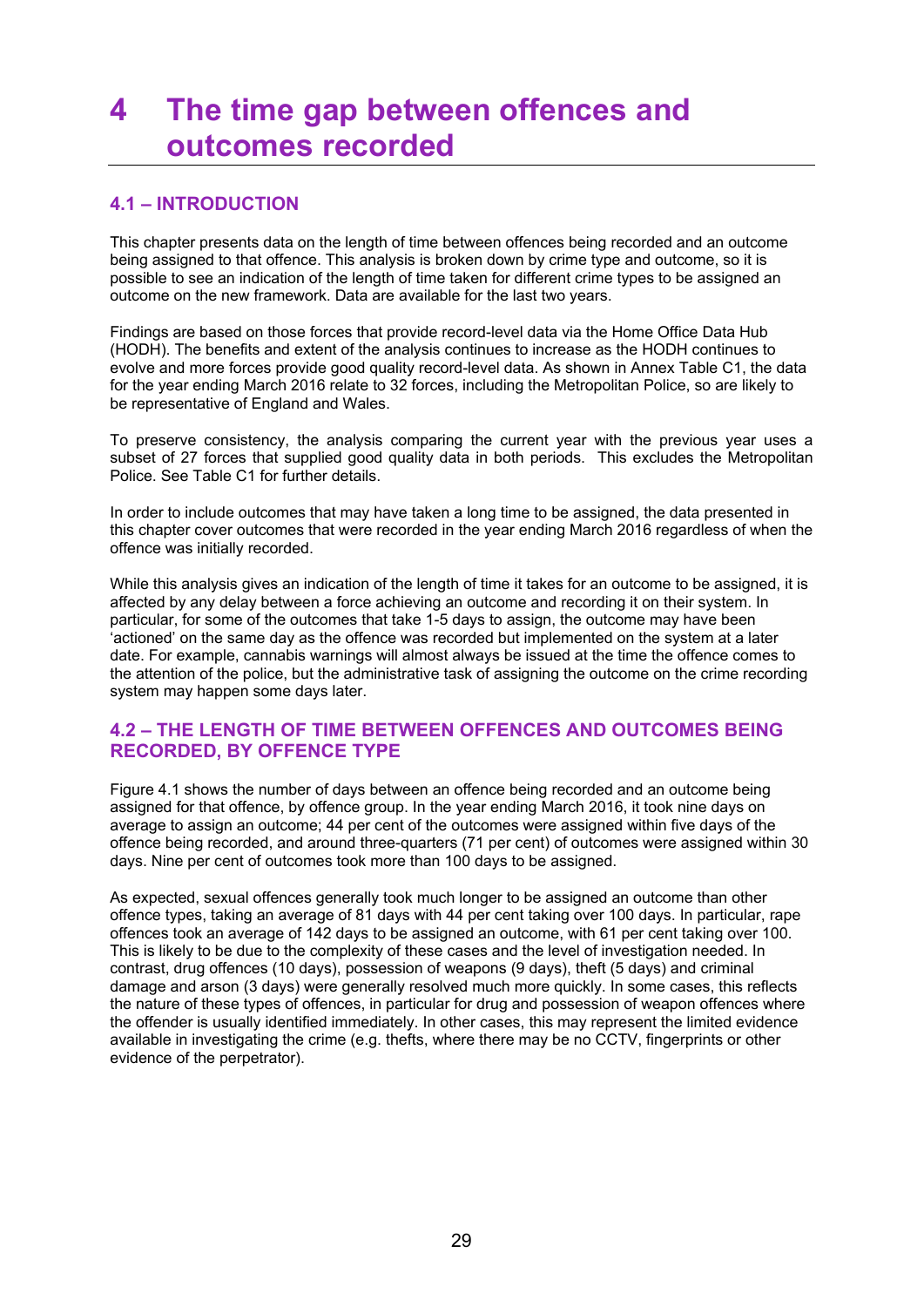# 4 The time gap between offences and outcomes recorded

## 4.1 – INTRODUCTION

This chapter presents data on the length of time between offences being recorded and an outcome being assigned to that offence. This analysis is broken down by crime type and outcome, so it is possible to see an indication of the length of time taken for different crime types to be assigned an outcome on the new framework. Data are available for the last two years.

Findings are based on those forces that provide record-level data via the Home Office Data Hub (HODH). The benefits and extent of the analysis continues to increase as the HODH continues to evolve and more forces provide good quality record-level data. As shown in Annex Table C1, the data for the year ending March 2016 relate to 32 forces, including the Metropolitan Police, so are likely to be representative of England and Wales.

To preserve consistency, the analysis comparing the current year with the previous year uses a subset of 27 forces that supplied good quality data in both periods. This excludes the Metropolitan Police. See Table C1 for further details.

In order to include outcomes that may have taken a long time to be assigned, the data presented in this chapter cover outcomes that were recorded in the year ending March 2016 regardless of when the offence was initially recorded.

While this analysis gives an indication of the length of time it takes for an outcome to be assigned, it is affected by any delay between a force achieving an outcome and recording it on their system. In particular, for some of the outcomes that take 1-5 days to assign, the outcome may have been 'actioned' on the same day as the offence was recorded but implemented on the system at a later date. For example, cannabis warnings will almost always be issued at the time the offence comes to the attention of the police, but the administrative task of assigning the outcome on the crime recording system may happen some days later.

## 4.2 – THE LENGTH OF TIME BETWEEN OFFENCES AND OUTCOMES BEING RECORDED, BY OFFENCE TYPE

Figure 4.1 shows the number of days between an offence being recorded and an outcome being assigned for that offence, by offence group. In the year ending March 2016, it took nine days on average to assign an outcome; 44 per cent of the outcomes were assigned within five days of the offence being recorded, and around three-quarters (71 per cent) of outcomes were assigned within 30 days. Nine per cent of outcomes took more than 100 days to be assigned.

As expected, sexual offences generally took much longer to be assigned an outcome than other offence types, taking an average of 81 days with 44 per cent taking over 100 days. In particular, rape offences took an average of 142 days to be assigned an outcome, with 61 per cent taking over 100. This is likely to be due to the complexity of these cases and the level of investigation needed. In contrast, drug offences (10 days), possession of weapons (9 days), theft (5 days) and criminal damage and arson (3 days) were generally resolved much more quickly. In some cases, this reflects the nature of these types of offences, in particular for drug and possession of weapon offences where the offender is usually identified immediately. In other cases, this may represent the limited evidence available in investigating the crime (e.g. thefts, where there may be no CCTV, fingerprints or other evidence of the perpetrator).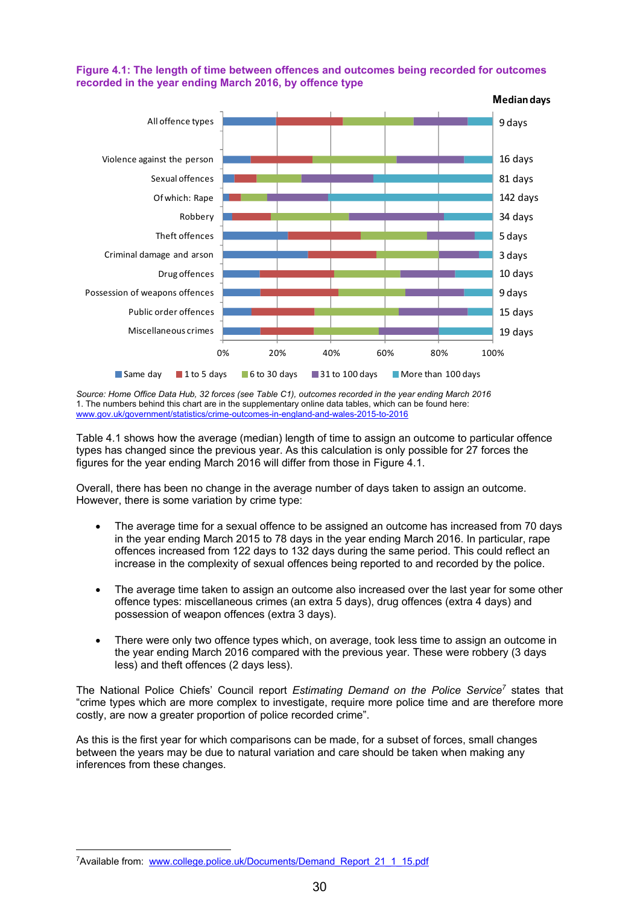**Figure 4.1: The length of time between offences and outcomes being recorded for outcomes recorded in the year ending March 2016, by offence type**

| Offence type | Median days |
|---|---|
| All offence types | 9 days |
| Violence against the person | 16 days |
| Sexual offences | 81 days |
| Of which: Rape | 142 days |
| Robbery | 34 days |
| Theft offences | 5 days |
| Criminal damage and arson | 3 days |
| Drug offences | 10 days |
| Possession of weapons offences | 9 days |
| Public order offences | 15 days |
| Miscellaneous crimes | 19 days |

Same day | 1 to 5 days | 6 to 30 days | 31 to 100 days | More than 100 days

*Source: Home Office Data Hub, 32 forces (see Table C1), outcomes recorded in the year ending March 2016*
1. The numbers behind this chart are in the supplementary online data tables, which can be found here: www.gov.uk/government/statistics/crime-outcomes-in-england-and-wales-2015-to-2016

Table 4.1 shows how the average (median) length of time to assign an outcome to particular offence types has changed since the previous year. As this calculation is only possible for 27 forces the figures for the year ending March 2016 will differ from those in Figure 4.1.

Overall, there has been no change in the average number of days taken to assign an outcome. However, there is some variation by crime type:

- The average time for a sexual offence to be assigned an outcome has increased from 70 days in the year ending March 2015 to 78 days in the year ending March 2016. In particular, rape offences increased from 122 days to 132 days during the same period. This could reflect an increase in the complexity of sexual offences being reported to and recorded by the police.

- The average time taken to assign an outcome also increased over the last year for some other offence types: miscellaneous crimes (an extra 5 days), drug offences (extra 4 days) and possession of weapon offences (extra 3 days).

- There were only two offence types which, on average, took less time to assign an outcome in the year ending March 2016 compared with the previous year. These were robbery (3 days less) and theft offences (2 days less).

The National Police Chiefs' Council report *Estimating Demand on the Police Service*[7] states that "crime types which are more complex to investigate, require more police time and are therefore more costly, are now a greater proportion of police recorded crime".

As this is the first year for which comparisons can be made, for a subset of forces, small changes between the years may be due to natural variation and care should be taken when making any inferences from these changes.

[7] Available from: www.college.police.uk/Documents/Demand_Report_21_1_15.pdf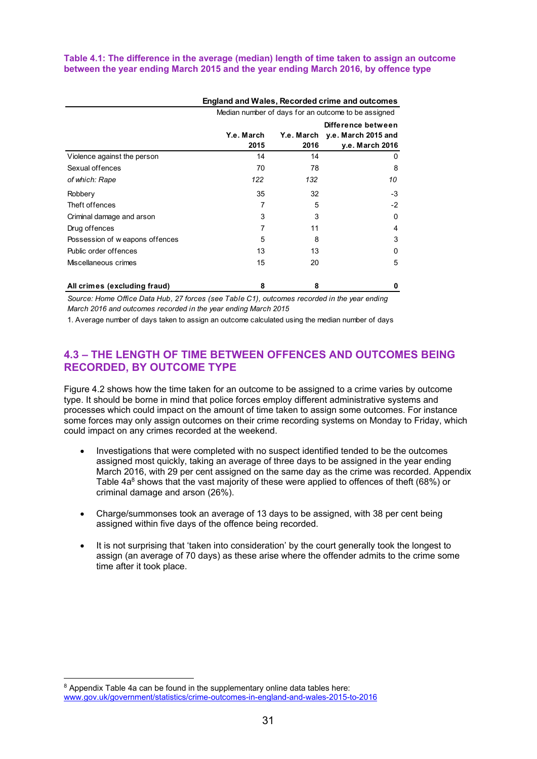**Table 4.1: The difference in the average (median) length of time taken to assign an outcome between the year ending March 2015 and the year ending March 2016, by offence type**

| | England and Wales, Recorded crime and outcomes | | |
|---|---|---|---|
| | Median number of days for an outcome to be assigned | | |
| | Y.e. March 2015 | Y.e. March 2016 | Difference between y.e. March 2015 and y.e. March 2016 |
| Violence against the person | 14 | 14 | 0 |
| Sexual offences | 70 | 78 | 8 |
| *of which: Rape* | *122* | *132* | *10* |
| Robbery | 35 | 32 | -3 |
| Theft offences | 7 | 5 | -2 |
| Criminal damage and arson | 3 | 3 | 0 |
| Drug offences | 7 | 11 | 4 |
| Possession of w eapons offences | 5 | 8 | 3 |
| Public order offences | 13 | 13 | 0 |
| Miscellaneous crimes | 15 | 20 | 5 |
| **All crimes (excluding fraud)** | **8** | **8** | **0** |

*Source: Home Office Data Hub, 27 forces (see Table C1), outcomes recorded in the year ending March 2016 and outcomes recorded in the year ending March 2015*

1. Average number of days taken to assign an outcome calculated using the median number of days

## 4.3 – THE LENGTH OF TIME BETWEEN OFFENCES AND OUTCOMES BEING RECORDED, BY OUTCOME TYPE

Figure 4.2 shows how the time taken for an outcome to be assigned to a crime varies by outcome type. It should be borne in mind that police forces employ different administrative systems and processes which could impact on the amount of time taken to assign some outcomes. For instance some forces may only assign outcomes on their crime recording systems on Monday to Friday, which could impact on any crimes recorded at the weekend.

- Investigations that were completed with no suspect identified tended to be the outcomes assigned most quickly, taking an average of three days to be assigned in the year ending March 2016, with 29 per cent assigned on the same day as the crime was recorded. Appendix Table 4a[8] shows that the vast majority of these were applied to offences of theft (68%) or criminal damage and arson (26%).

- Charge/summonses took an average of 13 days to be assigned, with 38 per cent being assigned within five days of the offence being recorded.

- It is not surprising that 'taken into consideration' by the court generally took the longest to assign (an average of 70 days) as these arise where the offender admits to the crime some time after it took place.

[8] Appendix Table 4a can be found in the supplementary online data tables here: www.gov.uk/government/statistics/crime-outcomes-in-england-and-wales-2015-to-2016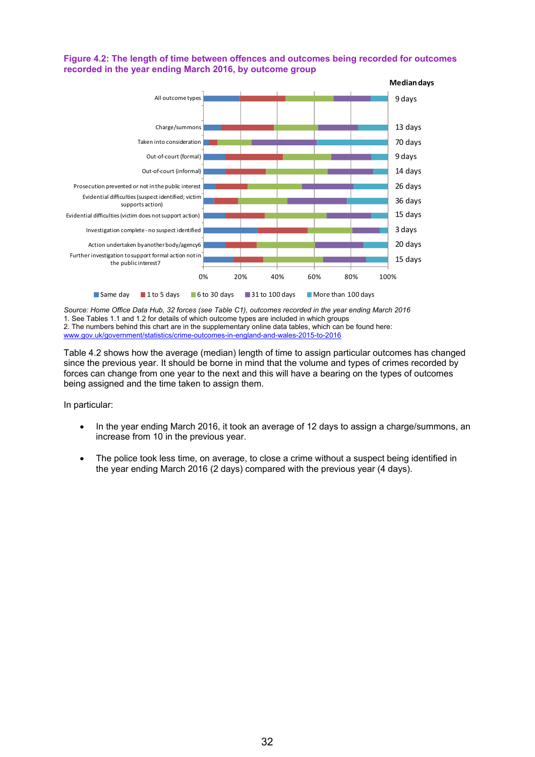**Figure 4.2: The length of time between offences and outcomes being recorded for outcomes recorded in the year ending March 2016, by outcome group**

| Outcome group | Median days |
|---|---|
| All outcome types | 9 days |
| Charge/summons | 13 days |
| Taken into consideration | 70 days |
| Out-of-court (formal) | 9 days |
| Out-of-court (informal) | 14 days |
| Prosecution prevented or not in the public interest | 26 days |
| Evidential difficulties (suspect identified; victim supports action) | 36 days |
| Evidential difficulties (victim does not support action) | 15 days |
| Investigation complete - no suspect identified | 3 days |
| Action undertaken by another body/agency6 | 20 days |
| Further investigation to support formal action not in the public interest7 | 15 days |

Legend: Same day; 1 to 5 days; 6 to 30 days; 31 to 100 days; More than 100 days

*Source: Home Office Data Hub, 32 forces (see Table C1), outcomes recorded in the year ending March 2016*
1. See Tables 1.1 and 1.2 for details of which outcome types are included in which groups
2. The numbers behind this chart are in the supplementary online data tables, which can be found here: www.gov.uk/government/statistics/crime-outcomes-in-england-and-wales-2015-to-2016

Table 4.2 shows how the average (median) length of time to assign particular outcomes has changed since the previous year. It should be borne in mind that the volume and types of crimes recorded by forces can change from one year to the next and this will have a bearing on the types of outcomes being assigned and the time taken to assign them.

In particular:

- In the year ending March 2016, it took an average of 12 days to assign a charge/summons, an increase from 10 in the previous year.
- The police took less time, on average, to close a crime without a suspect being identified in the year ending March 2016 (2 days) compared with the previous year (4 days).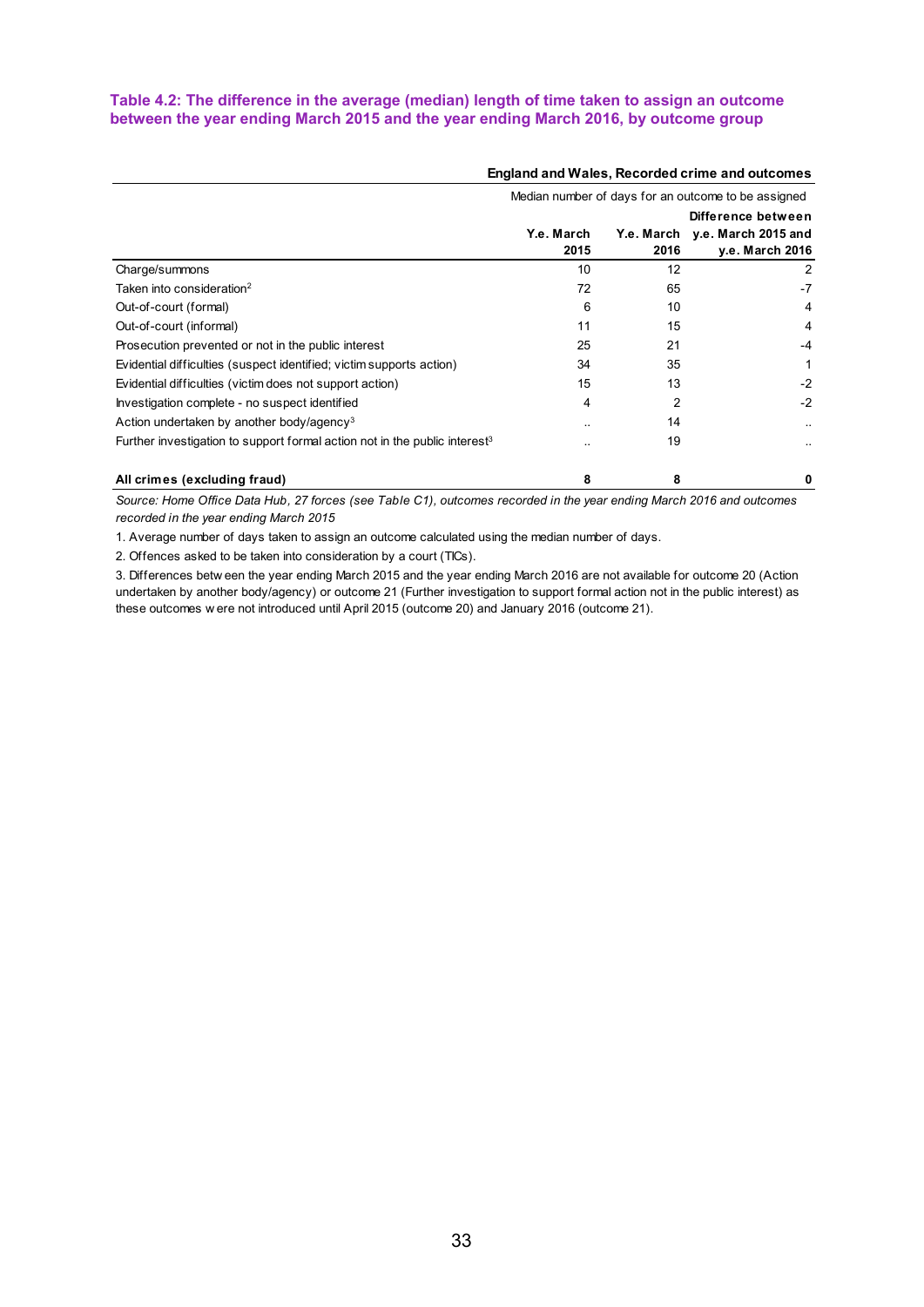**Table 4.2: The difference in the average (median) length of time taken to assign an outcome between the year ending March 2015 and the year ending March 2016, by outcome group**

**England and Wales, Recorded crime and outcomes**

| | Median number of days for an outcome to be assigned | | |
|---|---|---|---|
| | **Y.e. March 2015** | **Y.e. March 2016** | **Difference between y.e. March 2015 and y.e. March 2016** |
| Charge/summons | 10 | 12 | 2 |
| Taken into consideration[2] | 72 | 65 | -7 |
| Out-of-court (formal) | 6 | 10 | 4 |
| Out-of-court (informal) | 11 | 15 | 4 |
| Prosecution prevented or not in the public interest | 25 | 21 | -4 |
| Evidential difficulties (suspect identified; victim supports action) | 34 | 35 | 1 |
| Evidential difficulties (victim does not support action) | 15 | 13 | -2 |
| Investigation complete - no suspect identified | 4 | 2 | -2 |
| Action undertaken by another body/agency[3] | .. | 14 | .. |
| Further investigation to support formal action not in the public interest[3] | .. | 19 | .. |
| **All crimes (excluding fraud)** | **8** | **8** | **0** |

*Source: Home Office Data Hub, 27 forces (see Table C1), outcomes recorded in the year ending March 2016 and outcomes recorded in the year ending March 2015*

1. Average number of days taken to assign an outcome calculated using the median number of days.

2. Offences asked to be taken into consideration by a court (TICs).

3. Differences between the year ending March 2015 and the year ending March 2016 are not available for outcome 20 (Action undertaken by another body/agency) or outcome 21 (Further investigation to support formal action not in the public interest) as these outcomes were not introduced until April 2015 (outcome 20) and January 2016 (outcome 21).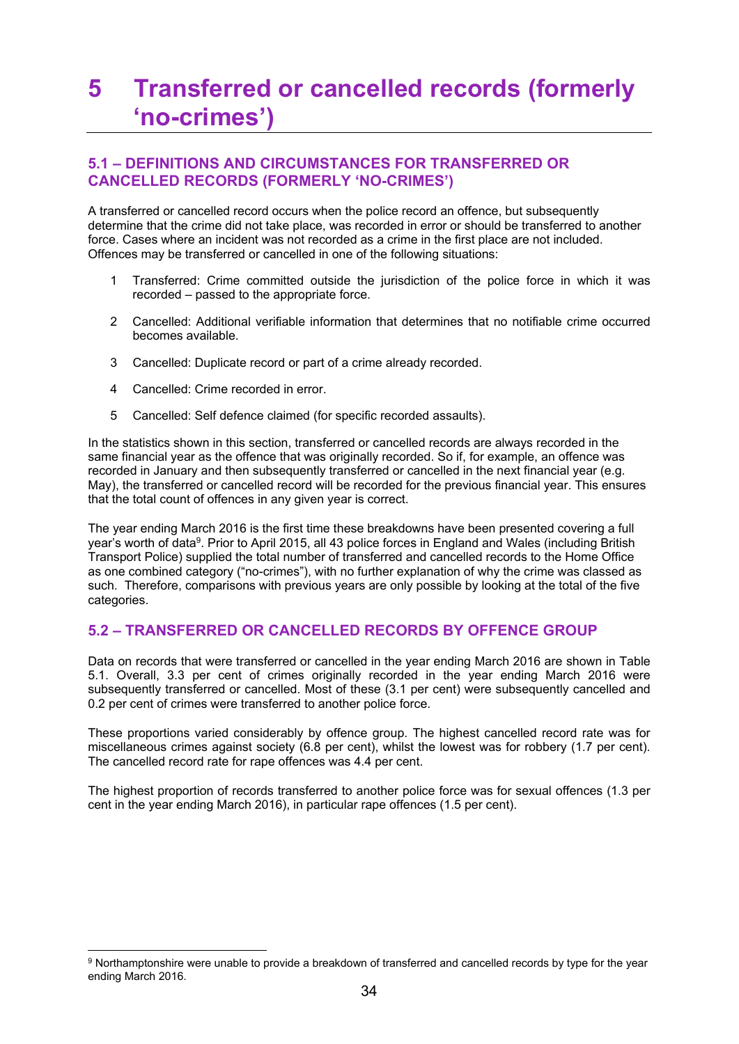# 5 Transferred or cancelled records (formerly 'no-crimes')

## 5.1 – DEFINITIONS AND CIRCUMSTANCES FOR TRANSFERRED OR CANCELLED RECORDS (FORMERLY 'NO-CRIMES')

A transferred or cancelled record occurs when the police record an offence, but subsequently determine that the crime did not take place, was recorded in error or should be transferred to another force. Cases where an incident was not recorded as a crime in the first place are not included. Offences may be transferred or cancelled in one of the following situations:

1. Transferred: Crime committed outside the jurisdiction of the police force in which it was recorded – passed to the appropriate force.
2. Cancelled: Additional verifiable information that determines that no notifiable crime occurred becomes available.
3. Cancelled: Duplicate record or part of a crime already recorded.
4. Cancelled: Crime recorded in error.
5. Cancelled: Self defence claimed (for specific recorded assaults).

In the statistics shown in this section, transferred or cancelled records are always recorded in the same financial year as the offence that was originally recorded. So if, for example, an offence was recorded in January and then subsequently transferred or cancelled in the next financial year (e.g. May), the transferred or cancelled record will be recorded for the previous financial year. This ensures that the total count of offences in any given year is correct.

The year ending March 2016 is the first time these breakdowns have been presented covering a full year's worth of data[9]. Prior to April 2015, all 43 police forces in England and Wales (including British Transport Police) supplied the total number of transferred and cancelled records to the Home Office as one combined category ("no-crimes"), with no further explanation of why the crime was classed as such. Therefore, comparisons with previous years are only possible by looking at the total of the five categories.

## 5.2 – TRANSFERRED OR CANCELLED RECORDS BY OFFENCE GROUP

Data on records that were transferred or cancelled in the year ending March 2016 are shown in Table 5.1. Overall, 3.3 per cent of crimes originally recorded in the year ending March 2016 were subsequently transferred or cancelled. Most of these (3.1 per cent) were subsequently cancelled and 0.2 per cent of crimes were transferred to another police force.

These proportions varied considerably by offence group. The highest cancelled record rate was for miscellaneous crimes against society (6.8 per cent), whilst the lowest was for robbery (1.7 per cent). The cancelled record rate for rape offences was 4.4 per cent.

The highest proportion of records transferred to another police force was for sexual offences (1.3 per cent in the year ending March 2016), in particular rape offences (1.5 per cent).

[9] Northamptonshire were unable to provide a breakdown of transferred and cancelled records by type for the year ending March 2016.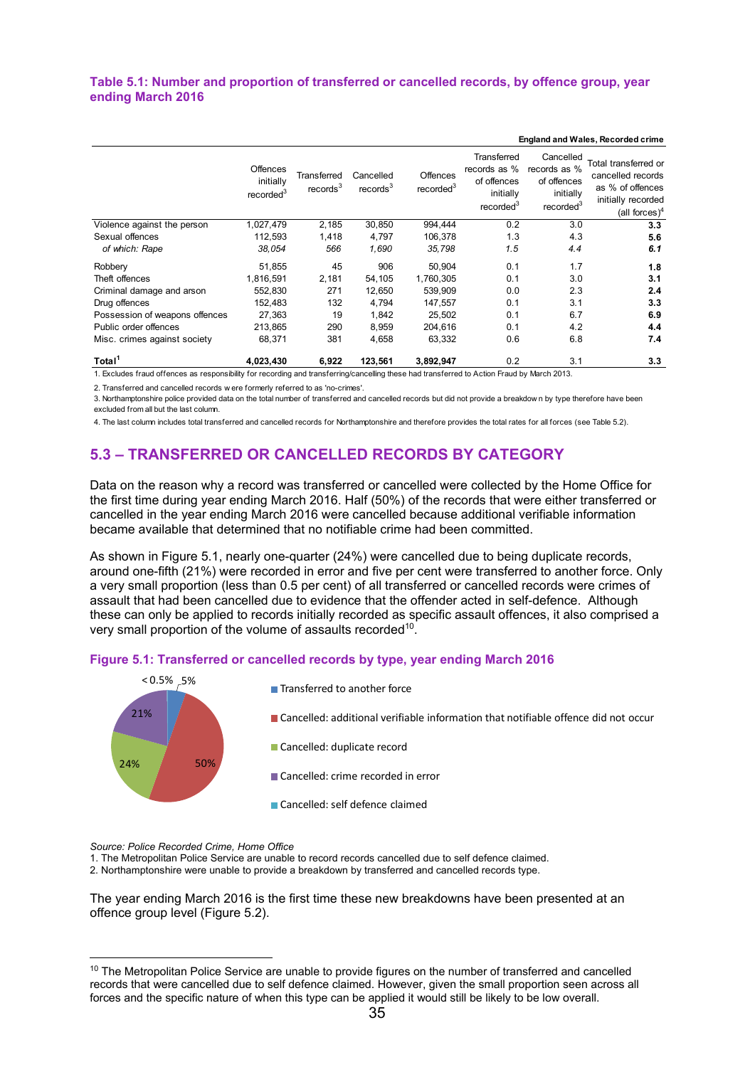**Table 5.1: Number and proportion of transferred or cancelled records, by offence group, year ending March 2016**

England and Wales, Recorded crime

| | Offences initially recorded[3] | Transferred records[3] | Cancelled records[3] | Offences recorded[3] | Transferred records as % of offences initially recorded[3] | Cancelled records as % of offences initially recorded[3] | Total transferred or cancelled records as % of offences initially recorded (all forces)[4] |
|---|---|---|---|---|---|---|---|
| Violence against the person | 1,027,479 | 2,185 | 30,850 | 994,444 | 0.2 | 3.0 | **3.3** |
| Sexual offences | 112,593 | 1,418 | 4,797 | 106,378 | 1.3 | 4.3 | **5.6** |
| *of which: Rape* | *38,054* | *566* | *1,690* | *35,798* | *1.5* | *4.4* | ***6.1*** |
| Robbery | 51,855 | 45 | 906 | 50,904 | 0.1 | 1.7 | **1.8** |
| Theft offences | 1,816,591 | 2,181 | 54,105 | 1,760,305 | 0.1 | 3.0 | **3.1** |
| Criminal damage and arson | 552,830 | 271 | 12,650 | 539,909 | 0.0 | 2.3 | **2.4** |
| Drug offences | 152,483 | 132 | 4,794 | 147,557 | 0.1 | 3.1 | **3.3** |
| Possession of weapons offences | 27,363 | 19 | 1,842 | 25,502 | 0.1 | 6.7 | **6.9** |
| Public order offences | 213,865 | 290 | 8,959 | 204,616 | 0.1 | 4.2 | **4.4** |
| Misc. crimes against society | 68,371 | 381 | 4,658 | 63,332 | 0.6 | 6.8 | **7.4** |
| **Total[1]** | **4,023,430** | **6,922** | **123,561** | **3,892,947** | 0.2 | 3.1 | **3.3** |

1. Excludes fraud offences as responsibility for recording and transferring/cancelling these had transferred to Action Fraud by March 2013.

2. Transferred and cancelled records were formerly referred to as 'no-crimes'.

3. Northamptonshire police provided data on the total number of transferred and cancelled records but did not provide a breakdown by type therefore have been excluded from all but the last column.

4. The last column includes total transferred and cancelled records for Northamptonshire and therefore provides the total rates for all forces (see Table 5.2).

## 5.3 – TRANSFERRED OR CANCELLED RECORDS BY CATEGORY

Data on the reason why a record was transferred or cancelled were collected by the Home Office for the first time during year ending March 2016. Half (50%) of the records that were either transferred or cancelled in the year ending March 2016 were cancelled because additional verifiable information became available that determined that no notifiable crime had been committed.

As shown in Figure 5.1, nearly one-quarter (24%) were cancelled due to being duplicate records, around one-fifth (21%) were recorded in error and five per cent were transferred to another force. Only a very small proportion (less than 0.5 per cent) of all transferred or cancelled records were crimes of assault that had been cancelled due to evidence that the offender acted in self-defence. Although these can only be applied to records initially recorded as specific assault offences, it also comprised a very small proportion of the volume of assaults recorded[10].

**Figure 5.1: Transferred or cancelled records by type, year ending March 2016**

| Type | % |
|---|---|
| Transferred to another force | 5% |
| Cancelled: additional verifiable information that notifiable offence did not occur | 50% |
| Cancelled: duplicate record | 24% |
| Cancelled: crime recorded in error | 21% |
| Cancelled: self defence claimed | <0.5% |

*Source: Police Recorded Crime, Home Office*

1. The Metropolitan Police Service are unable to record records cancelled due to self defence claimed.
2. Northamptonshire were unable to provide a breakdown by transferred and cancelled records type.

The year ending March 2016 is the first time these new breakdowns have been presented at an offence group level (Figure 5.2).

[10] The Metropolitan Police Service are unable to provide figures on the number of transferred and cancelled records that were cancelled due to self defence claimed. However, given the small proportion seen across all forces and the specific nature of when this type can be applied it would still be likely to be low overall.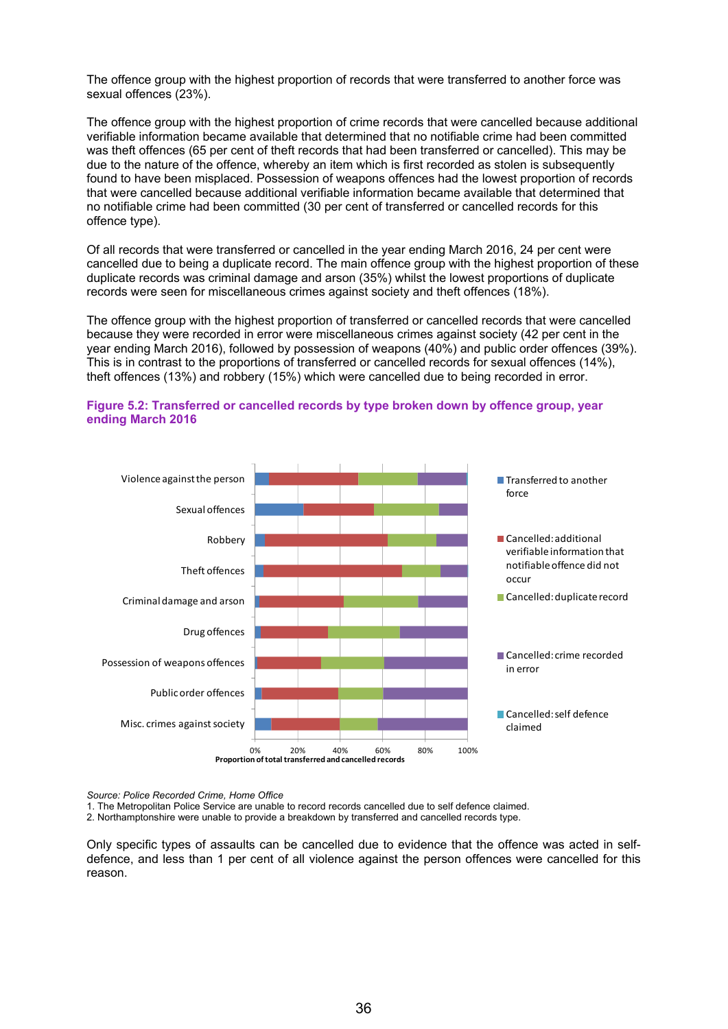The offence group with the highest proportion of records that were transferred to another force was sexual offences (23%).

The offence group with the highest proportion of crime records that were cancelled because additional verifiable information became available that determined that no notifiable crime had been committed was theft offences (65 per cent of theft records that had been transferred or cancelled). This may be due to the nature of the offence, whereby an item which is first recorded as stolen is subsequently found to have been misplaced. Possession of weapons offences had the lowest proportion of records that were cancelled because additional verifiable information became available that determined that no notifiable crime had been committed (30 per cent of transferred or cancelled records for this offence type).

Of all records that were transferred or cancelled in the year ending March 2016, 24 per cent were cancelled due to being a duplicate record. The main offence group with the highest proportion of these duplicate records was criminal damage and arson (35%) whilst the lowest proportions of duplicate records were seen for miscellaneous crimes against society and theft offences (18%).

The offence group with the highest proportion of transferred or cancelled records that were cancelled because they were recorded in error were miscellaneous crimes against society (42 per cent in the year ending March 2016), followed by possession of weapons (40%) and public order offences (39%). This is in contrast to the proportions of transferred or cancelled records for sexual offences (14%), theft offences (13%) and robbery (15%) which were cancelled due to being recorded in error.

**Figure 5.2: Transferred or cancelled records by type broken down by offence group, year ending March 2016**

*Source: Police Recorded Crime, Home Office*

1. The Metropolitan Police Service are unable to record records cancelled due to self defence claimed.
2. Northamptonshire were unable to provide a breakdown by transferred and cancelled records type.

Only specific types of assaults can be cancelled due to evidence that the offence was acted in self-defence, and less than 1 per cent of all violence against the person offences were cancelled for this reason.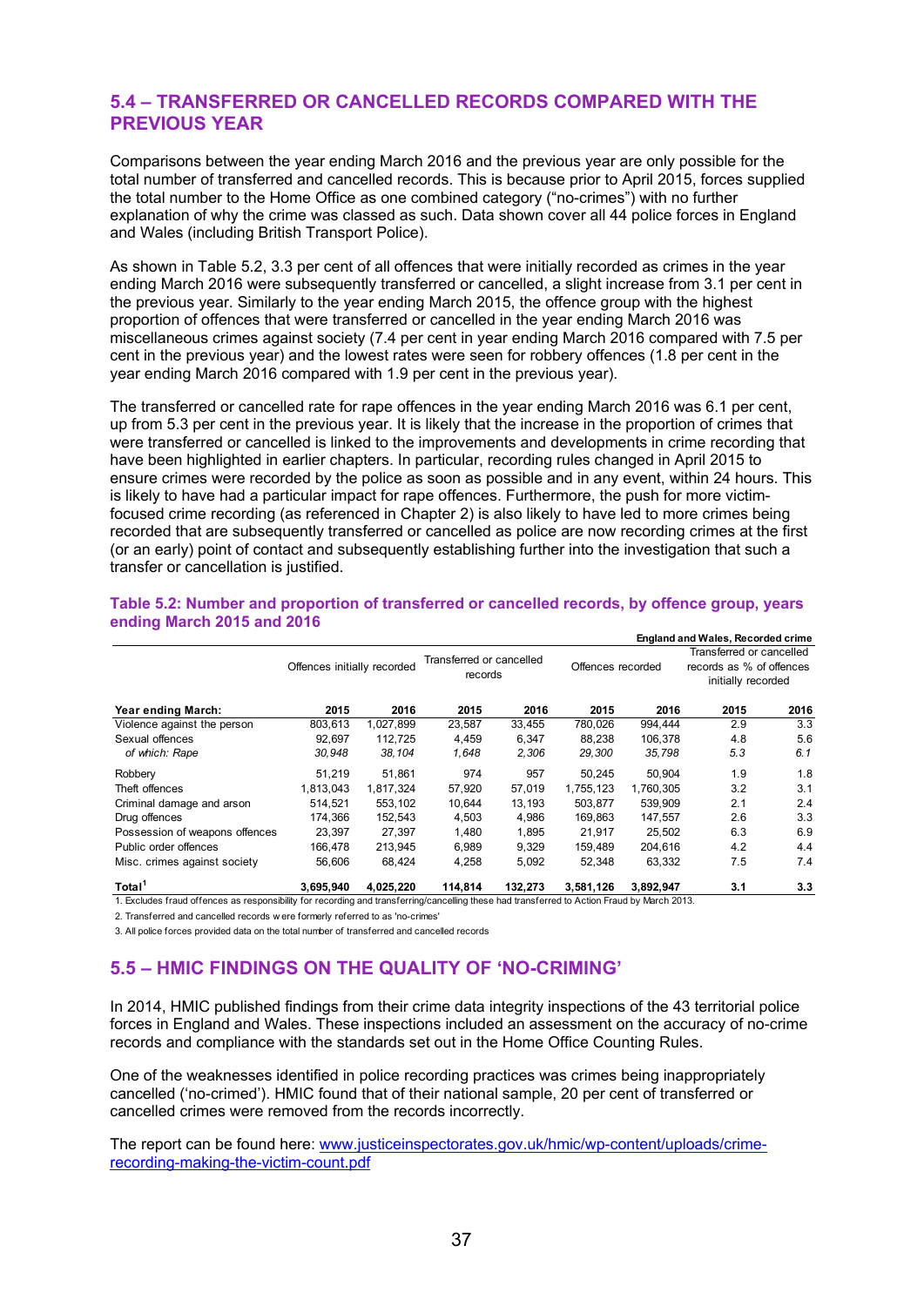## 5.4 – TRANSFERRED OR CANCELLED RECORDS COMPARED WITH THE PREVIOUS YEAR

Comparisons between the year ending March 2016 and the previous year are only possible for the total number of transferred and cancelled records. This is because prior to April 2015, forces supplied the total number to the Home Office as one combined category ("no-crimes") with no further explanation of why the crime was classed as such. Data shown cover all 44 police forces in England and Wales (including British Transport Police).

As shown in Table 5.2, 3.3 per cent of all offences that were initially recorded as crimes in the year ending March 2016 were subsequently transferred or cancelled, a slight increase from 3.1 per cent in the previous year. Similarly to the year ending March 2015, the offence group with the highest proportion of offences that were transferred or cancelled in the year ending March 2016 was miscellaneous crimes against society (7.4 per cent in year ending March 2016 compared with 7.5 per cent in the previous year) and the lowest rates were seen for robbery offences (1.8 per cent in the year ending March 2016 compared with 1.9 per cent in the previous year).

The transferred or cancelled rate for rape offences in the year ending March 2016 was 6.1 per cent, up from 5.3 per cent in the previous year. It is likely that the increase in the proportion of crimes that were transferred or cancelled is linked to the improvements and developments in crime recording that have been highlighted in earlier chapters. In particular, recording rules changed in April 2015 to ensure crimes were recorded by the police as soon as possible and in any event, within 24 hours. This is likely to have had a particular impact for rape offences. Furthermore, the push for more victim-focused crime recording (as referenced in Chapter 2) is also likely to have led to more crimes being recorded that are subsequently transferred or cancelled as police are now recording crimes at the first (or an early) point of contact and subsequently establishing further into the investigation that such a transfer or cancellation is justified.

**Table 5.2: Number and proportion of transferred or cancelled records, by offence group, years ending March 2015 and 2016**

England and Wales, Recorded crime

| | Offences initially recorded | | Transferred or cancelled records | | Offences recorded | | Transferred or cancelled records as % of offences initially recorded | |
|---|---|---|---|---|---|---|---|---|
| **Year ending March:** | **2015** | **2016** | **2015** | **2016** | **2015** | **2016** | **2015** | **2016** |
| Violence against the person | 803,613 | 1,027,899 | 23,587 | 33,455 | 780,026 | 994,444 | 2.9 | 3.3 |
| Sexual offences | 92,697 | 112,725 | 4,459 | 6,347 | 88,238 | 106,378 | 4.8 | 5.6 |
| *of which: Rape* | *30,948* | *38,104* | *1,648* | *2,306* | *29,300* | *35,798* | *5.3* | *6.1* |
| Robbery | 51,219 | 51,861 | 974 | 957 | 50,245 | 50,904 | 1.9 | 1.8 |
| Theft offences | 1,813,043 | 1,817,324 | 57,920 | 57,019 | 1,755,123 | 1,760,305 | 3.2 | 3.1 |
| Criminal damage and arson | 514,521 | 553,102 | 10,644 | 13,193 | 503,877 | 539,909 | 2.1 | 2.4 |
| Drug offences | 174,366 | 152,543 | 4,503 | 4,986 | 169,863 | 147,557 | 2.6 | 3.3 |
| Possession of weapons offences | 23,397 | 27,397 | 1,480 | 1,895 | 21,917 | 25,502 | 6.3 | 6.9 |
| Public order offences | 166,478 | 213,945 | 6,989 | 9,329 | 159,489 | 204,616 | 4.2 | 4.4 |
| Misc. crimes against society | 56,606 | 68,424 | 4,258 | 5,092 | 52,348 | 63,332 | 7.5 | 7.4 |
| **Total[1]** | **3,695,940** | **4,025,220** | **114,814** | **132,273** | **3,581,126** | **3,892,947** | **3.1** | **3.3** |

1. Excludes fraud offences as responsibility for recording and transferring/cancelling these had transferred to Action Fraud by March 2013.

2. Transferred and cancelled records were formerly referred to as 'no-crimes'

3. All police forces provided data on the total number of transferred and cancelled records

## 5.5 – HMIC FINDINGS ON THE QUALITY OF 'NO-CRIMING'

In 2014, HMIC published findings from their crime data integrity inspections of the 43 territorial police forces in England and Wales. These inspections included an assessment on the accuracy of no-crime records and compliance with the standards set out in the Home Office Counting Rules.

One of the weaknesses identified in police recording practices was crimes being inappropriately cancelled ('no-crimed'). HMIC found that of their national sample, 20 per cent of transferred or cancelled crimes were removed from the records incorrectly.

The report can be found here: [www.justiceinspectorates.gov.uk/hmic/wp-content/uploads/crime-recording-making-the-victim-count.pdf](www.justiceinspectorates.gov.uk/hmic/wp-content/uploads/crime-recording-making-the-victim-count.pdf)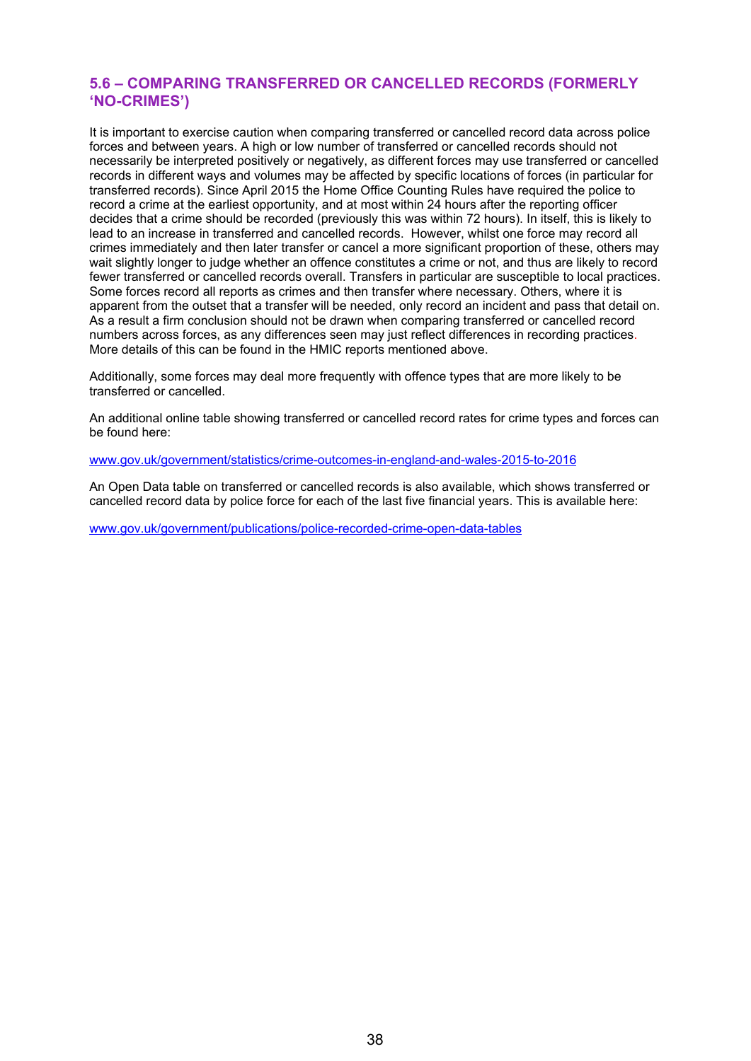## 5.6 – COMPARING TRANSFERRED OR CANCELLED RECORDS (FORMERLY 'NO-CRIMES')

It is important to exercise caution when comparing transferred or cancelled record data across police forces and between years. A high or low number of transferred or cancelled records should not necessarily be interpreted positively or negatively, as different forces may use transferred or cancelled records in different ways and volumes may be affected by specific locations of forces (in particular for transferred records). Since April 2015 the Home Office Counting Rules have required the police to record a crime at the earliest opportunity, and at most within 24 hours after the reporting officer decides that a crime should be recorded (previously this was within 72 hours). In itself, this is likely to lead to an increase in transferred and cancelled records. However, whilst one force may record all crimes immediately and then later transfer or cancel a more significant proportion of these, others may wait slightly longer to judge whether an offence constitutes a crime or not, and thus are likely to record fewer transferred or cancelled records overall. Transfers in particular are susceptible to local practices. Some forces record all reports as crimes and then transfer where necessary. Others, where it is apparent from the outset that a transfer will be needed, only record an incident and pass that detail on. As a result a firm conclusion should not be drawn when comparing transferred or cancelled record numbers across forces, as any differences seen may just reflect differences in recording practices. More details of this can be found in the HMIC reports mentioned above.

Additionally, some forces may deal more frequently with offence types that are more likely to be transferred or cancelled.

An additional online table showing transferred or cancelled record rates for crime types and forces can be found here:

www.gov.uk/government/statistics/crime-outcomes-in-england-and-wales-2015-to-2016

An Open Data table on transferred or cancelled records is also available, which shows transferred or cancelled record data by police force for each of the last five financial years. This is available here:

www.gov.uk/government/publications/police-recorded-crime-open-data-tables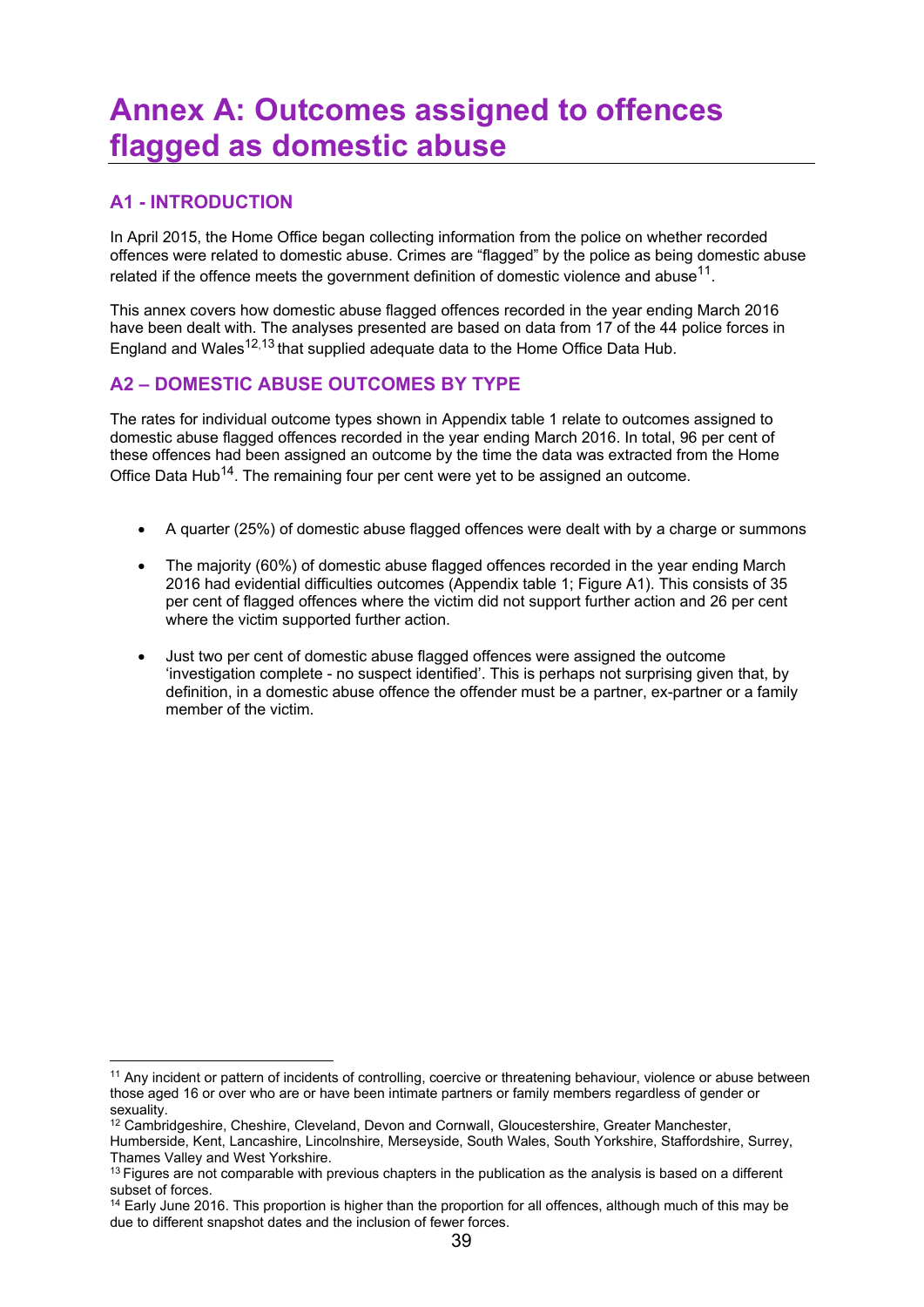# Annex A: Outcomes assigned to offences flagged as domestic abuse

## A1 - INTRODUCTION

In April 2015, the Home Office began collecting information from the police on whether recorded offences were related to domestic abuse. Crimes are "flagged" by the police as being domestic abuse related if the offence meets the government definition of domestic violence and abuse[11].

This annex covers how domestic abuse flagged offences recorded in the year ending March 2016 have been dealt with. The analyses presented are based on data from 17 of the 44 police forces in England and Wales[12,13] that supplied adequate data to the Home Office Data Hub.

## A2 – DOMESTIC ABUSE OUTCOMES BY TYPE

The rates for individual outcome types shown in Appendix table 1 relate to outcomes assigned to domestic abuse flagged offences recorded in the year ending March 2016. In total, 96 per cent of these offences had been assigned an outcome by the time the data was extracted from the Home Office Data Hub[14]. The remaining four per cent were yet to be assigned an outcome.

- A quarter (25%) of domestic abuse flagged offences were dealt with by a charge or summons
- The majority (60%) of domestic abuse flagged offences recorded in the year ending March 2016 had evidential difficulties outcomes (Appendix table 1; Figure A1). This consists of 35 per cent of flagged offences where the victim did not support further action and 26 per cent where the victim supported further action.
- Just two per cent of domestic abuse flagged offences were assigned the outcome 'investigation complete - no suspect identified'. This is perhaps not surprising given that, by definition, in a domestic abuse offence the offender must be a partner, ex-partner or a family member of the victim.

---

[11] Any incident or pattern of incidents of controlling, coercive or threatening behaviour, violence or abuse between those aged 16 or over who are or have been intimate partners or family members regardless of gender or sexuality.

[12] Cambridgeshire, Cheshire, Cleveland, Devon and Cornwall, Gloucestershire, Greater Manchester, Humberside, Kent, Lancashire, Lincolnshire, Merseyside, South Wales, South Yorkshire, Staffordshire, Surrey, Thames Valley and West Yorkshire.

[13] Figures are not comparable with previous chapters in the publication as the analysis is based on a different subset of forces.

[14] Early June 2016. This proportion is higher than the proportion for all offences, although much of this may be due to different snapshot dates and the inclusion of fewer forces.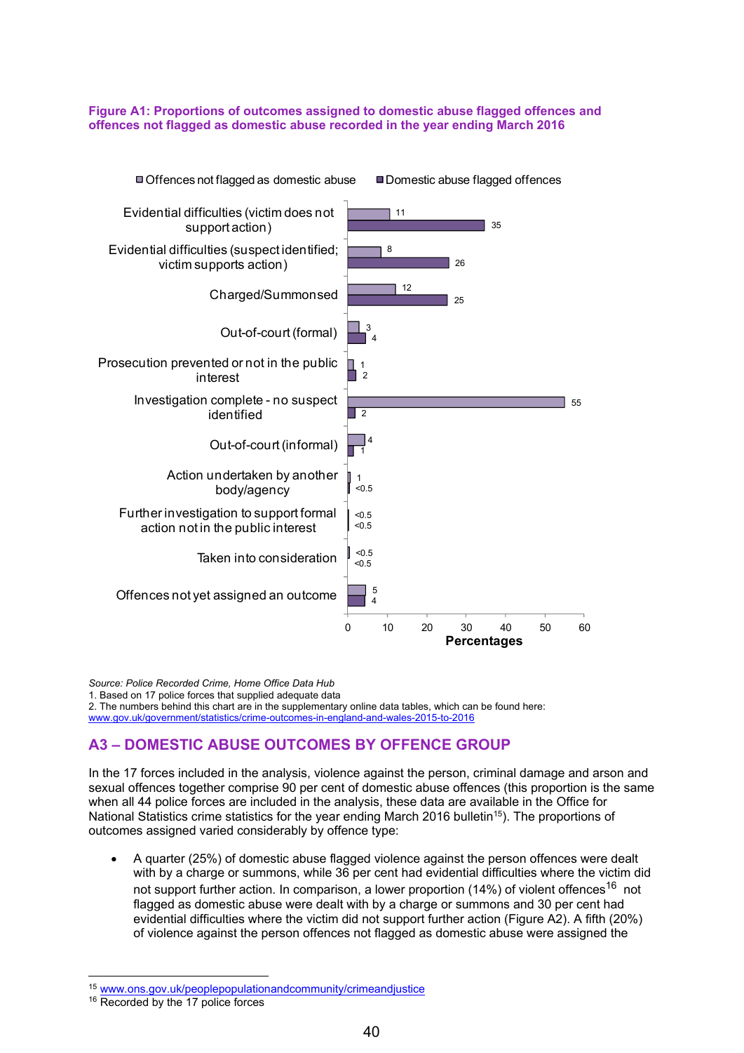**Figure A1: Proportions of outcomes assigned to domestic abuse flagged offences and offences not flagged as domestic abuse recorded in the year ending March 2016**

| Outcome | Offences not flagged as domestic abuse | Domestic abuse flagged offences |
|---|---|---|
| Evidential difficulties (victim does not support action) | 11 | 35 |
| Evidential difficulties (suspect identified; victim supports action) | 8 | 26 |
| Charged/Summonsed | 12 | 25 |
| Out-of-court (formal) | 3 | 4 |
| Prosecution prevented or not in the public interest | 1 | 2 |
| Investigation complete - no suspect identified | 55 | 2 |
| Out-of-court (informal) | 4 | 1 |
| Action undertaken by another body/agency | 1 | <0.5 |
| Further investigation to support formal action not in the public interest | <0.5 | <0.5 |
| Taken into consideration | <0.5 | <0.5 |
| Offences not yet assigned an outcome | 5 | 4 |

Percentages

*Source: Police Recorded Crime, Home Office Data Hub*

1. Based on 17 police forces that supplied adequate data
2. The numbers behind this chart are in the supplementary online data tables, which can be found here: www.gov.uk/government/statistics/crime-outcomes-in-england-and-wales-2015-to-2016

## A3 – DOMESTIC ABUSE OUTCOMES BY OFFENCE GROUP

In the 17 forces included in the analysis, violence against the person, criminal damage and arson and sexual offences together comprise 90 per cent of domestic abuse offences (this proportion is the same when all 44 police forces are included in the analysis, these data are available in the Office for National Statistics crime statistics for the year ending March 2016 bulletin[15]). The proportions of outcomes assigned varied considerably by offence type:

- A quarter (25%) of domestic abuse flagged violence against the person offences were dealt with by a charge or summons, while 36 per cent had evidential difficulties where the victim did not support further action. In comparison, a lower proportion (14%) of violent offences[16] not flagged as domestic abuse were dealt with by a charge or summons and 30 per cent had evidential difficulties where the victim did not support further action (Figure A2). A fifth (20%) of violence against the person offences not flagged as domestic abuse were assigned the

[15] www.ons.gov.uk/peoplepopulationandcommunity/crimeandjustice

[16] Recorded by the 17 police forces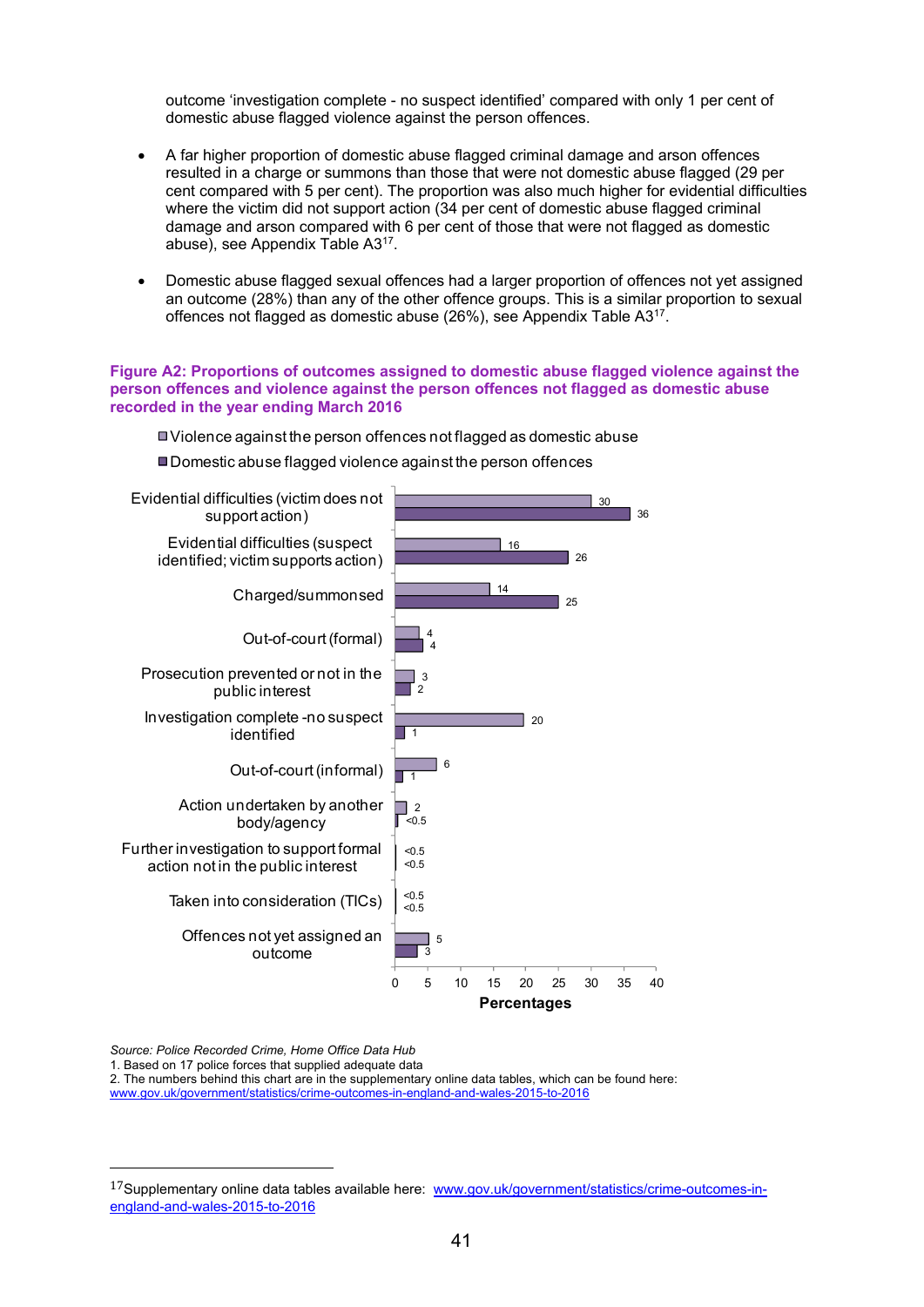outcome 'investigation complete - no suspect identified' compared with only 1 per cent of domestic abuse flagged violence against the person offences.

- A far higher proportion of domestic abuse flagged criminal damage and arson offences resulted in a charge or summons than those that were not domestic abuse flagged (29 per cent compared with 5 per cent). The proportion was also much higher for evidential difficulties where the victim did not support action (34 per cent of domestic abuse flagged criminal damage and arson compared with 6 per cent of those that were not flagged as domestic abuse), see Appendix Table A3[17].

- Domestic abuse flagged sexual offences had a larger proportion of offences not yet assigned an outcome (28%) than any of the other offence groups. This is a similar proportion to sexual offences not flagged as domestic abuse (26%), see Appendix Table A3[17].

**Figure A2: Proportions of outcomes assigned to domestic abuse flagged violence against the person offences and violence against the person offences not flagged as domestic abuse recorded in the year ending March 2016**

| Outcome | Violence against the person offences not flagged as domestic abuse | Domestic abuse flagged violence against the person offences |
|---|---|---|
| Evidential difficulties (victim does not support action) | 30 | 36 |
| Evidential difficulties (suspect identified; victim supports action) | 16 | 26 |
| Charged/summonsed | 14 | 25 |
| Out-of-court (formal) | 4 | 4 |
| Prosecution prevented or not in the public interest | 3 | 2 |
| Investigation complete -no suspect identified | 20 | 1 |
| Out-of-court (informal) | 6 | 1 |
| Action undertaken by another body/agency | 2 | <0.5 |
| Further investigation to support formal action not in the public interest | <0.5 | <0.5 |
| Taken into consideration (TICs) | <0.5 | <0.5 |
| Offences not yet assigned an outcome | 5 | 3 |

Percentages

*Source: Police Recorded Crime, Home Office Data Hub*

1. Based on 17 police forces that supplied adequate data
2. The numbers behind this chart are in the supplementary online data tables, which can be found here: www.gov.uk/government/statistics/crime-outcomes-in-england-and-wales-2015-to-2016

---

[17] Supplementary online data tables available here: www.gov.uk/government/statistics/crime-outcomes-in-england-and-wales-2015-to-2016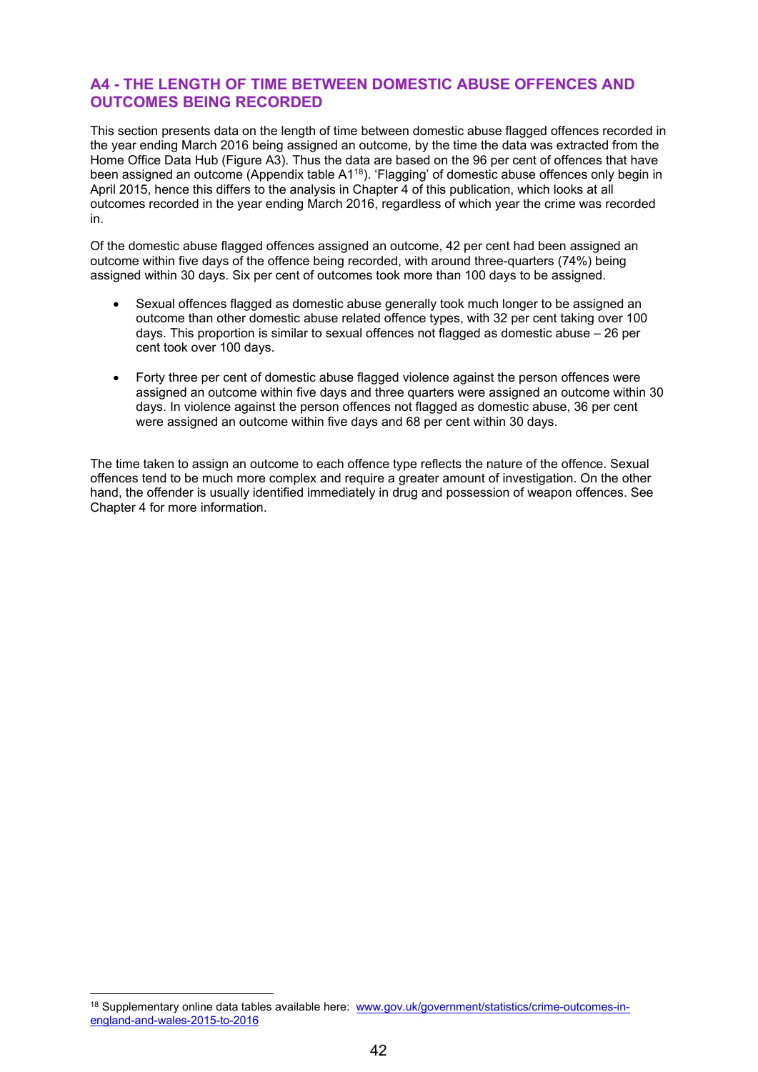## A4 - THE LENGTH OF TIME BETWEEN DOMESTIC ABUSE OFFENCES AND OUTCOMES BEING RECORDED

This section presents data on the length of time between domestic abuse flagged offences recorded in the year ending March 2016 being assigned an outcome, by the time the data was extracted from the Home Office Data Hub (Figure A3). Thus the data are based on the 96 per cent of offences that have been assigned an outcome (Appendix table A1[18]). 'Flagging' of domestic abuse offences only begin in April 2015, hence this differs to the analysis in Chapter 4 of this publication, which looks at all outcomes recorded in the year ending March 2016, regardless of which year the crime was recorded in.

Of the domestic abuse flagged offences assigned an outcome, 42 per cent had been assigned an outcome within five days of the offence being recorded, with around three-quarters (74%) being assigned within 30 days. Six per cent of outcomes took more than 100 days to be assigned.

- Sexual offences flagged as domestic abuse generally took much longer to be assigned an outcome than other domestic abuse related offence types, with 32 per cent taking over 100 days. This proportion is similar to sexual offences not flagged as domestic abuse – 26 per cent took over 100 days.

- Forty three per cent of domestic abuse flagged violence against the person offences were assigned an outcome within five days and three quarters were assigned an outcome within 30 days. In violence against the person offences not flagged as domestic abuse, 36 per cent were assigned an outcome within five days and 68 per cent within 30 days.

The time taken to assign an outcome to each offence type reflects the nature of the offence. Sexual offences tend to be much more complex and require a greater amount of investigation. On the other hand, the offender is usually identified immediately in drug and possession of weapon offences. See Chapter 4 for more information.

[18] Supplementary online data tables available here: www.gov.uk/government/statistics/crime-outcomes-in-england-and-wales-2015-to-2016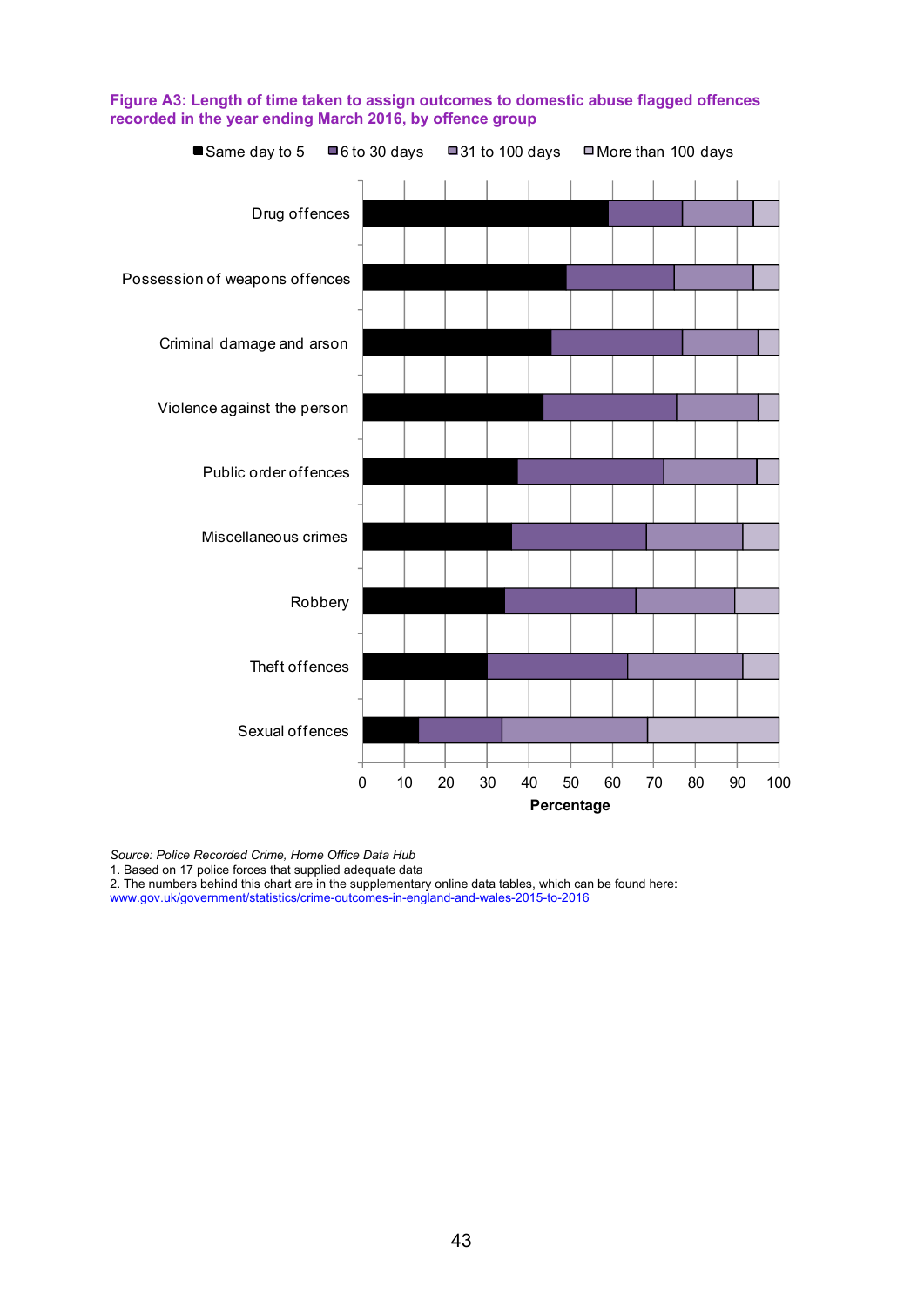**Figure A3: Length of time taken to assign outcomes to domestic abuse flagged offences recorded in the year ending March 2016, by offence group**

*Source: Police Recorded Crime, Home Office Data Hub*

1. Based on 17 police forces that supplied adequate data
2. The numbers behind this chart are in the supplementary online data tables, which can be found here: www.gov.uk/government/statistics/crime-outcomes-in-england-and-wales-2015-to-2016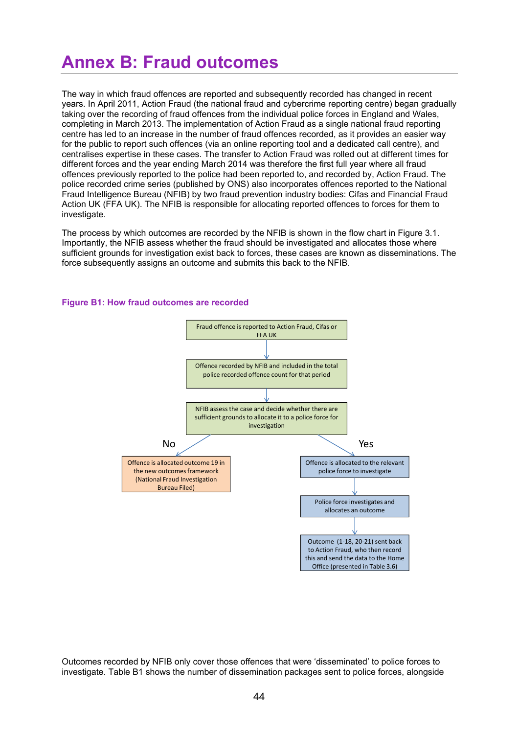# Annex B: Fraud outcomes

The way in which fraud offences are reported and subsequently recorded has changed in recent years. In April 2011, Action Fraud (the national fraud and cybercrime reporting centre) began gradually taking over the recording of fraud offences from the individual police forces in England and Wales, completing in March 2013. The implementation of Action Fraud as a single national fraud reporting centre has led to an increase in the number of fraud offences recorded, as it provides an easier way for the public to report such offences (via an online reporting tool and a dedicated call centre), and centralises expertise in these cases. The transfer to Action Fraud was rolled out at different times for different forces and the year ending March 2014 was therefore the first full year where all fraud offences previously reported to the police had been reported to, and recorded by, Action Fraud. The police recorded crime series (published by ONS) also incorporates offences reported to the National Fraud Intelligence Bureau (NFIB) by two fraud prevention industry bodies: Cifas and Financial Fraud Action UK (FFA UK). The NFIB is responsible for allocating reported offences to forces for them to investigate.

The process by which outcomes are recorded by the NFIB is shown in the flow chart in Figure 3.1. Importantly, the NFIB assess whether the fraud should be investigated and allocates those where sufficient grounds for investigation exist back to forces, these cases are known as disseminations. The force subsequently assigns an outcome and submits this back to the NFIB.

**Figure B1: How fraud outcomes are recorded**

Fraud offence is reported to Action Fraud, Cifas or FFA UK

↓

Offence recorded by NFIB and included in the total police recorded offence count for that period

↓

NFIB assess the case and decide whether there are sufficient grounds to allocate it to a police force for investigation

- **No** → Offence is allocated outcome 19 in the new outcomes framework (National Fraud Investigation Bureau Filed)
- **Yes** → Offence is allocated to the relevant police force to investigate → Police force investigates and allocates an outcome → Outcome (1-18, 20-21) sent back to Action Fraud, who then record this and send the data to the Home Office (presented in Table 3.6)

Outcomes recorded by NFIB only cover those offences that were 'disseminated' to police forces to investigate. Table B1 shows the number of dissemination packages sent to police forces, alongside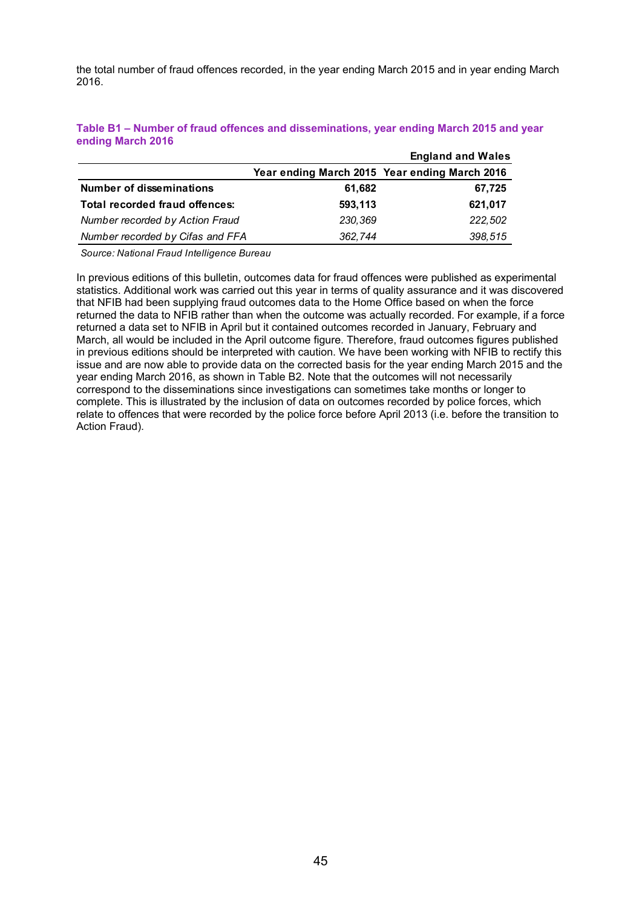the total number of fraud offences recorded, in the year ending March 2015 and in year ending March 2016.

**Table B1 – Number of fraud offences and disseminations, year ending March 2015 and year ending March 2016**

| | | England and Wales |
|---|---|---|
| | **Year ending March 2015** | **Year ending March 2016** |
| **Number of disseminations** | **61,682** | **67,725** |
| **Total recorded fraud offences:** | **593,113** | **621,017** |
| *Number recorded by Action Fraud* | *230,369* | *222,502* |
| *Number recorded by Cifas and FFA* | *362,744* | *398,515* |

*Source: National Fraud Intelligence Bureau*

In previous editions of this bulletin, outcomes data for fraud offences were published as experimental statistics. Additional work was carried out this year in terms of quality assurance and it was discovered that NFIB had been supplying fraud outcomes data to the Home Office based on when the force returned the data to NFIB rather than when the outcome was actually recorded. For example, if a force returned a data set to NFIB in April but it contained outcomes recorded in January, February and March, all would be included in the April outcome figure. Therefore, fraud outcomes figures published in previous editions should be interpreted with caution. We have been working with NFIB to rectify this issue and are now able to provide data on the corrected basis for the year ending March 2015 and the year ending March 2016, as shown in Table B2. Note that the outcomes will not necessarily correspond to the disseminations since investigations can sometimes take months or longer to complete. This is illustrated by the inclusion of data on outcomes recorded by police forces, which relate to offences that were recorded by the police force before April 2013 (i.e. before the transition to Action Fraud).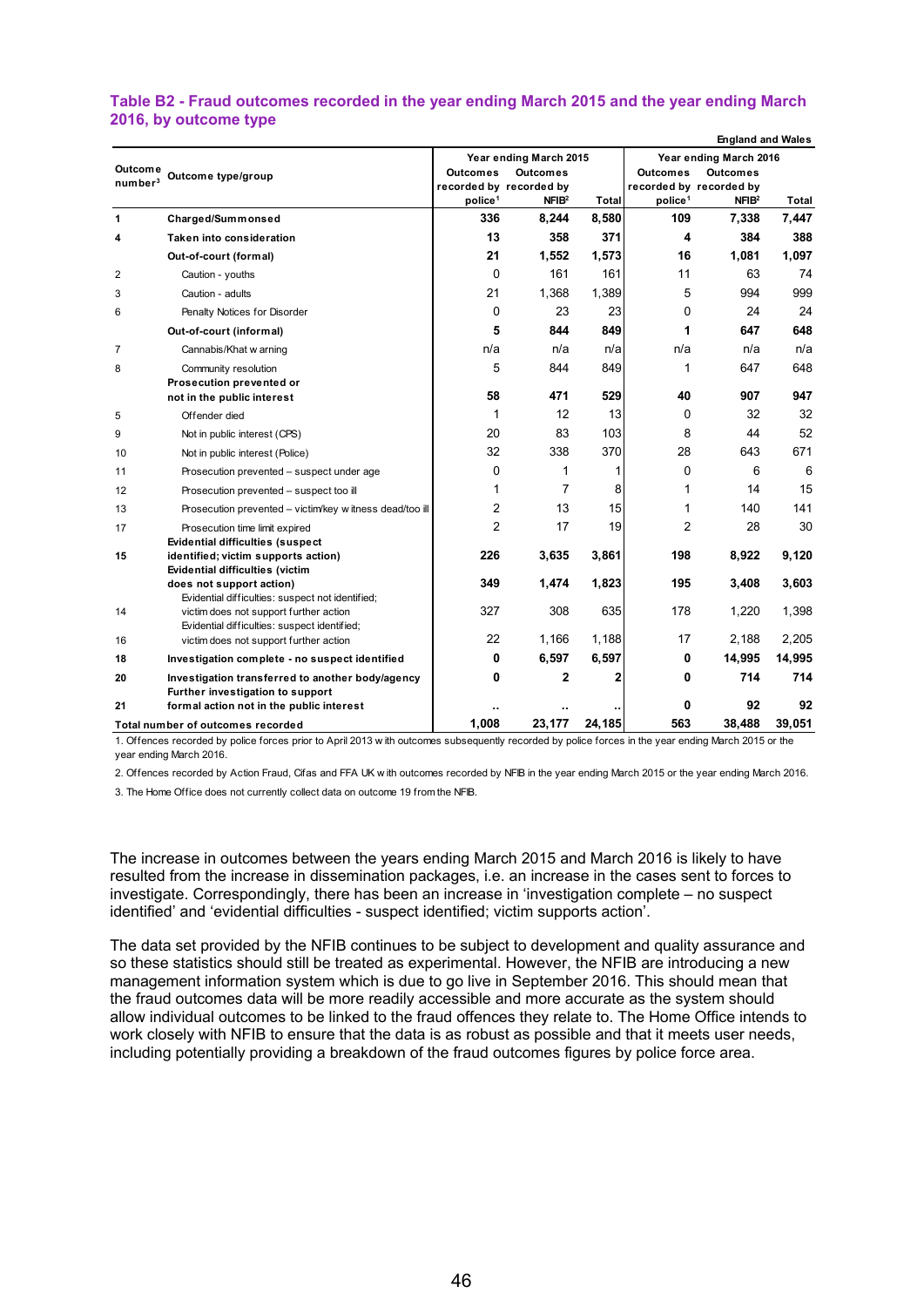### Table B2 - Fraud outcomes recorded in the year ending March 2015 and the year ending March 2016, by outcome type

England and Wales

| Outcome number[3] | Outcome type/group | Year ending March 2015 | | | Year ending March 2016 | | |
|---|---|---|---|---|---|---|---|
| | | Outcomes recorded by police[1] | Outcomes recorded by NFIB[2] | Total | Outcomes recorded by police[1] | Outcomes recorded by NFIB[2] | Total |
| **1** | **Charged/Summonsed** | **336** | **8,244** | **8,580** | **109** | **7,338** | **7,447** |
| **4** | **Taken into consideration** | **13** | **358** | **371** | **4** | **384** | **388** |
| | **Out-of-court (formal)** | **21** | **1,552** | **1,573** | **16** | **1,081** | **1,097** |
| 2 | Caution - youths | 0 | 161 | 161 | 11 | 63 | 74 |
| 3 | Caution - adults | 21 | 1,368 | 1,389 | 5 | 994 | 999 |
| 6 | Penalty Notices for Disorder | 0 | 23 | 23 | 0 | 24 | 24 |
| | **Out-of-court (informal)** | **5** | **844** | **849** | **1** | **647** | **648** |
| 7 | Cannabis/Khat warning | n/a | n/a | n/a | n/a | n/a | n/a |
| 8 | Community resolution | 5 | 844 | 849 | 1 | 647 | 648 |
| | **Prosecution prevented or not in the public interest** | **58** | **471** | **529** | **40** | **907** | **947** |
| 5 | Offender died | 1 | 12 | 13 | 0 | 32 | 32 |
| 9 | Not in public interest (CPS) | 20 | 83 | 103 | 8 | 44 | 52 |
| 10 | Not in public interest (Police) | 32 | 338 | 370 | 28 | 643 | 671 |
| 11 | Prosecution prevented – suspect under age | 0 | 1 | 1 | 0 | 6 | 6 |
| 12 | Prosecution prevented – suspect too ill | 1 | 7 | 8 | 1 | 14 | 15 |
| 13 | Prosecution prevented – victim/key witness dead/too ill | 2 | 13 | 15 | 1 | 140 | 141 |
| 17 | Prosecution time limit expired | 2 | 17 | 19 | 2 | 28 | 30 |
| **15** | **Evidential difficulties (suspect identified; victim supports action)** | **226** | **3,635** | **3,861** | **198** | **8,922** | **9,120** |
| | **Evidential difficulties (victim does not support action)** | **349** | **1,474** | **1,823** | **195** | **3,408** | **3,603** |
| 14 | Evidential difficulties: suspect not identified; victim does not support further action | 327 | 308 | 635 | 178 | 1,220 | 1,398 |
| 16 | Evidential difficulties: suspect identified; victim does not support further action | 22 | 1,166 | 1,188 | 17 | 2,188 | 2,205 |
| **18** | **Investigation complete - no suspect identified** | **0** | **6,597** | **6,597** | **0** | **14,995** | **14,995** |
| **20** | **Investigation transferred to another body/agency** | **0** | **2** | **2** | **0** | **714** | **714** |
| **21** | **Further investigation to support formal action not in the public interest** | **..** | **..** | **..** | **0** | **92** | **92** |
| **Total number of outcomes recorded** | | **1,008** | **23,177** | **24,185** | **563** | **38,488** | **39,051** |

1. Offences recorded by police forces prior to April 2013 with outcomes subsequently recorded by police forces in the year ending March 2015 or the year ending March 2016.

2. Offences recorded by Action Fraud, Cifas and FFA UK with outcomes recorded by NFIB in the year ending March 2015 or the year ending March 2016.

3. The Home Office does not currently collect data on outcome 19 from the NFIB.

The increase in outcomes between the years ending March 2015 and March 2016 is likely to have resulted from the increase in dissemination packages, i.e. an increase in the cases sent to forces to investigate. Correspondingly, there has been an increase in 'investigation complete – no suspect identified' and 'evidential difficulties - suspect identified; victim supports action'.

The data set provided by the NFIB continues to be subject to development and quality assurance and so these statistics should still be treated as experimental. However, the NFIB are introducing a new management information system which is due to go live in September 2016. This should mean that the fraud outcomes data will be more readily accessible and more accurate as the system should allow individual outcomes to be linked to the fraud offences they relate to. The Home Office intends to work closely with NFIB to ensure that the data is as robust as possible and that it meets user needs, including potentially providing a breakdown of the fraud outcomes figures by police force area.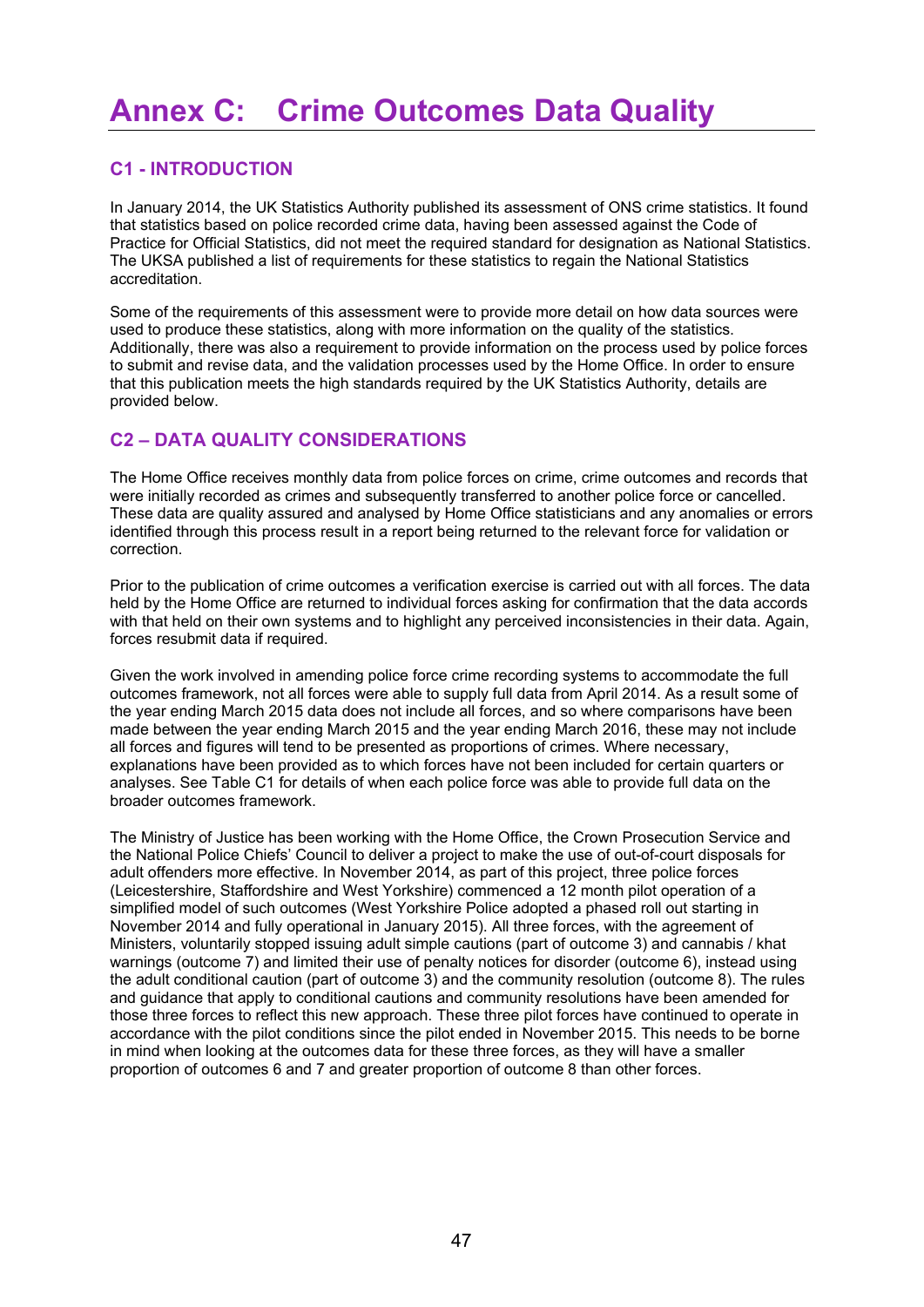# Annex C: Crime Outcomes Data Quality

## C1 - INTRODUCTION

In January 2014, the UK Statistics Authority published its assessment of ONS crime statistics. It found that statistics based on police recorded crime data, having been assessed against the Code of Practice for Official Statistics, did not meet the required standard for designation as National Statistics. The UKSA published a list of requirements for these statistics to regain the National Statistics accreditation.

Some of the requirements of this assessment were to provide more detail on how data sources were used to produce these statistics, along with more information on the quality of the statistics. Additionally, there was also a requirement to provide information on the process used by police forces to submit and revise data, and the validation processes used by the Home Office. In order to ensure that this publication meets the high standards required by the UK Statistics Authority, details are provided below.

## C2 – DATA QUALITY CONSIDERATIONS

The Home Office receives monthly data from police forces on crime, crime outcomes and records that were initially recorded as crimes and subsequently transferred to another police force or cancelled. These data are quality assured and analysed by Home Office statisticians and any anomalies or errors identified through this process result in a report being returned to the relevant force for validation or correction.

Prior to the publication of crime outcomes a verification exercise is carried out with all forces. The data held by the Home Office are returned to individual forces asking for confirmation that the data accords with that held on their own systems and to highlight any perceived inconsistencies in their data. Again, forces resubmit data if required.

Given the work involved in amending police force crime recording systems to accommodate the full outcomes framework, not all forces were able to supply full data from April 2014. As a result some of the year ending March 2015 data does not include all forces, and so where comparisons have been made between the year ending March 2015 and the year ending March 2016, these may not include all forces and figures will tend to be presented as proportions of crimes. Where necessary, explanations have been provided as to which forces have not been included for certain quarters or analyses. See Table C1 for details of when each police force was able to provide full data on the broader outcomes framework.

The Ministry of Justice has been working with the Home Office, the Crown Prosecution Service and the National Police Chiefs' Council to deliver a project to make the use of out-of-court disposals for adult offenders more effective. In November 2014, as part of this project, three police forces (Leicestershire, Staffordshire and West Yorkshire) commenced a 12 month pilot operation of a simplified model of such outcomes (West Yorkshire Police adopted a phased roll out starting in November 2014 and fully operational in January 2015). All three forces, with the agreement of Ministers, voluntarily stopped issuing adult simple cautions (part of outcome 3) and cannabis / khat warnings (outcome 7) and limited their use of penalty notices for disorder (outcome 6), instead using the adult conditional caution (part of outcome 3) and the community resolution (outcome 8). The rules and guidance that apply to conditional cautions and community resolutions have been amended for those three forces to reflect this new approach. These three pilot forces have continued to operate in accordance with the pilot conditions since the pilot ended in November 2015. This needs to be borne in mind when looking at the outcomes data for these three forces, as they will have a smaller proportion of outcomes 6 and 7 and greater proportion of outcome 8 than other forces.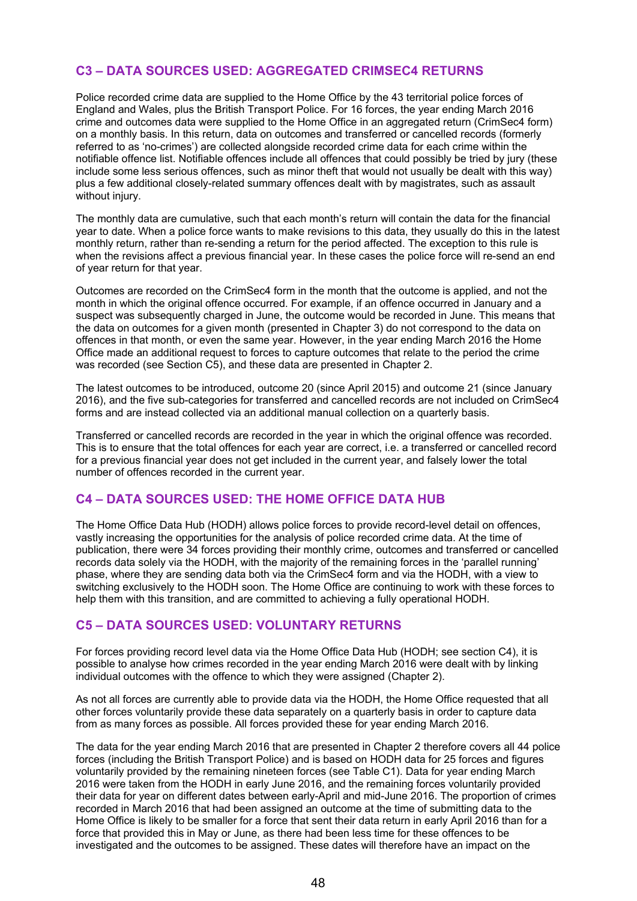## C3 – DATA SOURCES USED: AGGREGATED CRIMSEC4 RETURNS

Police recorded crime data are supplied to the Home Office by the 43 territorial police forces of England and Wales, plus the British Transport Police. For 16 forces, the year ending March 2016 crime and outcomes data were supplied to the Home Office in an aggregated return (CrimSec4 form) on a monthly basis. In this return, data on outcomes and transferred or cancelled records (formerly referred to as 'no-crimes') are collected alongside recorded crime data for each crime within the notifiable offence list. Notifiable offences include all offences that could possibly be tried by jury (these include some less serious offences, such as minor theft that would not usually be dealt with this way) plus a few additional closely-related summary offences dealt with by magistrates, such as assault without injury.

The monthly data are cumulative, such that each month's return will contain the data for the financial year to date. When a police force wants to make revisions to this data, they usually do this in the latest monthly return, rather than re-sending a return for the period affected. The exception to this rule is when the revisions affect a previous financial year. In these cases the police force will re-send an end of year return for that year.

Outcomes are recorded on the CrimSec4 form in the month that the outcome is applied, and not the month in which the original offence occurred. For example, if an offence occurred in January and a suspect was subsequently charged in June, the outcome would be recorded in June. This means that the data on outcomes for a given month (presented in Chapter 3) do not correspond to the data on offences in that month, or even the same year. However, in the year ending March 2016 the Home Office made an additional request to forces to capture outcomes that relate to the period the crime was recorded (see Section C5), and these data are presented in Chapter 2.

The latest outcomes to be introduced, outcome 20 (since April 2015) and outcome 21 (since January 2016), and the five sub-categories for transferred and cancelled records are not included on CrimSec4 forms and are instead collected via an additional manual collection on a quarterly basis.

Transferred or cancelled records are recorded in the year in which the original offence was recorded. This is to ensure that the total offences for each year are correct, i.e. a transferred or cancelled record for a previous financial year does not get included in the current year, and falsely lower the total number of offences recorded in the current year.

## C4 – DATA SOURCES USED: THE HOME OFFICE DATA HUB

The Home Office Data Hub (HODH) allows police forces to provide record-level detail on offences, vastly increasing the opportunities for the analysis of police recorded crime data. At the time of publication, there were 34 forces providing their monthly crime, outcomes and transferred or cancelled records data solely via the HODH, with the majority of the remaining forces in the 'parallel running' phase, where they are sending data both via the CrimSec4 form and via the HODH, with a view to switching exclusively to the HODH soon. The Home Office are continuing to work with these forces to help them with this transition, and are committed to achieving a fully operational HODH.

## C5 – DATA SOURCES USED: VOLUNTARY RETURNS

For forces providing record level data via the Home Office Data Hub (HODH; see section C4), it is possible to analyse how crimes recorded in the year ending March 2016 were dealt with by linking individual outcomes with the offence to which they were assigned (Chapter 2).

As not all forces are currently able to provide data via the HODH, the Home Office requested that all other forces voluntarily provide these data separately on a quarterly basis in order to capture data from as many forces as possible. All forces provided these for year ending March 2016.

The data for the year ending March 2016 that are presented in Chapter 2 therefore covers all 44 police forces (including the British Transport Police) and is based on HODH data for 25 forces and figures voluntarily provided by the remaining nineteen forces (see Table C1). Data for year ending March 2016 were taken from the HODH in early June 2016, and the remaining forces voluntarily provided their data for year on different dates between early-April and mid-June 2016. The proportion of crimes recorded in March 2016 that had been assigned an outcome at the time of submitting data to the Home Office is likely to be smaller for a force that sent their data return in early April 2016 than for a force that provided this in May or June, as there had been less time for these offences to be investigated and the outcomes to be assigned. These dates will therefore have an impact on the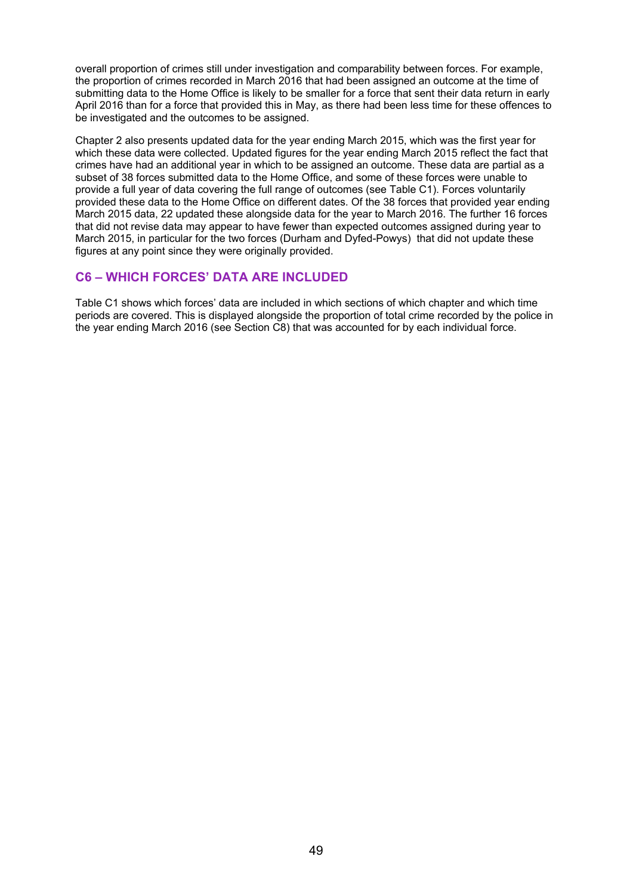overall proportion of crimes still under investigation and comparability between forces. For example, the proportion of crimes recorded in March 2016 that had been assigned an outcome at the time of submitting data to the Home Office is likely to be smaller for a force that sent their data return in early April 2016 than for a force that provided this in May, as there had been less time for these offences to be investigated and the outcomes to be assigned.

Chapter 2 also presents updated data for the year ending March 2015, which was the first year for which these data were collected. Updated figures for the year ending March 2015 reflect the fact that crimes have had an additional year in which to be assigned an outcome. These data are partial as a subset of 38 forces submitted data to the Home Office, and some of these forces were unable to provide a full year of data covering the full range of outcomes (see Table C1). Forces voluntarily provided these data to the Home Office on different dates. Of the 38 forces that provided year ending March 2015 data, 22 updated these alongside data for the year to March 2016. The further 16 forces that did not revise data may appear to have fewer than expected outcomes assigned during year to March 2015, in particular for the two forces (Durham and Dyfed-Powys) that did not update these figures at any point since they were originally provided.

## C6 – WHICH FORCES' DATA ARE INCLUDED

Table C1 shows which forces' data are included in which sections of which chapter and which time periods are covered. This is displayed alongside the proportion of total crime recorded by the police in the year ending March 2016 (see Section C8) that was accounted for by each individual force.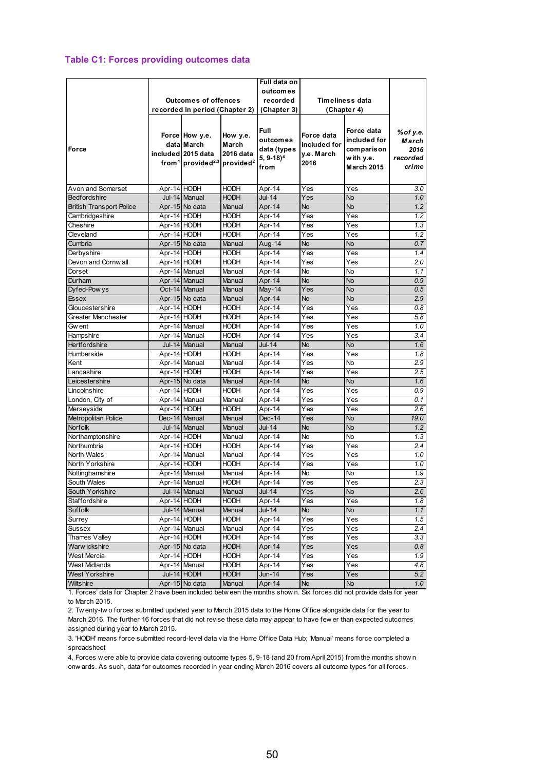### Table C1: Forces providing outcomes data

| Force | Outcomes of offences recorded in period (Chapter 2) | | | Full data on outcomes recorded (Chapter 3) | Timeliness data (Chapter 4) | | |
|---|---|---|---|---|---|---|---|
| | Force data included from[1] | How y.e. March 2015 data provided[2,3] | How y.e. March 2016 data provided[2] | Full outcomes data (types 5, 9-18)[4] from | Force data included for y.e. March 2016 | Force data included for comparison with y.e. March 2015 | *% of y.e. March 2016 recorded crime* |
| Avon and Somerset | Apr-14 | HODH | HODH | Apr-14 | Yes | Yes | *3.0* |
| Bedfordshire | Jul-14 | Manual | HODH | Jul-14 | Yes | No | *1.0* |
| British Transport Police | Apr-15 | No data | Manual | Apr-14 | No | No | *1.2* |
| Cambridgeshire | Apr-14 | HODH | HODH | Apr-14 | Yes | Yes | *1.2* |
| Cheshire | Apr-14 | HODH | HODH | Apr-14 | Yes | Yes | *1.3* |
| Cleveland | Apr-14 | HODH | HODH | Apr-14 | Yes | Yes | *1.2* |
| Cumbria | Apr-15 | No data | Manual | Aug-14 | No | No | *0.7* |
| Derbyshire | Apr-14 | HODH | HODH | Apr-14 | Yes | Yes | *1.4* |
| Devon and Cornwall | Apr-14 | HODH | HODH | Apr-14 | Yes | Yes | *2.0* |
| Dorset | Apr-14 | Manual | Manual | Apr-14 | No | No | *1.1* |
| Durham | Apr-14 | Manual | Manual | Apr-14 | No | No | *0.9* |
| Dyfed-Powys | Oct-14 | Manual | Manual | May-14 | Yes | No | *0.5* |
| Essex | Apr-15 | No data | Manual | Apr-14 | No | No | *2.9* |
| Gloucestershire | Apr-14 | HODH | HODH | Apr-14 | Yes | Yes | *0.8* |
| Greater Manchester | Apr-14 | HODH | HODH | Apr-14 | Yes | Yes | *5.8* |
| Gwent | Apr-14 | Manual | HODH | Apr-14 | Yes | Yes | *1.0* |
| Hampshire | Apr-14 | Manual | HODH | Apr-14 | Yes | Yes | *3.4* |
| Hertfordshire | Jul-14 | Manual | Manual | Jul-14 | No | No | *1.6* |
| Humberside | Apr-14 | HODH | HODH | Apr-14 | Yes | Yes | *1.8* |
| Kent | Apr-14 | Manual | Manual | Apr-14 | Yes | No | *2.9* |
| Lancashire | Apr-14 | HODH | HODH | Apr-14 | Yes | Yes | *2.5* |
| Leicestershire | Apr-15 | No data | Manual | Apr-14 | No | No | *1.6* |
| Lincolnshire | Apr-14 | HODH | HODH | Apr-14 | Yes | Yes | *0.9* |
| London, City of | Apr-14 | Manual | Manual | Apr-14 | Yes | Yes | *0.1* |
| Merseyside | Apr-14 | HODH | HODH | Apr-14 | Yes | Yes | *2.6* |
| Metropolitan Police | Dec-14 | Manual | Manual | Dec-14 | Yes | No | *19.0* |
| Norfolk | Jul-14 | Manual | Manual | Jul-14 | No | No | *1.2* |
| Northamptonshire | Apr-14 | HODH | Manual | Apr-14 | No | No | *1.3* |
| Northumbria | Apr-14 | HODH | HODH | Apr-14 | Yes | Yes | *2.4* |
| North Wales | Apr-14 | Manual | Manual | Apr-14 | Yes | Yes | *1.0* |
| North Yorkshire | Apr-14 | HODH | HODH | Apr-14 | Yes | Yes | *1.0* |
| Nottinghamshire | Apr-14 | Manual | Manual | Apr-14 | No | No | *1.9* |
| South Wales | Apr-14 | Manual | HODH | Apr-14 | Yes | Yes | *2.3* |
| South Yorkshire | Jul-14 | Manual | Manual | Jul-14 | Yes | No | *2.6* |
| Staffordshire | Apr-14 | HODH | HODH | Apr-14 | Yes | Yes | *1.8* |
| Suffolk | Jul-14 | Manual | Manual | Jul-14 | No | No | *1.1* |
| Surrey | Apr-14 | HODH | HODH | Apr-14 | Yes | Yes | *1.5* |
| Sussex | Apr-14 | Manual | Manual | Apr-14 | Yes | Yes | *2.4* |
| Thames Valley | Apr-14 | HODH | HODH | Apr-14 | Yes | Yes | *3.3* |
| Warwickshire | Apr-15 | No data | HODH | Apr-14 | Yes | Yes | *0.8* |
| West Mercia | Apr-14 | HODH | HODH | Apr-14 | Yes | Yes | *1.9* |
| West Midlands | Apr-14 | Manual | HODH | Apr-14 | Yes | Yes | *4.8* |
| West Yorkshire | Jul-14 | HODH | HODH | Jun-14 | Yes | Yes | *5.2* |
| Wiltshire | Apr-15 | No data | Manual | Apr-14 | No | No | *1.0* |

1. Forces' data for Chapter 2 have been included between the months shown. Six forces did not provide data for year to March 2015.

2. Twenty-two forces submitted updated year to March 2015 data to the Home Office alongside data for the year to March 2016. The further 16 forces that did not revise these data may appear to have fewer than expected outcomes assigned during year to March 2015.

3. 'HODH' means force submitted record-level data via the Home Office Data Hub; 'Manual' means force completed a spreadsheet

4. Forces were able to provide data covering outcome types 5, 9-18 (and 20 from April 2015) from the months shown onwards. As such, data for outcomes recorded in year ending March 2016 covers all outcome types for all forces.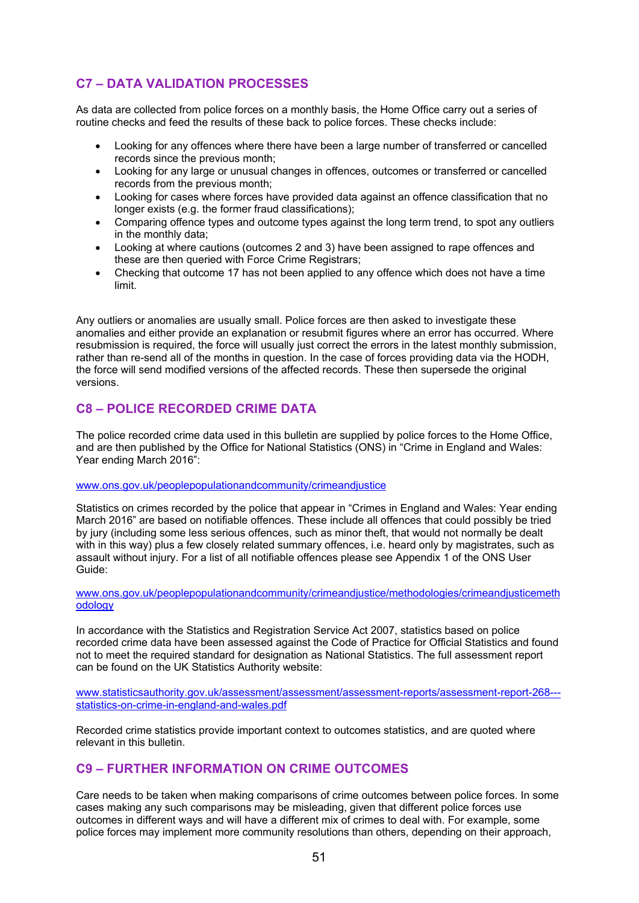## C7 – DATA VALIDATION PROCESSES

As data are collected from police forces on a monthly basis, the Home Office carry out a series of routine checks and feed the results of these back to police forces. These checks include:

- Looking for any offences where there have been a large number of transferred or cancelled records since the previous month;
- Looking for any large or unusual changes in offences, outcomes or transferred or cancelled records from the previous month;
- Looking for cases where forces have provided data against an offence classification that no longer exists (e.g. the former fraud classifications);
- Comparing offence types and outcome types against the long term trend, to spot any outliers in the monthly data;
- Looking at where cautions (outcomes 2 and 3) have been assigned to rape offences and these are then queried with Force Crime Registrars;
- Checking that outcome 17 has not been applied to any offence which does not have a time limit.

Any outliers or anomalies are usually small. Police forces are then asked to investigate these anomalies and either provide an explanation or resubmit figures where an error has occurred. Where resubmission is required, the force will usually just correct the errors in the latest monthly submission, rather than re-send all of the months in question. In the case of forces providing data via the HODH, the force will send modified versions of the affected records. These then supersede the original versions.

## C8 – POLICE RECORDED CRIME DATA

The police recorded crime data used in this bulletin are supplied by police forces to the Home Office, and are then published by the Office for National Statistics (ONS) in "Crime in England and Wales: Year ending March 2016":

www.ons.gov.uk/peoplepopulationandcommunity/crimeandjustice

Statistics on crimes recorded by the police that appear in "Crimes in England and Wales: Year ending March 2016" are based on notifiable offences. These include all offences that could possibly be tried by jury (including some less serious offences, such as minor theft, that would not normally be dealt with in this way) plus a few closely related summary offences, i.e. heard only by magistrates, such as assault without injury. For a list of all notifiable offences please see Appendix 1 of the ONS User Guide:

www.ons.gov.uk/peoplepopulationandcommunity/crimeandjustice/methodologies/crimeandjusticemethodology

In accordance with the Statistics and Registration Service Act 2007, statistics based on police recorded crime data have been assessed against the Code of Practice for Official Statistics and found not to meet the required standard for designation as National Statistics. The full assessment report can be found on the UK Statistics Authority website:

www.statisticsauthority.gov.uk/assessment/assessment/assessment-reports/assessment-report-268---statistics-on-crime-in-england-and-wales.pdf

Recorded crime statistics provide important context to outcomes statistics, and are quoted where relevant in this bulletin.

## C9 – FURTHER INFORMATION ON CRIME OUTCOMES

Care needs to be taken when making comparisons of crime outcomes between police forces. In some cases making any such comparisons may be misleading, given that different police forces use outcomes in different ways and will have a different mix of crimes to deal with. For example, some police forces may implement more community resolutions than others, depending on their approach,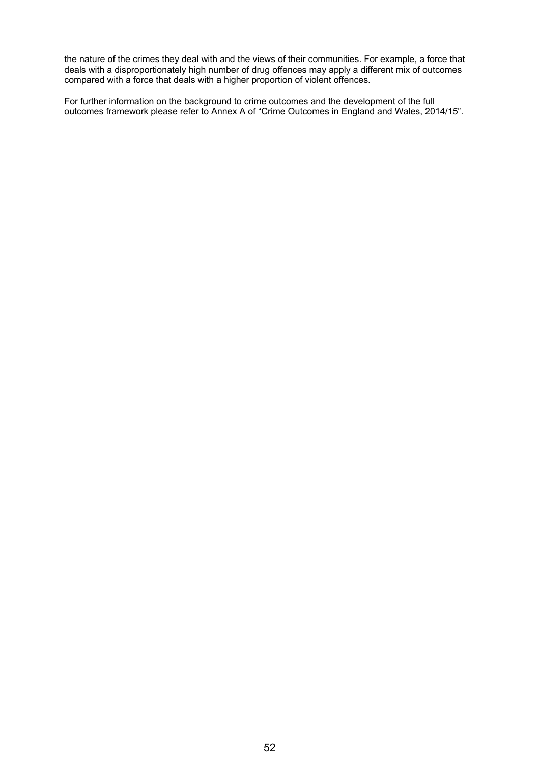the nature of the crimes they deal with and the views of their communities. For example, a force that deals with a disproportionately high number of drug offences may apply a different mix of outcomes compared with a force that deals with a higher proportion of violent offences.

For further information on the background to crime outcomes and the development of the full outcomes framework please refer to Annex A of "Crime Outcomes in England and Wales, 2014/15".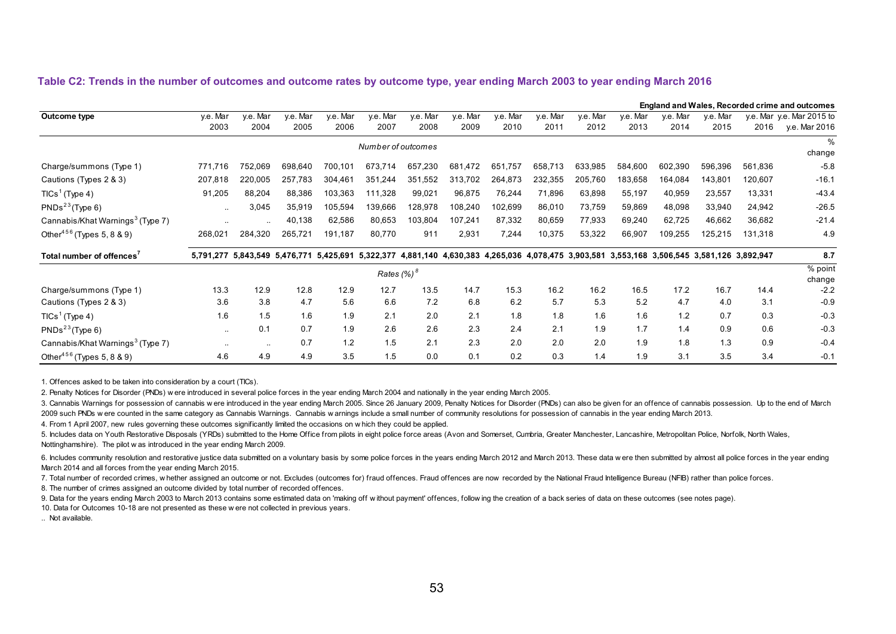### Table C2: Trends in the number of outcomes and outcome rates by outcome type, year ending March 2003 to year ending March 2016

**England and Wales, Recorded crime and outcomes**

| Outcome type | y.e. Mar 2003 | y.e. Mar 2004 | y.e. Mar 2005 | y.e. Mar 2006 | y.e. Mar 2007 | y.e. Mar 2008 | y.e. Mar 2009 | y.e. Mar 2010 | y.e. Mar 2011 | y.e. Mar 2012 | y.e. Mar 2013 | y.e. Mar 2014 | y.e. Mar 2015 | y.e. Mar 2016 | y.e. Mar 2015 to y.e. Mar 2016 |
|---|---|---|---|---|---|---|---|---|---|---|---|---|---|---|---|
| | *Number of outcomes* | | | | | | | | | | | | | | % change |
| Charge/summons (Type 1) | 771,716 | 752,069 | 698,640 | 700,101 | 673,714 | 657,230 | 681,472 | 651,757 | 658,713 | 633,985 | 584,600 | 602,390 | 596,396 | 561,836 | -5.8 |
| Cautions (Types 2 & 3) | 207,818 | 220,005 | 257,783 | 304,461 | 351,244 | 351,552 | 313,702 | 264,873 | 232,355 | 205,760 | 183,658 | 164,084 | 143,801 | 120,607 | -16.1 |
| TICs[1] (Type 4) | 91,205 | 88,204 | 88,386 | 103,363 | 111,328 | 99,021 | 96,875 | 76,244 | 71,896 | 63,898 | 55,197 | 40,959 | 23,557 | 13,331 | -43.4 |
| PNDs[2 3] (Type 6) | .. | 3,045 | 35,919 | 105,594 | 139,666 | 128,978 | 108,240 | 102,699 | 86,010 | 73,759 | 59,869 | 48,098 | 33,940 | 24,942 | -26.5 |
| Cannabis/Khat Warnings[3] (Type 7) | .. | .. | 40,138 | 62,586 | 80,653 | 103,804 | 107,241 | 87,332 | 80,659 | 77,933 | 69,240 | 62,725 | 46,662 | 36,682 | -21.4 |
| Other[4 5 6] (Types 5, 8 & 9) | 268,021 | 284,320 | 265,721 | 191,187 | 80,770 | 911 | 2,931 | 7,244 | 10,375 | 53,322 | 66,907 | 109,255 | 125,215 | 131,318 | 4.9 |
| **Total number of offences[7]** | **5,791,277** | **5,843,549** | **5,476,771** | **5,425,691** | **5,322,377** | **4,881,140** | **4,630,383** | **4,265,036** | **4,078,475** | **3,903,581** | **3,553,168** | **3,506,545** | **3,581,126** | **3,892,947** | **8.7** |
| | *Rates (%)[8]* | | | | | | | | | | | | | | % point change |
| Charge/summons (Type 1) | 13.3 | 12.9 | 12.8 | 12.9 | 12.7 | 13.5 | 14.7 | 15.3 | 16.2 | 16.2 | 16.5 | 17.2 | 16.7 | 14.4 | -2.2 |
| Cautions (Types 2 & 3) | 3.6 | 3.8 | 4.7 | 5.6 | 6.6 | 7.2 | 6.8 | 6.2 | 5.7 | 5.3 | 5.2 | 4.7 | 4.0 | 3.1 | -0.9 |
| TICs[1] (Type 4) | 1.6 | 1.5 | 1.6 | 1.9 | 2.1 | 2.0 | 2.1 | 1.8 | 1.8 | 1.6 | 1.6 | 1.2 | 0.7 | 0.3 | -0.3 |
| PNDs[2 3] (Type 6) | .. | 0.1 | 0.7 | 1.9 | 2.6 | 2.6 | 2.3 | 2.4 | 2.1 | 1.9 | 1.7 | 1.4 | 0.9 | 0.6 | -0.3 |
| Cannabis/Khat Warnings[3] (Type 7) | .. | .. | 0.7 | 1.2 | 1.5 | 2.1 | 2.3 | 2.0 | 2.0 | 2.0 | 1.9 | 1.8 | 1.3 | 0.9 | -0.4 |
| Other[4 5 6] (Types 5, 8 & 9) | 4.6 | 4.9 | 4.9 | 3.5 | 1.5 | 0.0 | 0.1 | 0.2 | 0.3 | 1.4 | 1.9 | 3.1 | 3.5 | 3.4 | -0.1 |

1. Offences asked to be taken into consideration by a court (TICs).

2. Penalty Notices for Disorder (PNDs) were introduced in several police forces in the year ending March 2004 and nationally in the year ending March 2005.

3. Cannabis Warnings for possession of cannabis were introduced in the year ending March 2005. Since 26 January 2009, Penalty Notices for Disorder (PNDs) can also be given for an offence of cannabis possession. Up to the end of March 2009 such PNDs were counted in the same category as Cannabis Warnings. Cannabis warnings include a small number of community resolutions for possession of cannabis in the year ending March 2013.

4. From 1 April 2007, new rules governing these outcomes significantly limited the occasions on which they could be applied.

5. Includes data on Youth Restorative Disposals (YRDs) submitted to the Home Office from pilots in eight police force areas (Avon and Somerset, Cumbria, Greater Manchester, Lancashire, Metropolitan Police, Norfolk, North Wales, Nottinghamshire). The pilot was introduced in the year ending March 2009.

6. Includes community resolution and restorative justice data submitted on a voluntary basis by some police forces in the years ending March 2012 and March 2013. These data were then submitted by almost all police forces in the year ending March 2014 and all forces from the year ending March 2015.

7. Total number of recorded crimes, whether assigned an outcome or not. Excludes (outcomes for) fraud offences. Fraud offences are now recorded by the National Fraud Intelligence Bureau (NFIB) rather than police forces.

8. The number of crimes assigned an outcome divided by total number of recorded offences.

9. Data for the years ending March 2003 to March 2013 contains some estimated data on 'making off without payment' offences, following the creation of a back series of data on these outcomes (see notes page).

10. Data for Outcomes 10-18 are not presented as these were not collected in previous years.

.. Not available.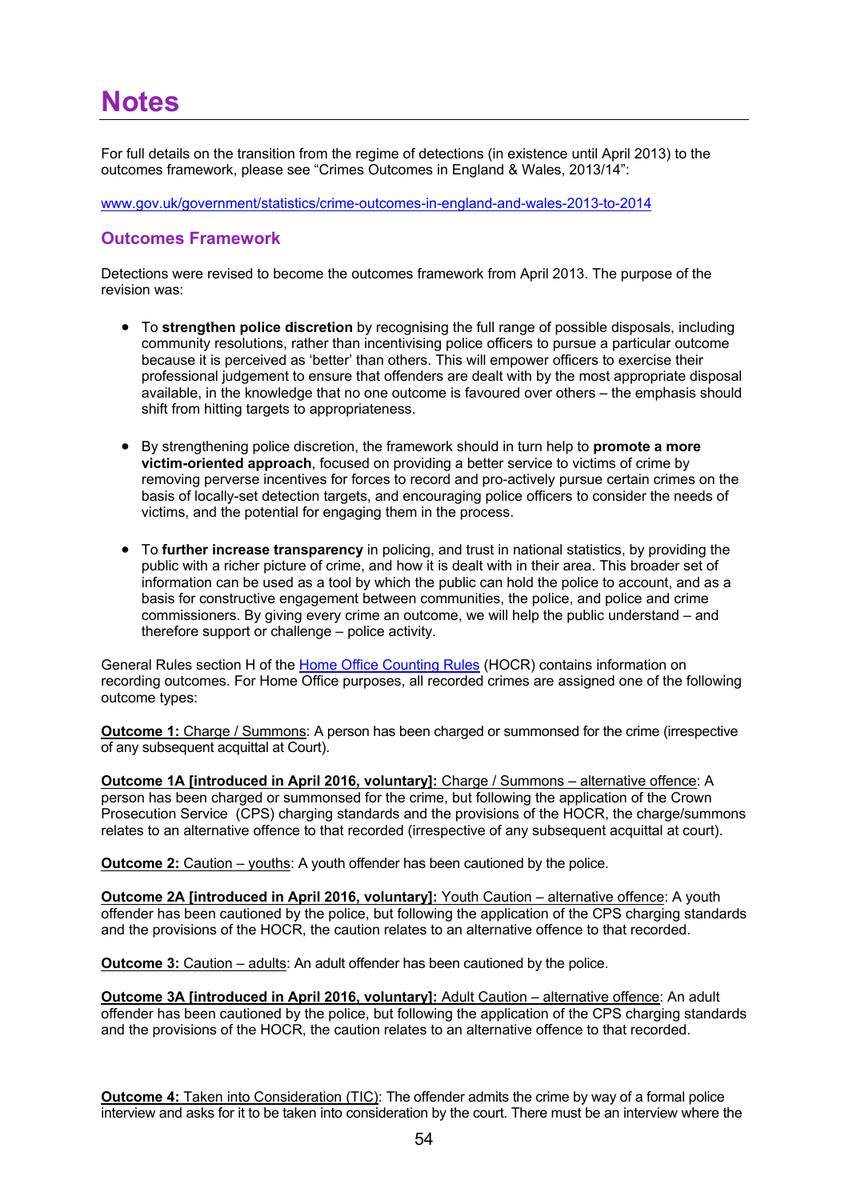# Notes

For full details on the transition from the regime of detections (in existence until April 2013) to the outcomes framework, please see "Crimes Outcomes in England & Wales, 2013/14":

www.gov.uk/government/statistics/crime-outcomes-in-england-and-wales-2013-to-2014

## Outcomes Framework

Detections were revised to become the outcomes framework from April 2013. The purpose of the revision was:

- To **strengthen police discretion** by recognising the full range of possible disposals, including community resolutions, rather than incentivising police officers to pursue a particular outcome because it is perceived as 'better' than others. This will empower officers to exercise their professional judgement to ensure that offenders are dealt with by the most appropriate disposal available, in the knowledge that no one outcome is favoured over others – the emphasis should shift from hitting targets to appropriateness.

- By strengthening police discretion, the framework should in turn help to **promote a more victim-oriented approach**, focused on providing a better service to victims of crime by removing perverse incentives for forces to record and pro-actively pursue certain crimes on the basis of locally-set detection targets, and encouraging police officers to consider the needs of victims, and the potential for engaging them in the process.

- To **further increase transparency** in policing, and trust in national statistics, by providing the public with a richer picture of crime, and how it is dealt with in their area. This broader set of information can be used as a tool by which the public can hold the police to account, and as a basis for constructive engagement between communities, the police, and police and crime commissioners. By giving every crime an outcome, we will help the public understand – and therefore support or challenge – police activity.

General Rules section H of the Home Office Counting Rules (HOCR) contains information on recording outcomes. For Home Office purposes, all recorded crimes are assigned one of the following outcome types:

**Outcome 1:** Charge / Summons: A person has been charged or summonsed for the crime (irrespective of any subsequent acquittal at Court).

**Outcome 1A [introduced in April 2016, voluntary]:** Charge / Summons – alternative offence: A person has been charged or summonsed for the crime, but following the application of the Crown Prosecution Service (CPS) charging standards and the provisions of the HOCR, the charge/summons relates to an alternative offence to that recorded (irrespective of any subsequent acquittal at court).

**Outcome 2:** Caution – youths: A youth offender has been cautioned by the police.

**Outcome 2A [introduced in April 2016, voluntary]:** Youth Caution – alternative offence: A youth offender has been cautioned by the police, but following the application of the CPS charging standards and the provisions of the HOCR, the caution relates to an alternative offence to that recorded.

**Outcome 3:** Caution – adults: An adult offender has been cautioned by the police.

**Outcome 3A [introduced in April 2016, voluntary]:** Adult Caution – alternative offence: An adult offender has been cautioned by the police, but following the application of the CPS charging standards and the provisions of the HOCR, the caution relates to an alternative offence to that recorded.

**Outcome 4:** Taken into Consideration (TIC): The offender admits the crime by way of a formal police interview and asks for it to be taken into consideration by the court. There must be an interview where the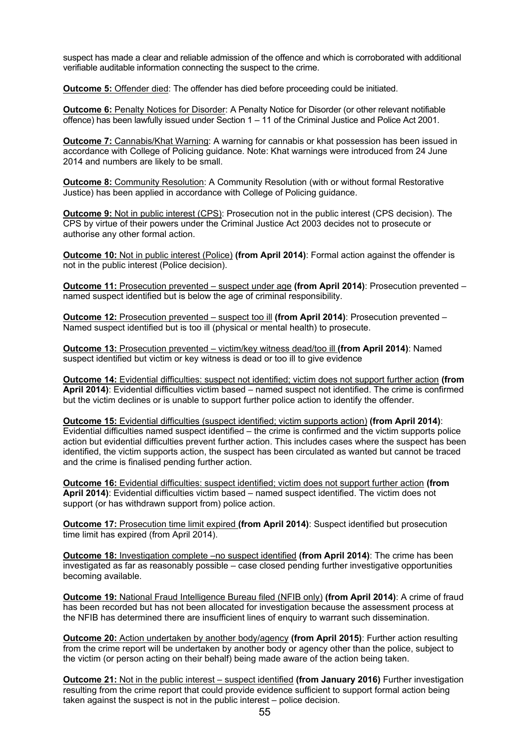suspect has made a clear and reliable admission of the offence and which is corroborated with additional verifiable auditable information connecting the suspect to the crime.

**Outcome 5:** Offender died: The offender has died before proceeding could be initiated.

**Outcome 6:** Penalty Notices for Disorder: A Penalty Notice for Disorder (or other relevant notifiable offence) has been lawfully issued under Section 1 – 11 of the Criminal Justice and Police Act 2001.

**Outcome 7:** Cannabis/Khat Warning: A warning for cannabis or khat possession has been issued in accordance with College of Policing guidance. Note: Khat warnings were introduced from 24 June 2014 and numbers are likely to be small.

**Outcome 8:** Community Resolution: A Community Resolution (with or without formal Restorative Justice) has been applied in accordance with College of Policing guidance.

**Outcome 9:** Not in public interest (CPS): Prosecution not in the public interest (CPS decision). The CPS by virtue of their powers under the Criminal Justice Act 2003 decides not to prosecute or authorise any other formal action.

**Outcome 10:** Not in public interest (Police) **(from April 2014)**: Formal action against the offender is not in the public interest (Police decision).

**Outcome 11:** Prosecution prevented – suspect under age **(from April 2014)**: Prosecution prevented – named suspect identified but is below the age of criminal responsibility.

**Outcome 12:** Prosecution prevented – suspect too ill **(from April 2014)**: Prosecution prevented – Named suspect identified but is too ill (physical or mental health) to prosecute.

**Outcome 13:** Prosecution prevented – victim/key witness dead/too ill **(from April 2014)**: Named suspect identified but victim or key witness is dead or too ill to give evidence

**Outcome 14:** Evidential difficulties: suspect not identified; victim does not support further action **(from April 2014)**: Evidential difficulties victim based – named suspect not identified. The crime is confirmed but the victim declines or is unable to support further police action to identify the offender.

**Outcome 15:** Evidential difficulties (suspect identified; victim supports action) **(from April 2014)**: Evidential difficulties named suspect identified – the crime is confirmed and the victim supports police action but evidential difficulties prevent further action. This includes cases where the suspect has been identified, the victim supports action, the suspect has been circulated as wanted but cannot be traced and the crime is finalised pending further action.

**Outcome 16:** Evidential difficulties: suspect identified; victim does not support further action **(from April 2014)**: Evidential difficulties victim based – named suspect identified. The victim does not support (or has withdrawn support from) police action.

**Outcome 17:** Prosecution time limit expired **(from April 2014)**: Suspect identified but prosecution time limit has expired (from April 2014).

**Outcome 18:** Investigation complete –no suspect identified **(from April 2014)**: The crime has been investigated as far as reasonably possible – case closed pending further investigative opportunities becoming available.

**Outcome 19:** National Fraud Intelligence Bureau filed (NFIB only) **(from April 2014)**: A crime of fraud has been recorded but has not been allocated for investigation because the assessment process at the NFIB has determined there are insufficient lines of enquiry to warrant such dissemination.

**Outcome 20:** Action undertaken by another body/agency **(from April 2015)**: Further action resulting from the crime report will be undertaken by another body or agency other than the police, subject to the victim (or person acting on their behalf) being made aware of the action being taken.

**Outcome 21:** Not in the public interest – suspect identified **(from January 2016)** Further investigation resulting from the crime report that could provide evidence sufficient to support formal action being taken against the suspect is not in the public interest – police decision.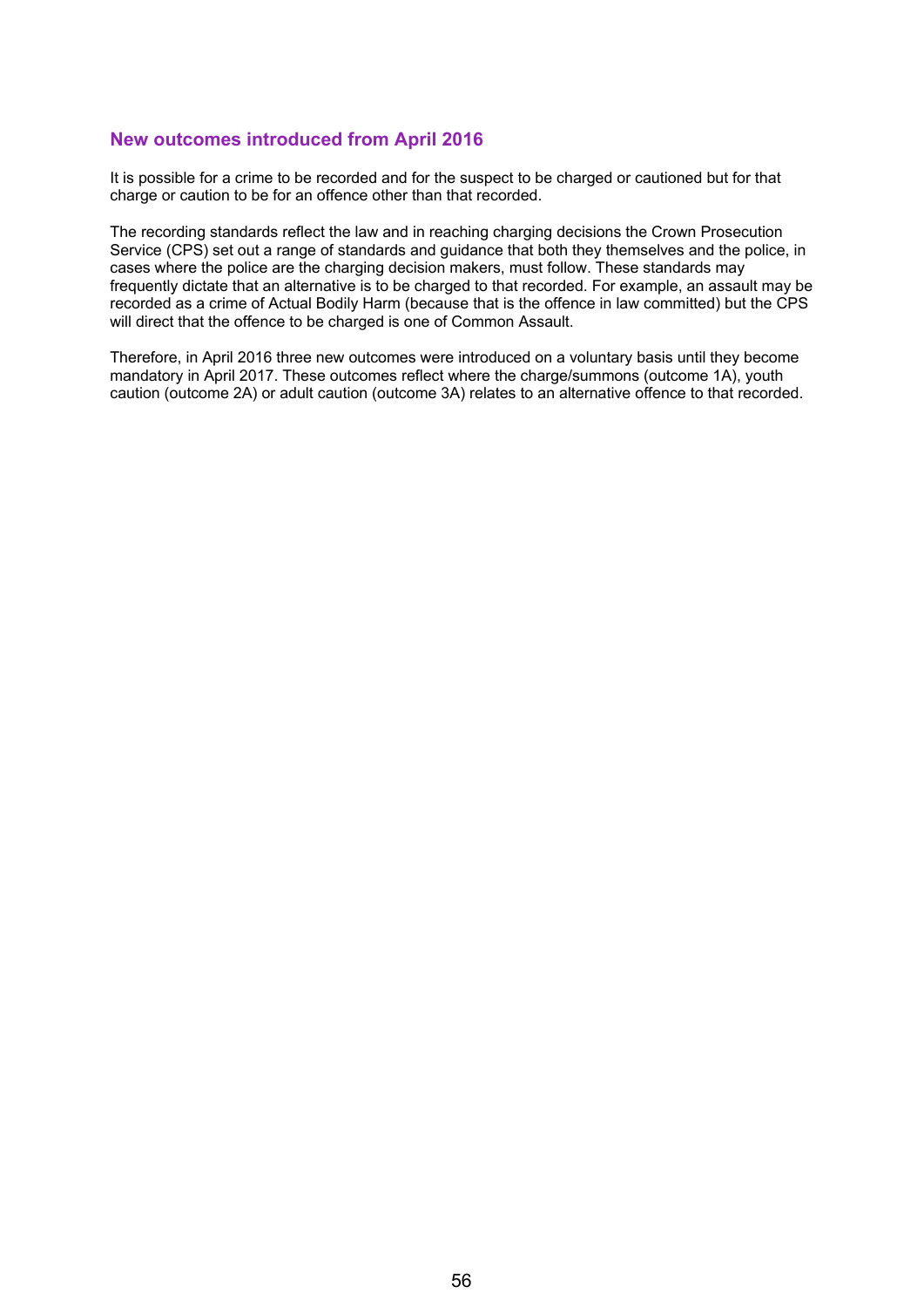## New outcomes introduced from April 2016

It is possible for a crime to be recorded and for the suspect to be charged or cautioned but for that charge or caution to be for an offence other than that recorded.

The recording standards reflect the law and in reaching charging decisions the Crown Prosecution Service (CPS) set out a range of standards and guidance that both they themselves and the police, in cases where the police are the charging decision makers, must follow. These standards may frequently dictate that an alternative is to be charged to that recorded. For example, an assault may be recorded as a crime of Actual Bodily Harm (because that is the offence in law committed) but the CPS will direct that the offence to be charged is one of Common Assault.

Therefore, in April 2016 three new outcomes were introduced on a voluntary basis until they become mandatory in April 2017. These outcomes reflect where the charge/summons (outcome 1A), youth caution (outcome 2A) or adult caution (outcome 3A) relates to an alternative offence to that recorded.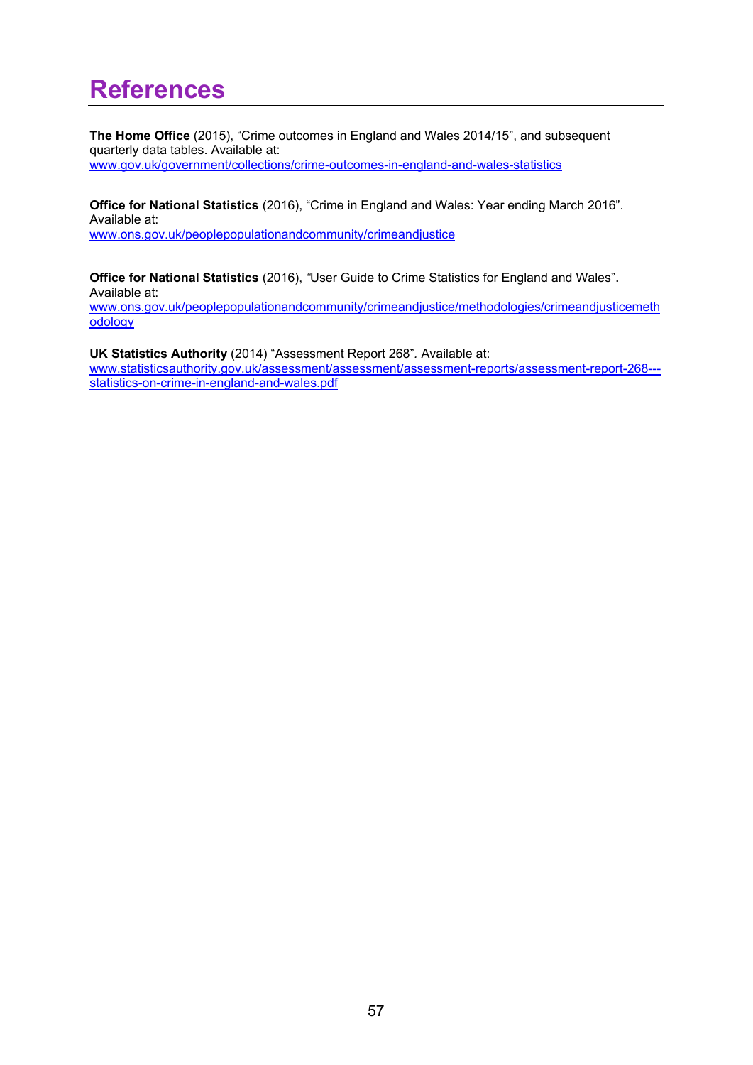# References

**The Home Office** (2015), "Crime outcomes in England and Wales 2014/15", and subsequent quarterly data tables. Available at:
www.gov.uk/government/collections/crime-outcomes-in-england-and-wales-statistics

**Office for National Statistics** (2016), "Crime in England and Wales: Year ending March 2016". Available at:
www.ons.gov.uk/peoplepopulationandcommunity/crimeandjustice

**Office for National Statistics** (2016), "User Guide to Crime Statistics for England and Wales". Available at:
www.ons.gov.uk/peoplepopulationandcommunity/crimeandjustice/methodologies/crimeandjusticemethodology

**UK Statistics Authority** (2014) "Assessment Report 268". Available at:
www.statisticsauthority.gov.uk/assessment/assessment/assessment-reports/assessment-report-268---statistics-on-crime-in-england-and-wales.pdf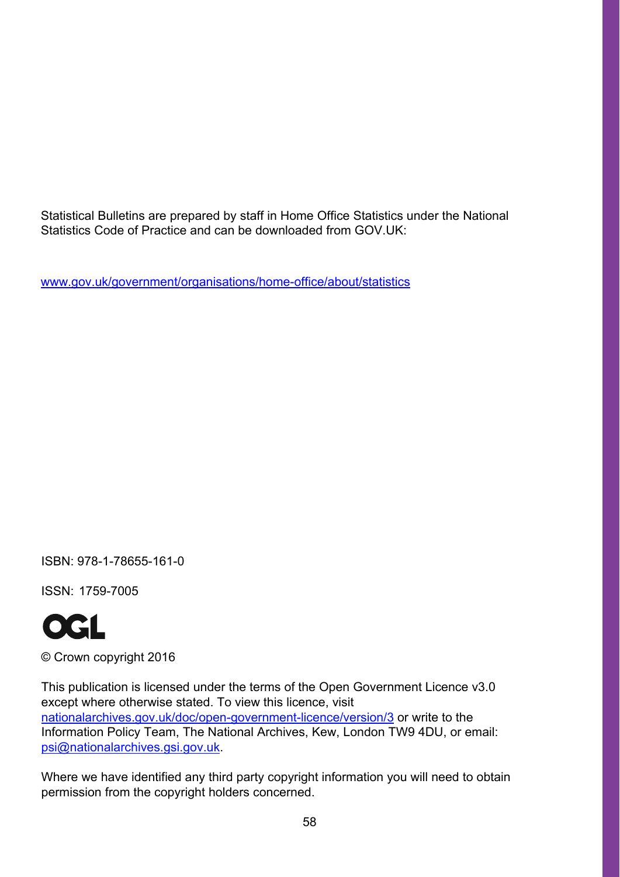Statistical Bulletins are prepared by staff in Home Office Statistics under the National Statistics Code of Practice and can be downloaded from GOV.UK:

[www.gov.uk/government/organisations/home-office/about/statistics](http://www.gov.uk/government/organisations/home-office/about/statistics)

ISBN: 978-1-78655-161-0

ISSN: 1759-7005

OGL

© Crown copyright 2016

This publication is licensed under the terms of the Open Government Licence v3.0 except where otherwise stated. To view this licence, visit [nationalarchives.gov.uk/doc/open-government-licence/version/3](http://nationalarchives.gov.uk/doc/open-government-licence/version/3) or write to the Information Policy Team, The National Archives, Kew, London TW9 4DU, or email: [psi@nationalarchives.gsi.gov.uk](mailto:psi@nationalarchives.gsi.gov.uk).

Where we have identified any third party copyright information you will need to obtain permission from the copyright holders concerned.